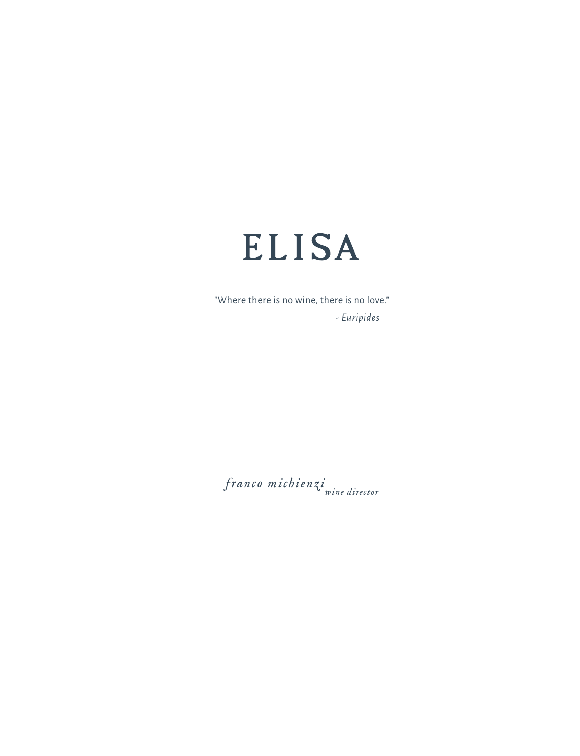# ELISA

"Where there is no wine, there is no love."

*- Euripides*

*franco michienzi* *wine director*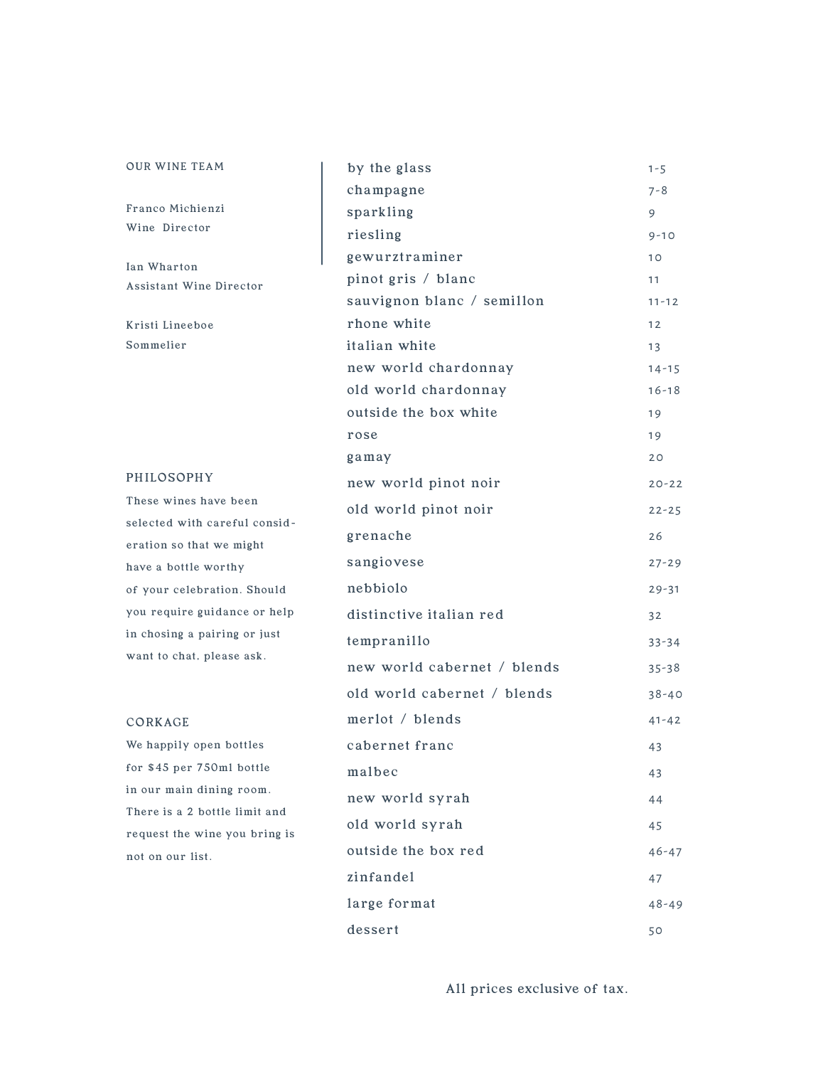## OUR WINE TEAM

Franco Michienzi
Wine Director

Ian Wharton
Assistant Wine Director

Kristi Lineeboe
Sommelier

## PHILOSOPHY

These wines have been selected with careful consid-eration so that we might have a bottle worthy of your celebration. Should you require guidance or help in chosing a pairing or just want to chat, please ask.

## CORKAGE

We happily open bottles for $45 per 750ml bottle in our main dining room. There is a 2 bottle limit and request the wine you bring is not on our list.

| | |
|---|---|
| by the glass | 1-5 |
| champagne | 7-8 |
| sparkling | 9 |
| riesling | 9-10 |
| gewurztraminer | 10 |
| pinot gris / blanc | 11 |
| sauvignon blanc / semillon | 11-12 |
| rhone white | 12 |
| italian white | 13 |
| new world chardonnay | 14-15 |
| old world chardonnay | 16-18 |
| outside the box white | 19 |
| rose | 19 |
| gamay | 20 |
| new world pinot noir | 20-22 |
| old world pinot noir | 22-25 |
| grenache | 26 |
| sangiovese | 27-29 |
| nebbiolo | 29-31 |
| distinctive italian red | 32 |
| tempranillo | 33-34 |
| new world cabernet / blends | 35-38 |
| old world cabernet / blends | 38-40 |
| merlot / blends | 41-42 |
| cabernet franc | 43 |
| malbec | 43 |
| new world syrah | 44 |
| old world syrah | 45 |
| outside the box red | 46-47 |
| zinfandel | 47 |
| large format | 48-49 |
| dessert | 50 |

All prices exclusive of tax.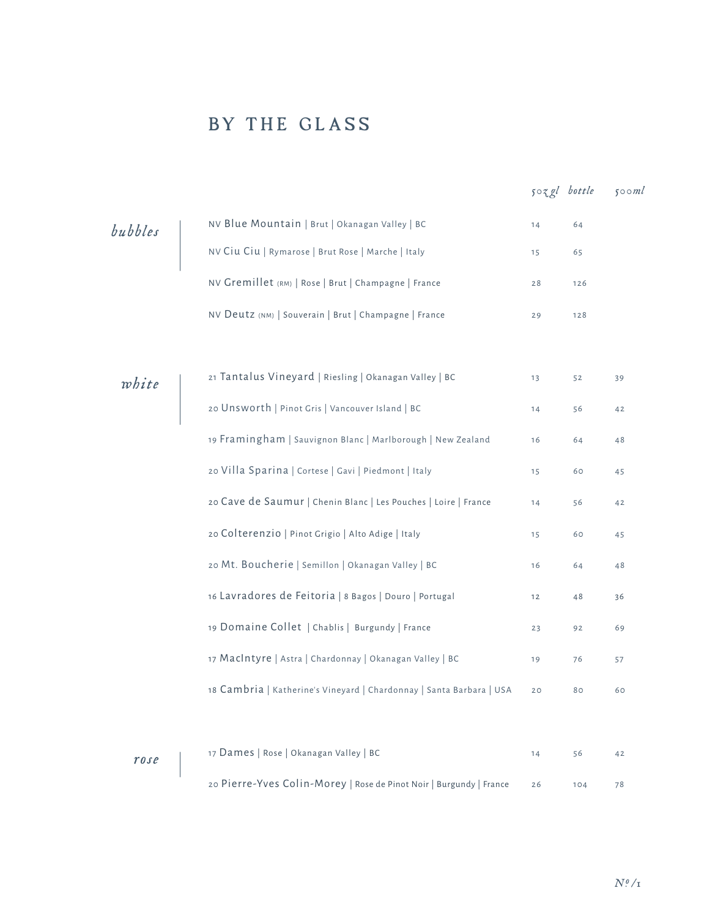# BY THE GLASS

| | | 5oz gl | bottle | 500ml |
|---|---|---|---|---|
| *bubbles* | NV Blue Mountain \| Brut \| Okanagan Valley \| BC | 14 | 64 | |
| | NV Ciu Ciu \| Rymarose \| Brut Rose \| Marche \| Italy | 15 | 65 | |
| | NV Gremillet (RM) \| Rose \| Brut \| Champagne \| France | 28 | 126 | |
| | NV Deutz (NM) \| Souverain \| Brut \| Champagne \| France | 29 | 128 | |
| *white* | 21 Tantalus Vineyard \| Riesling \| Okanagan Valley \| BC | 13 | 52 | 39 |
| | 20 Unsworth \| Pinot Gris \| Vancouver Island \| BC | 14 | 56 | 42 |
| | 19 Framingham \| Sauvignon Blanc \| Marlborough \| New Zealand | 16 | 64 | 48 |
| | 20 Villa Sparina \| Cortese \| Gavi \| Piedmont \| Italy | 15 | 60 | 45 |
| | 20 Cave de Saumur \| Chenin Blanc \| Les Pouches \| Loire \| France | 14 | 56 | 42 |
| | 20 Colterenzio \| Pinot Grigio \| Alto Adige \| Italy | 15 | 60 | 45 |
| | 20 Mt. Boucherie \| Semillon \| Okanagan Valley \| BC | 16 | 64 | 48 |
| | 16 Lavradores de Feitoria \| 8 Bagos \| Douro \| Portugal | 12 | 48 | 36 |
| | 19 Domaine Collet \| Chablis \| Burgundy \| France | 23 | 92 | 69 |
| | 17 MacIntyre \| Astra \| Chardonnay \| Okanagan Valley \| BC | 19 | 76 | 57 |
| | 18 Cambria \| Katherine's Vineyard \| Chardonnay \| Santa Barbara \| USA | 20 | 80 | 60 |
| *rose* | 17 Dames \| Rose \| Okanagan Valley \| BC | 14 | 56 | 42 |
| | 20 Pierre-Yves Colin-Morey \| Rose de Pinot Noir \| Burgundy \| France | 26 | 104 | 78 |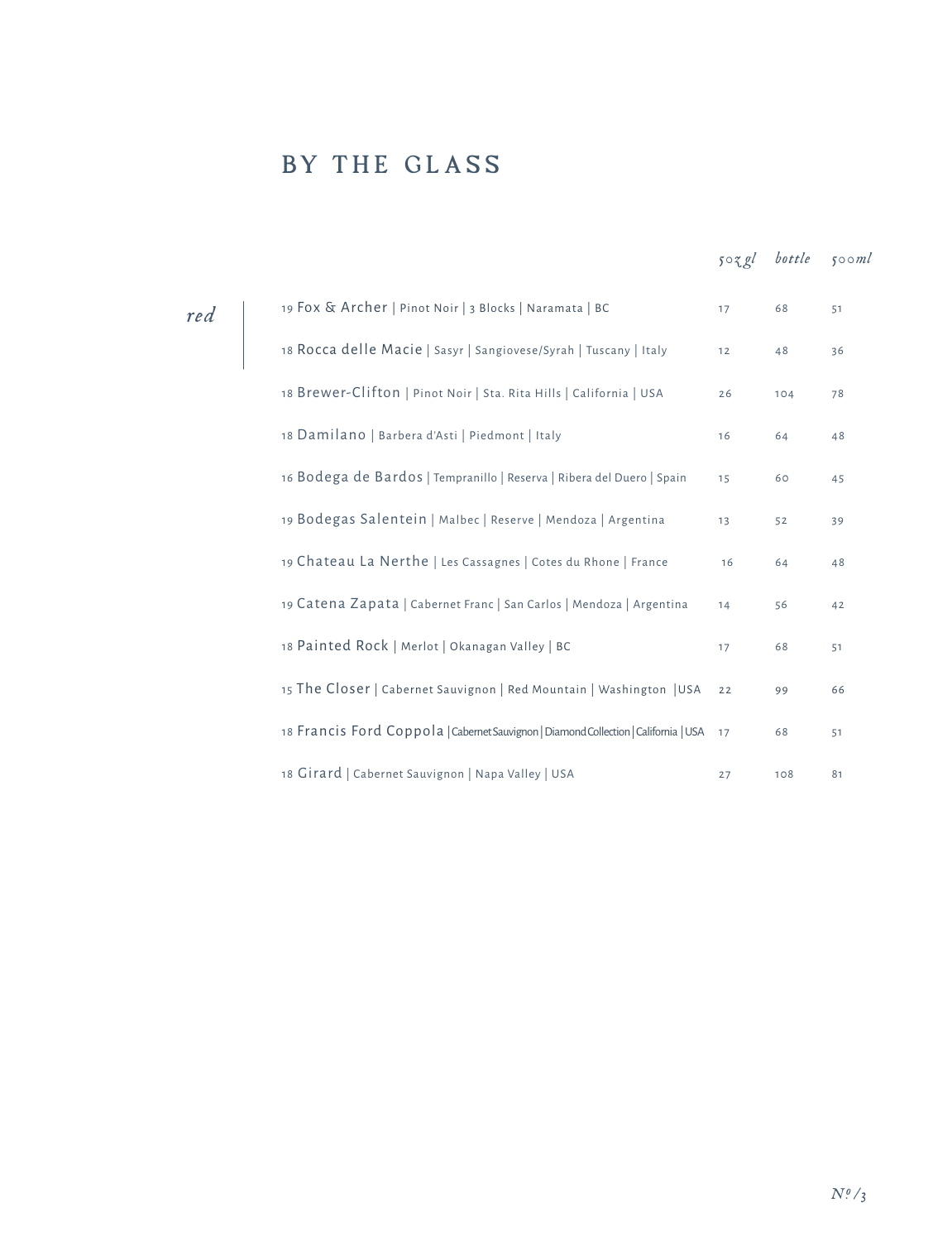# BY THE GLASS

## *red*

| | *5oz gl* | *bottle* | *500ml* |
|---|---|---|---|
| 19 Fox & Archer \| Pinot Noir \| 3 Blocks \| Naramata \| BC | 17 | 68 | 51 |
| 18 Rocca delle Macie \| Sasyr \| Sangiovese/Syrah \| Tuscany \| Italy | 12 | 48 | 36 |
| 18 Brewer-Clifton \| Pinot Noir \| Sta. Rita Hills \| California \| USA | 26 | 104 | 78 |
| 18 Damilano \| Barbera d'Asti \| Piedmont \| Italy | 16 | 64 | 48 |
| 16 Bodega de Bardos \| Tempranillo \| Reserva \| Ribera del Duero \| Spain | 15 | 60 | 45 |
| 19 Bodegas Salentein \| Malbec \| Reserve \| Mendoza \| Argentina | 13 | 52 | 39 |
| 19 Chateau La Nerthe \| Les Cassagnes \| Cotes du Rhone \| France | 16 | 64 | 48 |
| 19 Catena Zapata \| Cabernet Franc \| San Carlos \| Mendoza \| Argentina | 14 | 56 | 42 |
| 18 Painted Rock \| Merlot \| Okanagan Valley \| BC | 17 | 68 | 51 |
| 15 The Closer \| Cabernet Sauvignon \| Red Mountain \| Washington \|USA | 22 | 99 | 66 |
| 18 Francis Ford Coppola \| Cabernet Sauvignon \| Diamond Collection \| California \| USA | 17 | 68 | 51 |
| 18 Girard \| Cabernet Sauvignon \| Napa Valley \| USA | 27 | 108 | 81 |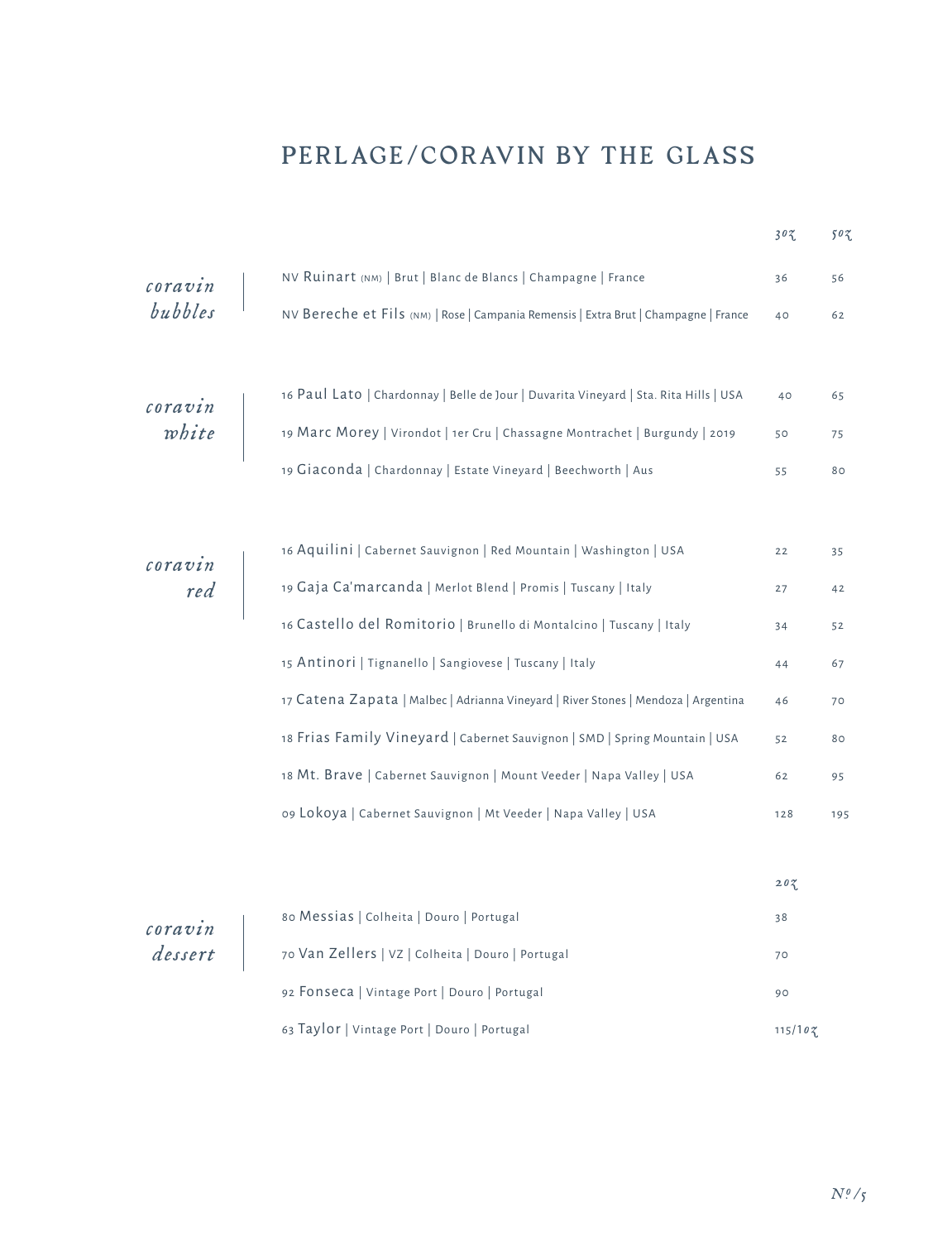# PERLAGE/CORAVIN BY THE GLASS

## *coravin bubbles*

| | 3oz | 5oz |
|---|---|---|
| NV Ruinart (NM) \| Brut \| Blanc de Blancs \| Champagne \| France | 36 | 56 |
| NV Bereche et Fils (NM) \| Rose \| Campania Remensis \| Extra Brut \| Champagne \| France | 40 | 62 |

## *coravin white*

| | 3oz | 5oz |
|---|---|---|
| 16 Paul Lato \| Chardonnay \| Belle de Jour \| Duvarita Vineyard \| Sta. Rita Hills \| USA | 40 | 65 |
| 19 Marc Morey \| Virondot \| 1er Cru \| Chassagne Montrachet \| Burgundy \| 2019 | 50 | 75 |
| 19 Giaconda \| Chardonnay \| Estate Vineyard \| Beechworth \| Aus | 55 | 80 |

## *coravin red*

| | 3oz | 5oz |
|---|---|---|
| 16 Aquilini \| Cabernet Sauvignon \| Red Mountain \| Washington \| USA | 22 | 35 |
| 19 Gaja Ca'marcanda \| Merlot Blend \| Promis \| Tuscany \| Italy | 27 | 42 |
| 16 Castello del Romitorio \| Brunello di Montalcino \| Tuscany \| Italy | 34 | 52 |
| 15 Antinori \| Tignanello \| Sangiovese \| Tuscany \| Italy | 44 | 67 |
| 17 Catena Zapata \| Malbec \| Adrianna Vineyard \| River Stones \| Mendoza \| Argentina | 46 | 70 |
| 18 Frias Family Vineyard \| Cabernet Sauvignon \| SMD \| Spring Mountain \| USA | 52 | 80 |
| 18 Mt. Brave \| Cabernet Sauvignon \| Mount Veeder \| Napa Valley \| USA | 62 | 95 |
| 09 Lokoya \| Cabernet Sauvignon \| Mt Veeder \| Napa Valley \| USA | 128 | 195 |

## *coravin dessert*

| | 2oz |
|---|---|
| 80 Messias \| Colheita \| Douro \| Portugal | 38 |
| 70 Van Zellers \| VZ \| Colheita \| Douro \| Portugal | 70 |
| 92 Fonseca \| Vintage Port \| Douro \| Portugal | 90 |
| 63 Taylor \| Vintage Port \| Douro \| Portugal | 115/1oz |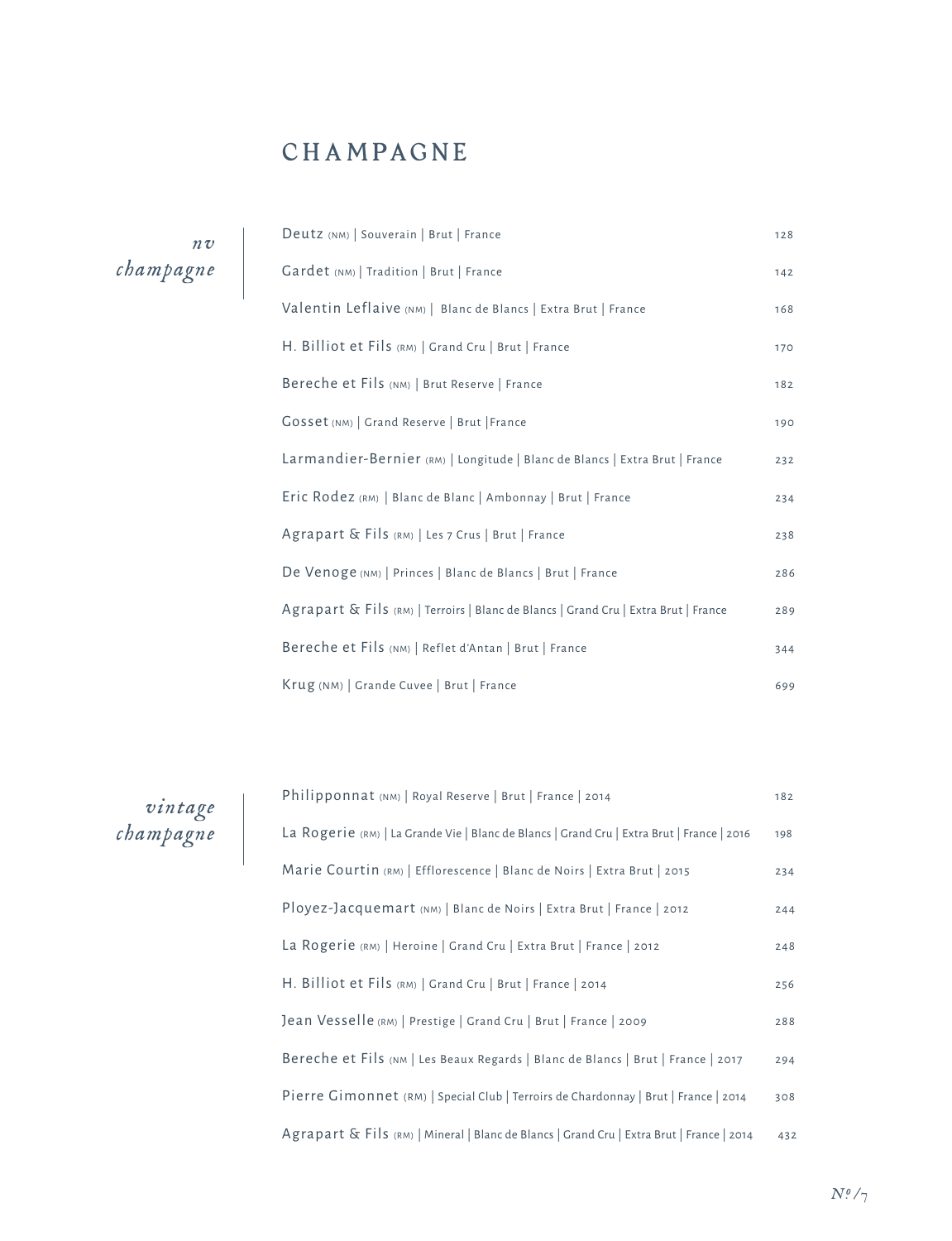# CHAMPAGNE

## *nv champagne*

| | |
|---|---|
| Deutz (NM) \| Souverain \| Brut \| France | 128 |
| Gardet (NM) \| Tradition \| Brut \| France | 142 |
| Valentin Leflaive (NM) \| Blanc de Blancs \| Extra Brut \| France | 168 |
| H. Billiot et Fils (RM) \| Grand Cru \| Brut \| France | 170 |
| Bereche et Fils (NM) \| Brut Reserve \| France | 182 |
| Gosset (NM) \| Grand Reserve \| Brut \|France | 190 |
| Larmandier-Bernier (RM) \| Longitude \| Blanc de Blancs \| Extra Brut \| France | 232 |
| Eric Rodez (RM) \| Blanc de Blanc \| Ambonnay \| Brut \| France | 234 |
| Agrapart & Fils (RM) \| Les 7 Crus \| Brut \| France | 238 |
| De Venoge (NM) \| Princes \| Blanc de Blancs \| Brut \| France | 286 |
| Agrapart & Fils (RM) \| Terroirs \| Blanc de Blancs \| Grand Cru \| Extra Brut \| France | 289 |
| Bereche et Fils (NM) \| Reflet d'Antan \| Brut \| France | 344 |
| Krug (NM) \| Grande Cuvee \| Brut \| France | 699 |

## *vintage champagne*

| | |
|---|---|
| Philipponnat (NM) \| Royal Reserve \| Brut \| France \| 2014 | 182 |
| La Rogerie (RM) \| La Grande Vie \| Blanc de Blancs \| Grand Cru \| Extra Brut \| France \| 2016 | 198 |
| Marie Courtin (RM) \| Efflorescence \| Blanc de Noirs \| Extra Brut \| 2015 | 234 |
| Ployez-Jacquemart (NM) \| Blanc de Noirs \| Extra Brut \| France \| 2012 | 244 |
| La Rogerie (RM) \| Heroine \| Grand Cru \| Extra Brut \| France \| 2012 | 248 |
| H. Billiot et Fils (RM) \| Grand Cru \| Brut \| France \| 2014 | 256 |
| Jean Vesselle (RM) \| Prestige \| Grand Cru \| Brut \| France \| 2009 | 288 |
| Bereche et Fils (NM \| Les Beaux Regards \| Blanc de Blancs \| Brut \| France \| 2017 | 294 |
| Pierre Gimonnet (RM) \| Special Club \| Terroirs de Chardonnay \| Brut \| France \| 2014 | 308 |
| Agrapart & Fils (RM) \| Mineral \| Blanc de Blancs \| Grand Cru \| Extra Brut \| France \| 2014 | 432 |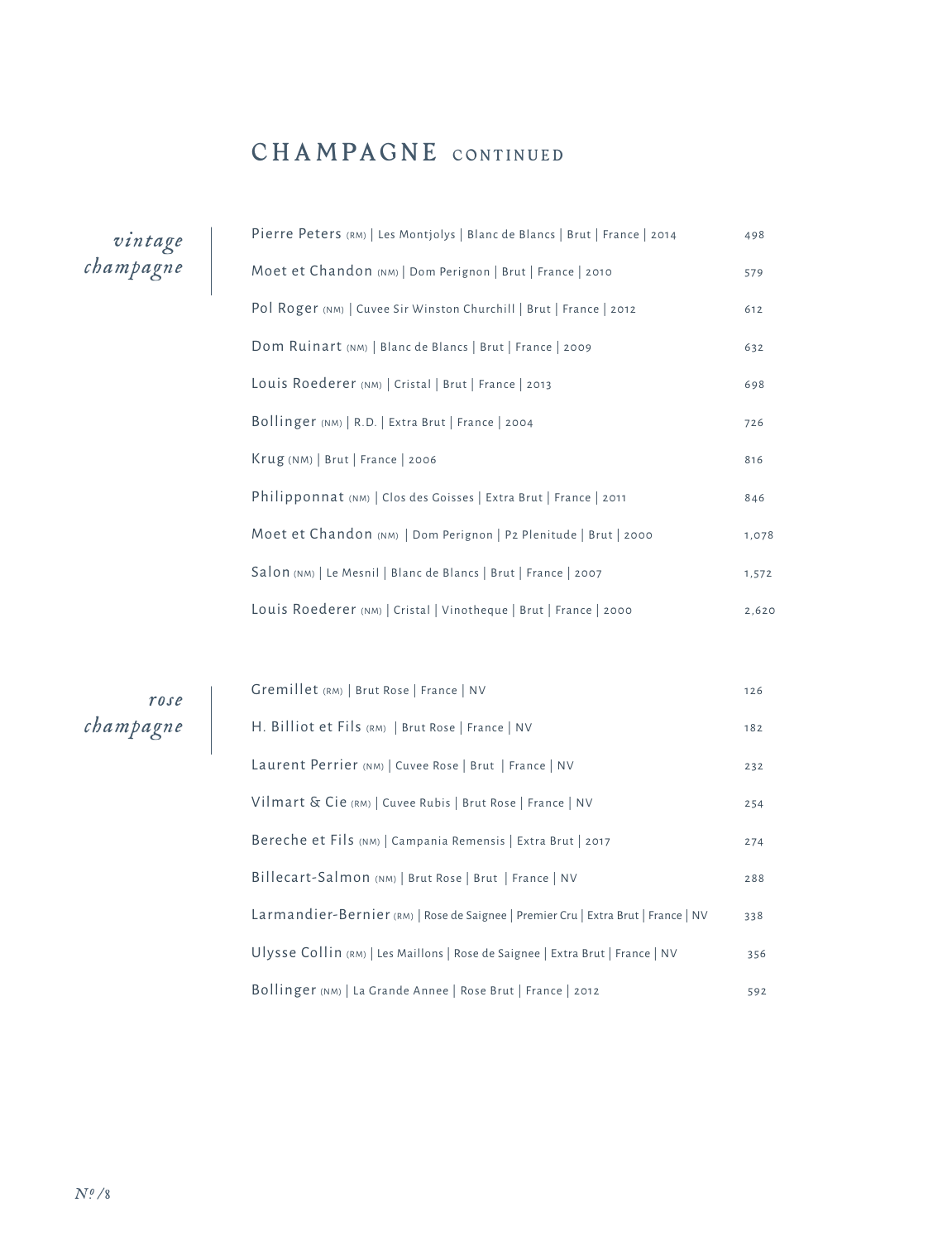# CHAMPAGNE CONTINUED

## *vintage champagne*

| | |
|---|---|
| Pierre Peters (RM) \| Les Montjolys \| Blanc de Blancs \| Brut \| France \| 2014 | 498 |
| Moet et Chandon (NM) \| Dom Perignon \| Brut \| France \| 2010 | 579 |
| Pol Roger (NM) \| Cuvee Sir Winston Churchill \| Brut \| France \| 2012 | 612 |
| Dom Ruinart (NM) \| Blanc de Blancs \| Brut \| France \| 2009 | 632 |
| Louis Roederer (NM) \| Cristal \| Brut \| France \| 2013 | 698 |
| Bollinger (NM) \| R.D. \| Extra Brut \| France \| 2004 | 726 |
| Krug (NM) \| Brut \| France \| 2006 | 816 |
| Philipponnat (NM) \| Clos des Goisses \| Extra Brut \| France \| 2011 | 846 |
| Moet et Chandon (NM) \| Dom Perignon \| P2 Plenitude \| Brut \| 2000 | 1,078 |
| Salon (NM) \| Le Mesnil \| Blanc de Blancs \| Brut \| France \| 2007 | 1,572 |
| Louis Roederer (NM) \| Cristal \| Vinotheque \| Brut \| France \| 2000 | 2,620 |

## *rose champagne*

| | |
|---|---|
| Gremillet (RM) \| Brut Rose \| France \| NV | 126 |
| H. Billiot et Fils (RM) \| Brut Rose \| France \| NV | 182 |
| Laurent Perrier (NM) \| Cuvee Rose \| Brut \| France \| NV | 232 |
| Vilmart & Cie (RM) \| Cuvee Rubis \| Brut Rose \| France \| NV | 254 |
| Bereche et Fils (NM) \| Campania Remensis \| Extra Brut \| 2017 | 274 |
| Billecart-Salmon (NM) \| Brut Rose \| Brut \| France \| NV | 288 |
| Larmandier-Bernier (RM) \| Rose de Saignee \| Premier Cru \| Extra Brut \| France \| NV | 338 |
| Ulysse Collin (RM) \| Les Maillons \| Rose de Saignee \| Extra Brut \| France \| NV | 356 |
| Bollinger (NM) \| La Grande Annee \| Rose Brut \| France \| 2012 | 592 |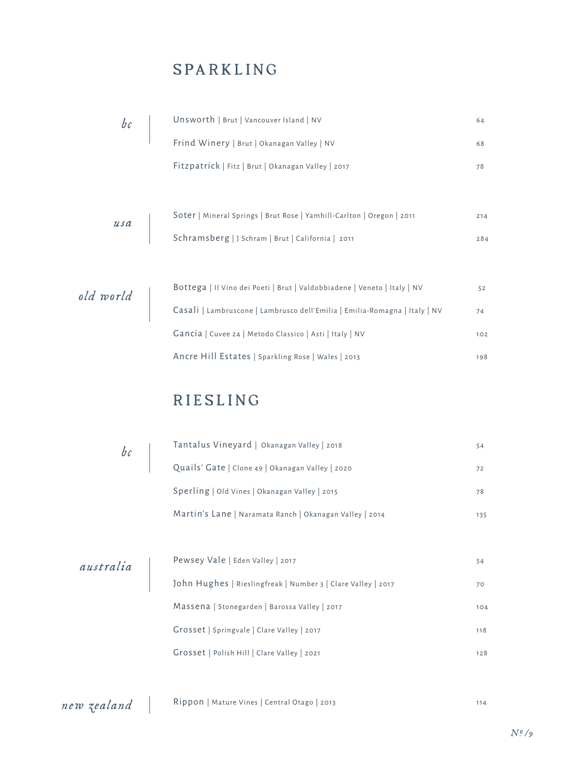## SPARKLING

| | | |
|---|---|---|
| *bc* | Unsworth \| Brut \| Vancouver Island \| NV | 64 |
| | Frind Winery \| Brut \| Okanagan Valley \| NV | 68 |
| | Fitzpatrick \| Fitz \| Brut \| Okanagan Valley \| 2017 | 78 |
| *usa* | Soter \| Mineral Springs \| Brut Rose \| Yamhill-Carlton \| Oregon \| 2011 | 214 |
| | Schramsberg \| J Schram \| Brut \| California \| 2011 | 284 |
| *old world* | Bottega \| Il Vino dei Poeti \| Brut \| Valdobbiadene \| Veneto \| Italy \| NV | 52 |
| | Casali \| Lambruscone \| Lambrusco dell'Emilia \| Emilia-Romagna \| Italy \| NV | 74 |
| | Gancia \| Cuvee 24 \| Metodo Classico \| Asti \| Italy \| NV | 102 |
| | Ancre Hill Estates \| Sparkling Rose \| Wales \| 2013 | 198 |

## RIESLING

| | | |
|---|---|---|
| *bc* | Tantalus Vineyard \| Okanagan Valley \| 2018 | 54 |
| | Quails' Gate \| Clone 49 \| Okanagan Valley \| 2020 | 72 |
| | Sperling \| Old Vines \| Okanagan Valley \| 2015 | 78 |
| | Martin's Lane \| Naramata Ranch \| Okanagan Valley \| 2014 | 135 |
| *australia* | Pewsey Vale \| Eden Valley \| 2017 | 54 |
| | John Hughes \| Rieslingfreak \| Number 3 \| Clare Valley \| 2017 | 70 |
| | Massena \| Stonegarden \| Barossa Valley \| 2017 | 104 |
| | Grosset \| Springvale \| Clare Valley \| 2017 | 118 |
| | Grosset \| Polish Hill \| Clare Valley \| 2021 | 128 |
| *new zealand* | Rippon \| Mature Vines \| Central Otago \| 2013 | 114 |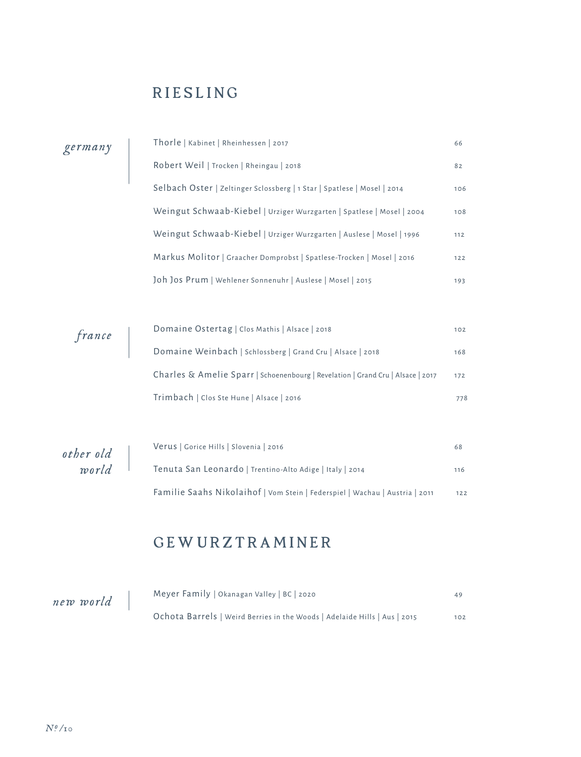# RIESLING

| | Wine | Price |
|---|---|---|
| *germany* | Thorle \| Kabinet \| Rheinhessen \| 2017 | 66 |
| | Robert Weil \| Trocken \| Rheingau \| 2018 | 82 |
| | Selbach Oster \| Zeltinger Sclossberg \| 1 Star \| Spatlese \| Mosel \| 2014 | 106 |
| | Weingut Schwaab-Kiebel \| Urziger Wurzgarten \| Spatlese \| Mosel \| 2004 | 108 |
| | Weingut Schwaab-Kiebel \| Urziger Wurzgarten \| Auslese \| Mosel \| 1996 | 112 |
| | Markus Molitor \| Graacher Domprobst \| Spatlese-Trocken \| Mosel \| 2016 | 122 |
| | Joh Jos Prum \| Wehlener Sonnenuhr \| Auslese \| Mosel \| 2015 | 193 |
| *france* | Domaine Ostertag \| Clos Mathis \| Alsace \| 2018 | 102 |
| | Domaine Weinbach \| Schlossberg \| Grand Cru \| Alsace \| 2018 | 168 |
| | Charles & Amelie Sparr \| Schoenenbourg \| Revelation \| Grand Cru \| Alsace \| 2017 | 172 |
| | Trimbach \| Clos Ste Hune \| Alsace \| 2016 | 778 |
| *other old world* | Verus \| Gorice Hills \| Slovenia \| 2016 | 68 |
| | Tenuta San Leonardo \| Trentino-Alto Adige \| Italy \| 2014 | 116 |
| | Familie Saahs Nikolaihof \| Vom Stein \| Federspiel \| Wachau \| Austria \| 2011 | 122 |

# GEWURZTRAMINER

| | Wine | Price |
|---|---|---|
| *new world* | Meyer Family \| Okanagan Valley \| BC \| 2020 | 49 |
| | Ochota Barrels \| Weird Berries in the Woods \| Adelaide Hills \| Aus \| 2015 | 102 |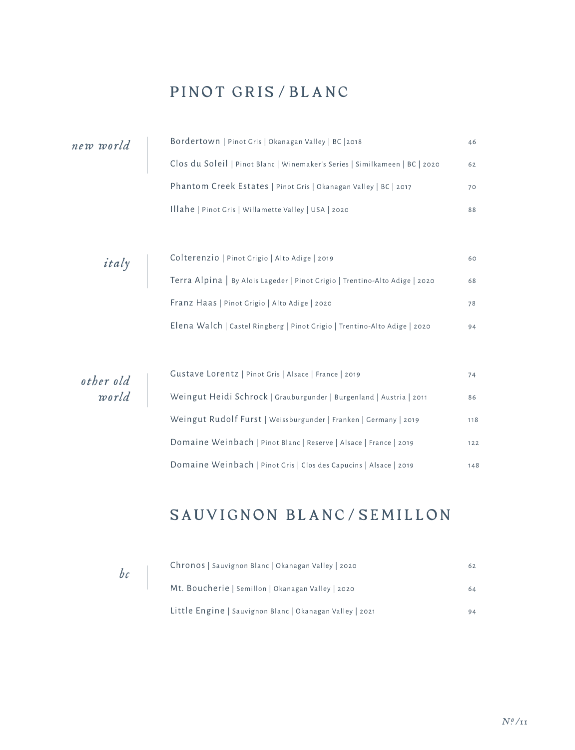## PINOT GRIS / BLANC

### *new world*

| Wine | Price |
|---|---|
| Bordertown \| Pinot Gris \| Okanagan Valley \| BC \|2018 | 46 |
| Clos du Soleil \| Pinot Blanc \| Winemaker's Series \| Similkameen \| BC \| 2020 | 62 |
| Phantom Creek Estates \| Pinot Gris \| Okanagan Valley \| BC \| 2017 | 70 |
| Illahe \| Pinot Gris \| Willamette Valley \| USA \| 2020 | 88 |

### *italy*

| Wine | Price |
|---|---|
| Colterenzio \| Pinot Grigio \| Alto Adige \| 2019 | 60 |
| Terra Alpina \| By Alois Lageder \| Pinot Grigio \| Trentino-Alto Adige \| 2020 | 68 |
| Franz Haas \| Pinot Grigio \| Alto Adige \| 2020 | 78 |
| Elena Walch \| Castel Ringberg \| Pinot Grigio \| Trentino-Alto Adige \| 2020 | 94 |

### *other old world*

| Wine | Price |
|---|---|
| Gustave Lorentz \| Pinot Gris \| Alsace \| France \| 2019 | 74 |
| Weingut Heidi Schrock \| Grauburgunder \| Burgenland \| Austria \| 2011 | 86 |
| Weingut Rudolf Furst \| Weissburgunder \| Franken \| Germany \| 2019 | 118 |
| Domaine Weinbach \| Pinot Blanc \| Reserve \| Alsace \| France \| 2019 | 122 |
| Domaine Weinbach \| Pinot Gris \| Clos des Capucins \| Alsace \| 2019 | 148 |

## SAUVIGNON BLANC / SEMILLON

### *bc*

| Wine | Price |
|---|---|
| Chronos \| Sauvignon Blanc \| Okanagan Valley \| 2020 | 62 |
| Mt. Boucherie \| Semillon \| Okanagan Valley \| 2020 | 64 |
| Little Engine \| Sauvignon Blanc \| Okanagan Valley \| 2021 | 94 |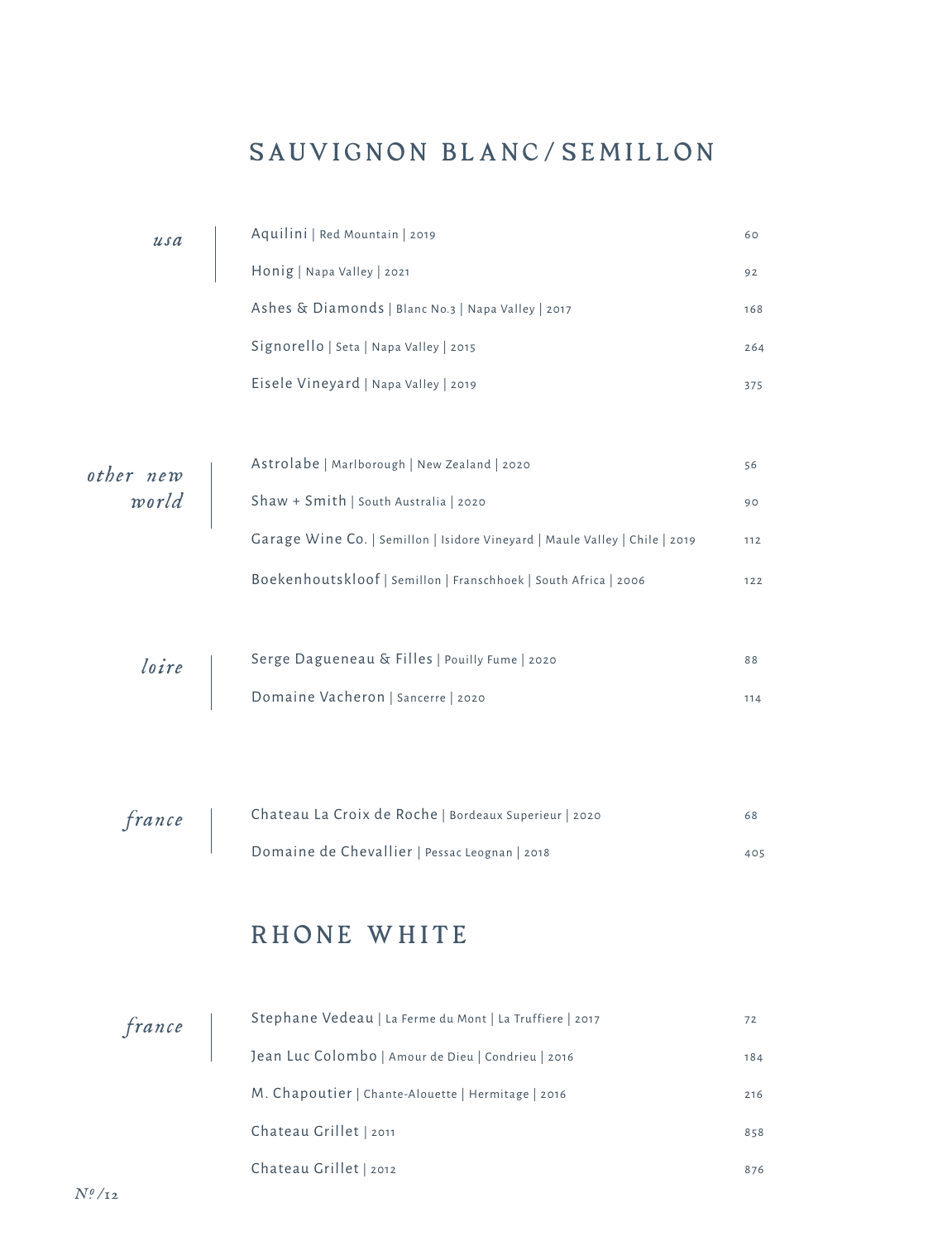# SAUVIGNON BLANC/SEMILLON

*usa*

| | |
|---|---|
| Aquilini \| Red Mountain \| 2019 | 60 |
| Honig \| Napa Valley \| 2021 | 92 |
| Ashes & Diamonds \| Blanc No.3 \| Napa Valley \| 2017 | 168 |
| Signorello \| Seta \| Napa Valley \| 2015 | 264 |
| Eisele Vineyard \| Napa Valley \| 2019 | 375 |

*other new world*

| | |
|---|---|
| Astrolabe \| Marlborough \| New Zealand \| 2020 | 56 |
| Shaw + Smith \| South Australia \| 2020 | 90 |
| Garage Wine Co. \| Semillon \| Isidore Vineyard \| Maule Valley \| Chile \| 2019 | 112 |
| Boekenhoutskloof \| Semillon \| Franschhoek \| South Africa \| 2006 | 122 |

*loire*

| | |
|---|---|
| Serge Dagueneau & Filles \| Pouilly Fume \| 2020 | 88 |
| Domaine Vacheron \| Sancerre \| 2020 | 114 |

*france*

| | |
|---|---|
| Chateau La Croix de Roche \| Bordeaux Superieur \| 2020 | 68 |
| Domaine de Chevallier \| Pessac Leognan \| 2018 | 405 |

# RHONE WHITE

*france*

| | |
|---|---|
| Stephane Vedeau \| La Ferme du Mont \| La Truffiere \| 2017 | 72 |
| Jean Luc Colombo \| Amour de Dieu \| Condrieu \| 2016 | 184 |
| M. Chapoutier \| Chante-Alouette \| Hermitage \| 2016 | 216 |
| Chateau Grillet \| 2011 | 858 |
| Chateau Grillet \| 2012 | 876 |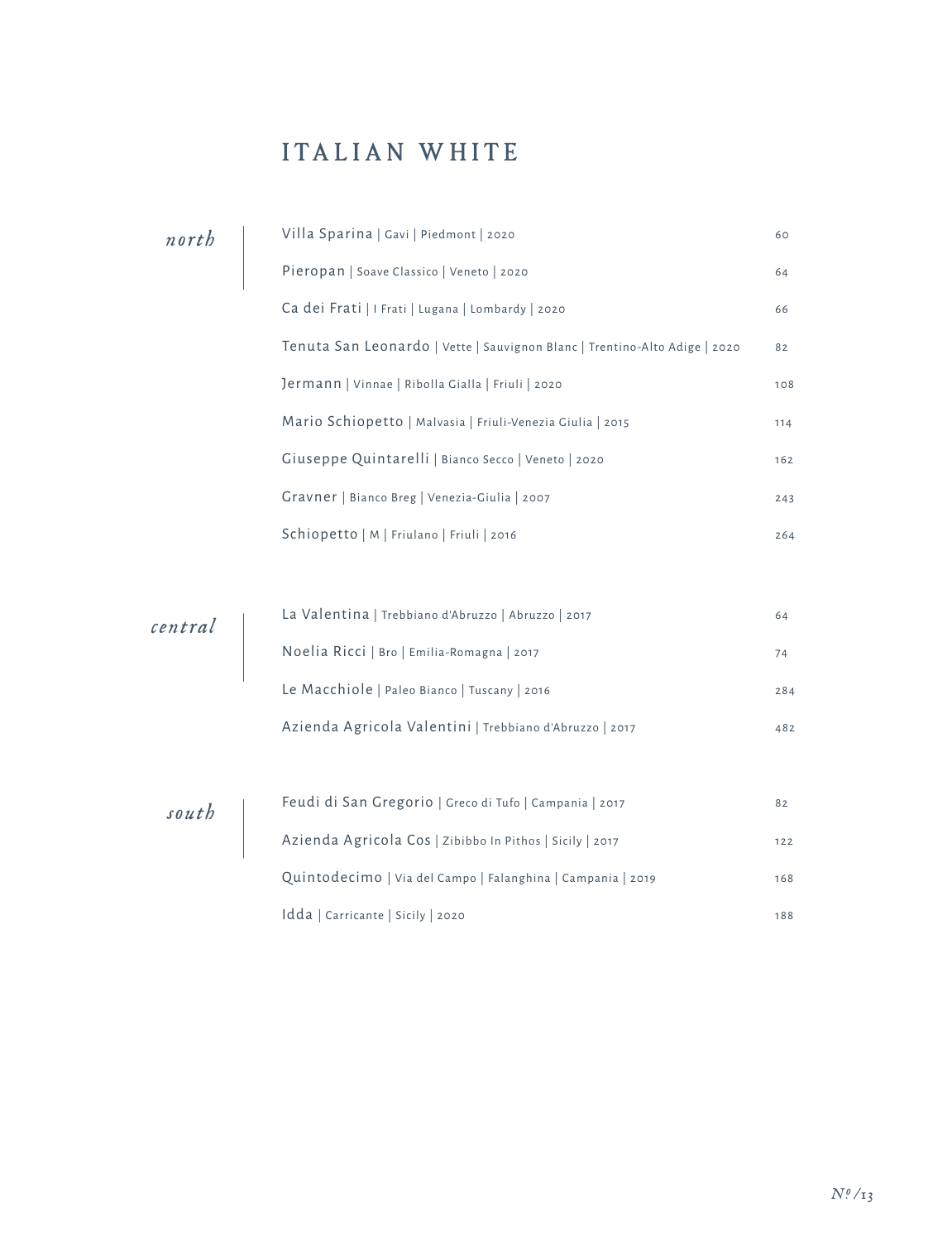# ITALIAN WHITE

## *north*

| Wine | Price |
| --- | --- |
| Villa Sparina \| Gavi \| Piedmont \| 2020 | 60 |
| Pieropan \| Soave Classico \| Veneto \| 2020 | 64 |
| Ca dei Frati \| I Frati \| Lugana \| Lombardy \| 2020 | 66 |
| Tenuta San Leonardo \| Vette \| Sauvignon Blanc \| Trentino-Alto Adige \| 2020 | 82 |
| Jermann \| Vinnae \| Ribolla Gialla \| Friuli \| 2020 | 108 |
| Mario Schiopetto \| Malvasia \| Friuli-Venezia Giulia \| 2015 | 114 |
| Giuseppe Quintarelli \| Bianco Secco \| Veneto \| 2020 | 162 |
| Gravner \| Bianco Breg \| Venezia-Giulia \| 2007 | 243 |
| Schiopetto \| M \| Friulano \| Friuli \| 2016 | 264 |

## *central*

| Wine | Price |
| --- | --- |
| La Valentina \| Trebbiano d'Abruzzo \| Abruzzo \| 2017 | 64 |
| Noelia Ricci \| Bro \| Emilia-Romagna \| 2017 | 74 |
| Le Macchiole \| Paleo Bianco \| Tuscany \| 2016 | 284 |
| Azienda Agricola Valentini \| Trebbiano d'Abruzzo \| 2017 | 482 |

## *south*

| Wine | Price |
| --- | --- |
| Feudi di San Gregorio \| Greco di Tufo \| Campania \| 2017 | 82 |
| Azienda Agricola Cos \| Zibibbo In Pithos \| Sicily \| 2017 | 122 |
| Quintodecimo \| Via del Campo \| Falanghina \| Campania \| 2019 | 168 |
| Idda \| Carricante \| Sicily \| 2020 | 188 |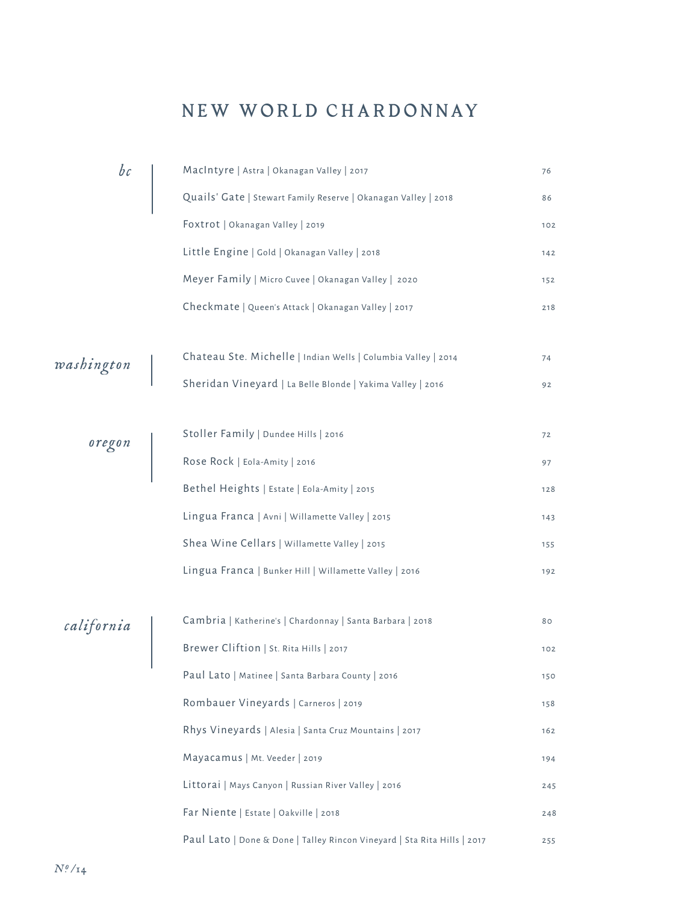# NEW WORLD CHARDONNAY

## *bc*

| Wine | Price |
|---|---|
| MacIntyre \| Astra \| Okanagan Valley \| 2017 | 76 |
| Quails' Gate \| Stewart Family Reserve \| Okanagan Valley \| 2018 | 86 |
| Foxtrot \| Okanagan Valley \| 2019 | 102 |
| Little Engine \| Gold \| Okanagan Valley \| 2018 | 142 |
| Meyer Family \| Micro Cuvee \| Okanagan Valley \| 2020 | 152 |
| Checkmate \| Queen's Attack \| Okanagan Valley \| 2017 | 218 |

## *washington*

| Wine | Price |
|---|---|
| Chateau Ste. Michelle \| Indian Wells \| Columbia Valley \| 2014 | 74 |
| Sheridan Vineyard \| La Belle Blonde \| Yakima Valley \| 2016 | 92 |

## *oregon*

| Wine | Price |
|---|---|
| Stoller Family \| Dundee Hills \| 2016 | 72 |
| Rose Rock \| Eola-Amity \| 2016 | 97 |
| Bethel Heights \| Estate \| Eola-Amity \| 2015 | 128 |
| Lingua Franca \| Avni \| Willamette Valley \| 2015 | 143 |
| Shea Wine Cellars \| Willamette Valley \| 2015 | 155 |
| Lingua Franca \| Bunker Hill \| Willamette Valley \| 2016 | 192 |

## *california*

| Wine | Price |
|---|---|
| Cambria \| Katherine's \| Chardonnay \| Santa Barbara \| 2018 | 80 |
| Brewer Cliftion \| St. Rita Hills \| 2017 | 102 |
| Paul Lato \| Matinee \| Santa Barbara County \| 2016 | 150 |
| Rombauer Vineyards \| Carneros \| 2019 | 158 |
| Rhys Vineyards \| Alesia \| Santa Cruz Mountains \| 2017 | 162 |
| Mayacamus \| Mt. Veeder \| 2019 | 194 |
| Littorai \| Mays Canyon \| Russian River Valley \| 2016 | 245 |
| Far Niente \| Estate \| Oakville \| 2018 | 248 |
| Paul Lato \| Done & Done \| Talley Rincon Vineyard \| Sta Rita Hills \| 2017 | 255 |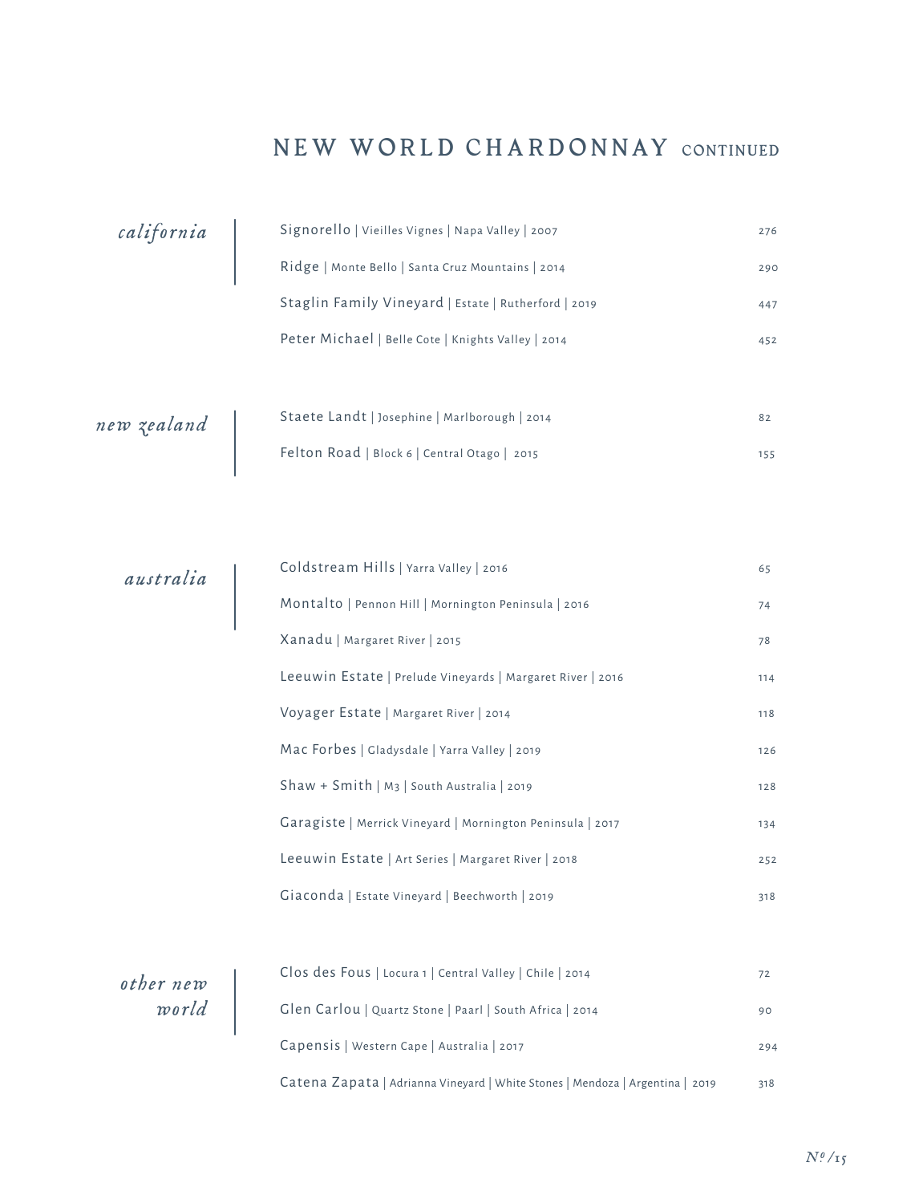# NEW WORLD CHARDONNAY CONTINUED

## *california*

| Wine | Price |
|---|---|
| Signorello \| Vieilles Vignes \| Napa Valley \| 2007 | 276 |
| Ridge \| Monte Bello \| Santa Cruz Mountains \| 2014 | 290 |
| Staglin Family Vineyard \| Estate \| Rutherford \| 2019 | 447 |
| Peter Michael \| Belle Cote \| Knights Valley \| 2014 | 452 |

## *new zealand*

| Wine | Price |
|---|---|
| Staete Landt \| Josephine \| Marlborough \| 2014 | 82 |
| Felton Road \| Block 6 \| Central Otago \| 2015 | 155 |

## *australia*

| Wine | Price |
|---|---|
| Coldstream Hills \| Yarra Valley \| 2016 | 65 |
| Montalto \| Pennon Hill \| Mornington Peninsula \| 2016 | 74 |
| Xanadu \| Margaret River \| 2015 | 78 |
| Leeuwin Estate \| Prelude Vineyards \| Margaret River \| 2016 | 114 |
| Voyager Estate \| Margaret River \| 2014 | 118 |
| Mac Forbes \| Gladysdale \| Yarra Valley \| 2019 | 126 |
| Shaw + Smith \| M3 \| South Australia \| 2019 | 128 |
| Garagiste \| Merrick Vineyard \| Mornington Peninsula \| 2017 | 134 |
| Leeuwin Estate \| Art Series \| Margaret River \| 2018 | 252 |
| Giaconda \| Estate Vineyard \| Beechworth \| 2019 | 318 |

## *other new world*

| Wine | Price |
|---|---|
| Clos des Fous \| Locura 1 \| Central Valley \| Chile \| 2014 | 72 |
| Glen Carlou \| Quartz Stone \| Paarl \| South Africa \| 2014 | 90 |
| Capensis \| Western Cape \| Australia \| 2017 | 294 |
| Catena Zapata \| Adrianna Vineyard \| White Stones \| Mendoza \| Argentina \| 2019 | 318 |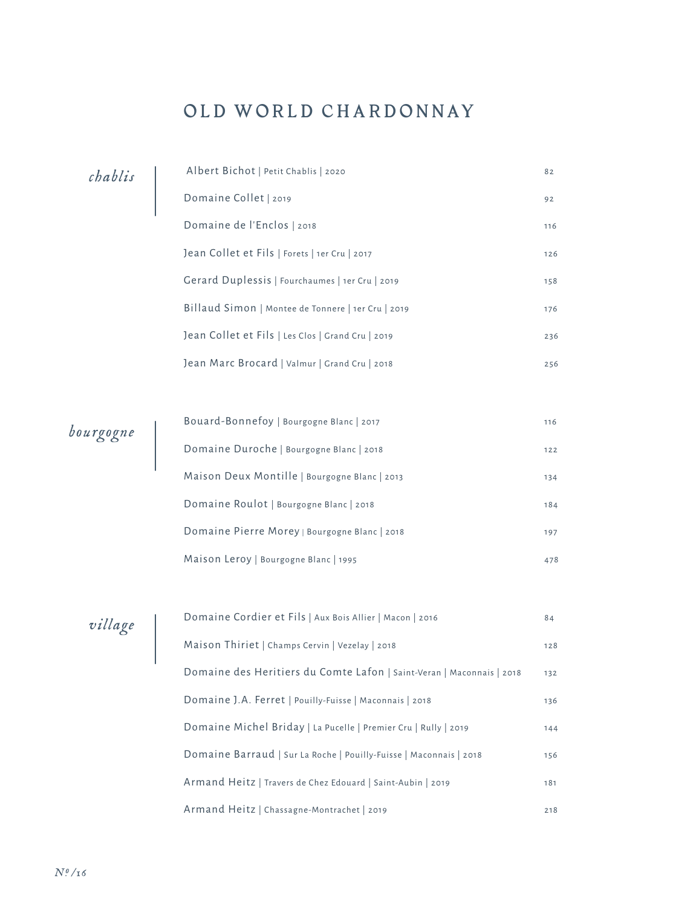# OLD WORLD CHARDONNAY

## *chablis*

| Wine | Price |
|---|---|
| Albert Bichot \| Petit Chablis \| 2020 | 82 |
| Domaine Collet \| 2019 | 92 |
| Domaine de l'Enclos \| 2018 | 116 |
| Jean Collet et Fils \| Forets \| 1er Cru \| 2017 | 126 |
| Gerard Duplessis \| Fourchaumes \| 1er Cru \| 2019 | 158 |
| Billaud Simon \| Montee de Tonnere \| 1er Cru \| 2019 | 176 |
| Jean Collet et Fils \| Les Clos \| Grand Cru \| 2019 | 236 |
| Jean Marc Brocard \| Valmur \| Grand Cru \| 2018 | 256 |

## *bourgogne*

| Wine | Price |
|---|---|
| Bouard-Bonnefoy \| Bourgogne Blanc \| 2017 | 116 |
| Domaine Duroche \| Bourgogne Blanc \| 2018 | 122 |
| Maison Deux Montille \| Bourgogne Blanc \| 2013 | 134 |
| Domaine Roulot \| Bourgogne Blanc \| 2018 | 184 |
| Domaine Pierre Morey \| Bourgogne Blanc \| 2018 | 197 |
| Maison Leroy \| Bourgogne Blanc \| 1995 | 478 |

## *village*

| Wine | Price |
|---|---|
| Domaine Cordier et Fils \| Aux Bois Allier \| Macon \| 2016 | 84 |
| Maison Thiriet \| Champs Cervin \| Vezelay \| 2018 | 128 |
| Domaine des Heritiers du Comte Lafon \| Saint-Veran \| Maconnais \| 2018 | 132 |
| Domaine J.A. Ferret \| Pouilly-Fuisse \| Maconnais \| 2018 | 136 |
| Domaine Michel Briday \| La Pucelle \| Premier Cru \| Rully \| 2019 | 144 |
| Domaine Barraud \| Sur La Roche \| Pouilly-Fuisse \| Maconnais \| 2018 | 156 |
| Armand Heitz \| Travers de Chez Edouard \| Saint-Aubin \| 2019 | 181 |
| Armand Heitz \| Chassagne-Montrachet \| 2019 | 218 |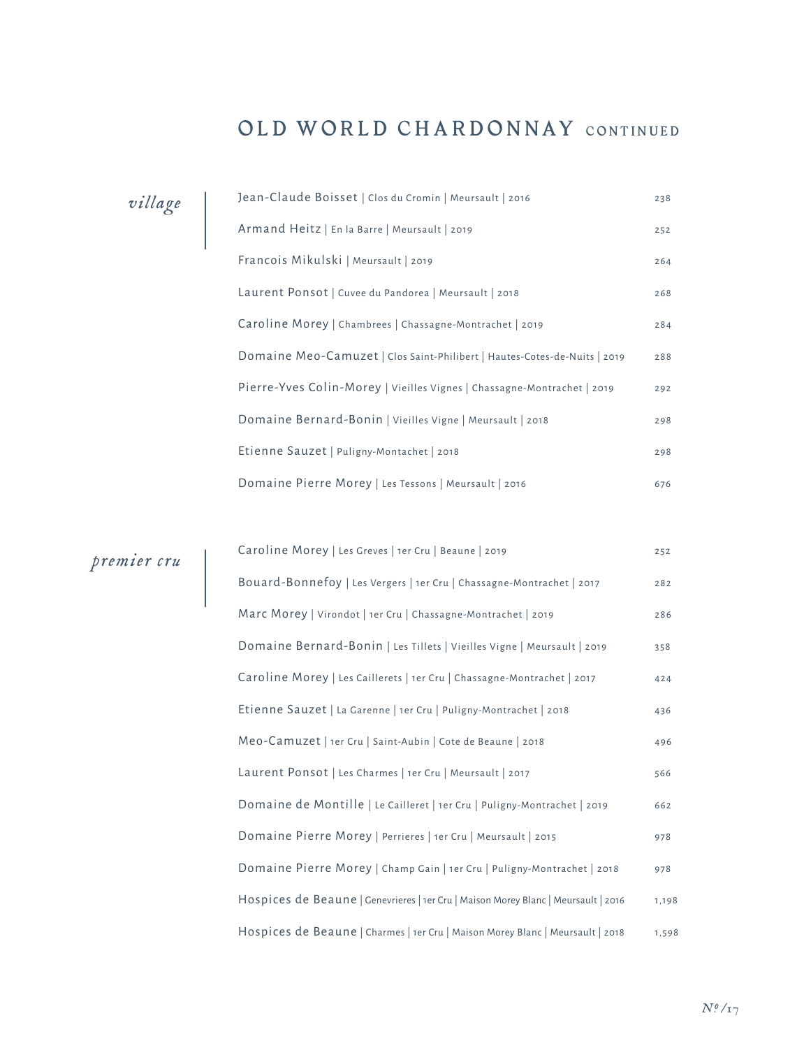# OLD WORLD CHARDONNAY CONTINUED

## *village*

| Wine | Price |
| --- | --- |
| Jean-Claude Boisset \| Clos du Cromin \| Meursault \| 2016 | 238 |
| Armand Heitz \| En la Barre \| Meursault \| 2019 | 252 |
| Francois Mikulski \| Meursault \| 2019 | 264 |
| Laurent Ponsot \| Cuvee du Pandorea \| Meursault \| 2018 | 268 |
| Caroline Morey \| Chambrees \| Chassagne-Montrachet \| 2019 | 284 |
| Domaine Meo-Camuzet \| Clos Saint-Philibert \| Hautes-Cotes-de-Nuits \| 2019 | 288 |
| Pierre-Yves Colin-Morey \| Vieilles Vignes \| Chassagne-Montrachet \| 2019 | 292 |
| Domaine Bernard-Bonin \| Vieilles Vigne \| Meursault \| 2018 | 298 |
| Etienne Sauzet \| Puligny-Montachet \| 2018 | 298 |
| Domaine Pierre Morey \| Les Tessons \| Meursault \| 2016 | 676 |

## *premier cru*

| Wine | Price |
| --- | --- |
| Caroline Morey \| Les Greves \| 1er Cru \| Beaune \| 2019 | 252 |
| Bouard-Bonnefoy \| Les Vergers \| 1er Cru \| Chassagne-Montrachet \| 2017 | 282 |
| Marc Morey \| Virondot \| 1er Cru \| Chassagne-Montrachet \| 2019 | 286 |
| Domaine Bernard-Bonin \| Les Tillets \| Vieilles Vigne \| Meursault \| 2019 | 358 |
| Caroline Morey \| Les Caillerets \| 1er Cru \| Chassagne-Montrachet \| 2017 | 424 |
| Etienne Sauzet \| La Garenne \| 1er Cru \| Puligny-Montrachet \| 2018 | 436 |
| Meo-Camuzet \| 1er Cru \| Saint-Aubin \| Cote de Beaune \| 2018 | 496 |
| Laurent Ponsot \| Les Charmes \| 1er Cru \| Meursault \| 2017 | 566 |
| Domaine de Montille \| Le Cailleret \| 1er Cru \| Puligny-Montrachet \| 2019 | 662 |
| Domaine Pierre Morey \| Perrieres \| 1er Cru \| Meursault \| 2015 | 978 |
| Domaine Pierre Morey \| Champ Gain \| 1er Cru \| Puligny-Montrachet \| 2018 | 978 |
| Hospices de Beaune \| Genevrieres \| 1er Cru \| Maison Morey Blanc \| Meursault \| 2016 | 1,198 |
| Hospices de Beaune \| Charmes \| 1er Cru \| Maison Morey Blanc \| Meursault \| 2018 | 1,598 |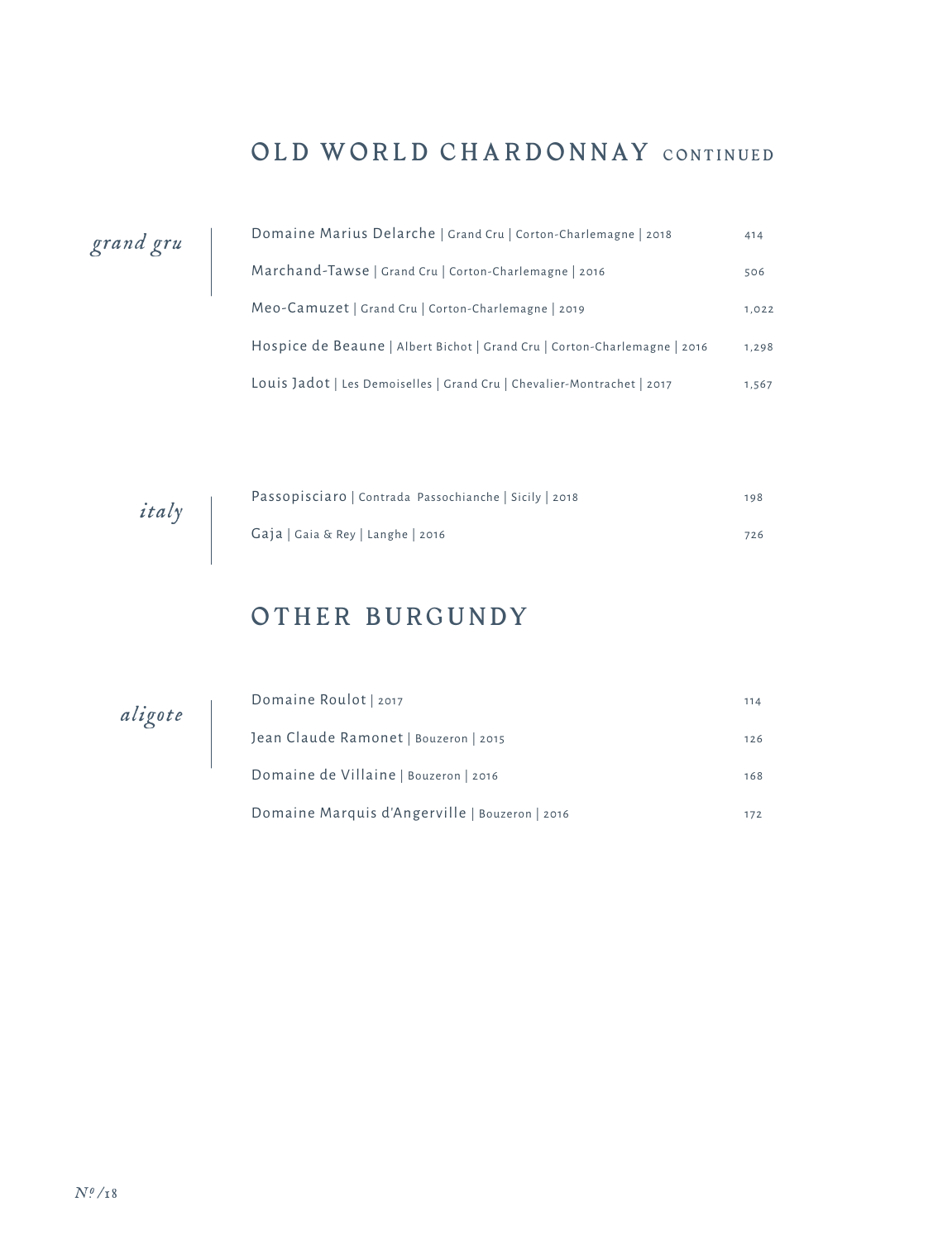## OLD WORLD CHARDONNAY CONTINUED

*grand gru*

| | |
|---|---|
| Domaine Marius Delarche \| Grand Cru \| Corton-Charlemagne \| 2018 | 414 |
| Marchand-Tawse \| Grand Cru \| Corton-Charlemagne \| 2016 | 506 |
| Meo-Camuzet \| Grand Cru \| Corton-Charlemagne \| 2019 | 1,022 |
| Hospice de Beaune \| Albert Bichot \| Grand Cru \| Corton-Charlemagne \| 2016 | 1,298 |
| Louis Jadot \| Les Demoiselles \| Grand Cru \| Chevalier-Montrachet \| 2017 | 1,567 |

*italy*

| | |
|---|---|
| Passopisciaro \| Contrada Passochianche \| Sicily \| 2018 | 198 |
| Gaja \| Gaia & Rey \| Langhe \| 2016 | 726 |

## OTHER BURGUNDY

*aligote*

| | |
|---|---|
| Domaine Roulot \| 2017 | 114 |
| Jean Claude Ramonet \| Bouzeron \| 2015 | 126 |
| Domaine de Villaine \| Bouzeron \| 2016 | 168 |
| Domaine Marquis d'Angerville \| Bouzeron \| 2016 | 172 |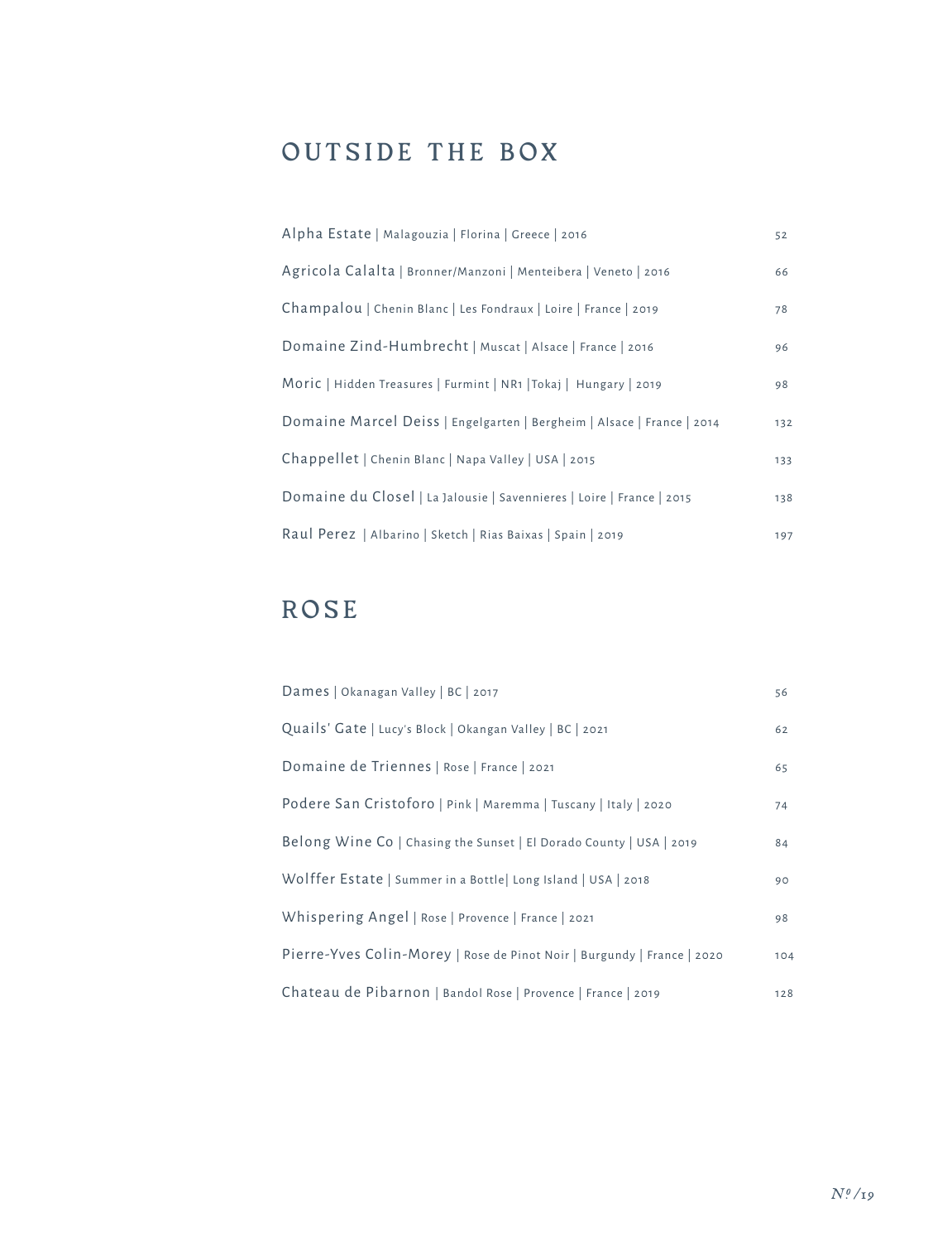# OUTSIDE THE BOX

| Wine | Price |
|---|---|
| Alpha Estate \| Malagouzia \| Florina \| Greece \| 2016 | 52 |
| Agricola Calalta \| Bronner/Manzoni \| Menteibera \| Veneto \| 2016 | 66 |
| Champalou \| Chenin Blanc \| Les Fondraux \| Loire \| France \| 2019 | 78 |
| Domaine Zind-Humbrecht \| Muscat \| Alsace \| France \| 2016 | 96 |
| Moric \| Hidden Treasures \| Furmint \| NR1 \|Tokaj \| Hungary \| 2019 | 98 |
| Domaine Marcel Deiss \| Engelgarten \| Bergheim \| Alsace \| France \| 2014 | 132 |
| Chappellet \| Chenin Blanc \| Napa Valley \| USA \| 2015 | 133 |
| Domaine du Closel \| La Jalousie \| Savennieres \| Loire \| France \| 2015 | 138 |
| Raul Perez \| Albarino \| Sketch \| Rias Baixas \| Spain \| 2019 | 197 |

# ROSE

| Wine | Price |
|---|---|
| Dames \| Okanagan Valley \| BC \| 2017 | 56 |
| Quails' Gate \| Lucy's Block \| Okangan Valley \| BC \| 2021 | 62 |
| Domaine de Triennes \| Rose \| France \| 2021 | 65 |
| Podere San Cristoforo \| Pink \| Maremma \| Tuscany \| Italy \| 2020 | 74 |
| Belong Wine Co \| Chasing the Sunset \| El Dorado County \| USA \| 2019 | 84 |
| Wolffer Estate \| Summer in a Bottle\| Long Island \| USA \| 2018 | 90 |
| Whispering Angel \| Rose \| Provence \| France \| 2021 | 98 |
| Pierre-Yves Colin-Morey \| Rose de Pinot Noir \| Burgundy \| France \| 2020 | 104 |
| Chateau de Pibarnon \| Bandol Rose \| Provence \| France \| 2019 | 128 |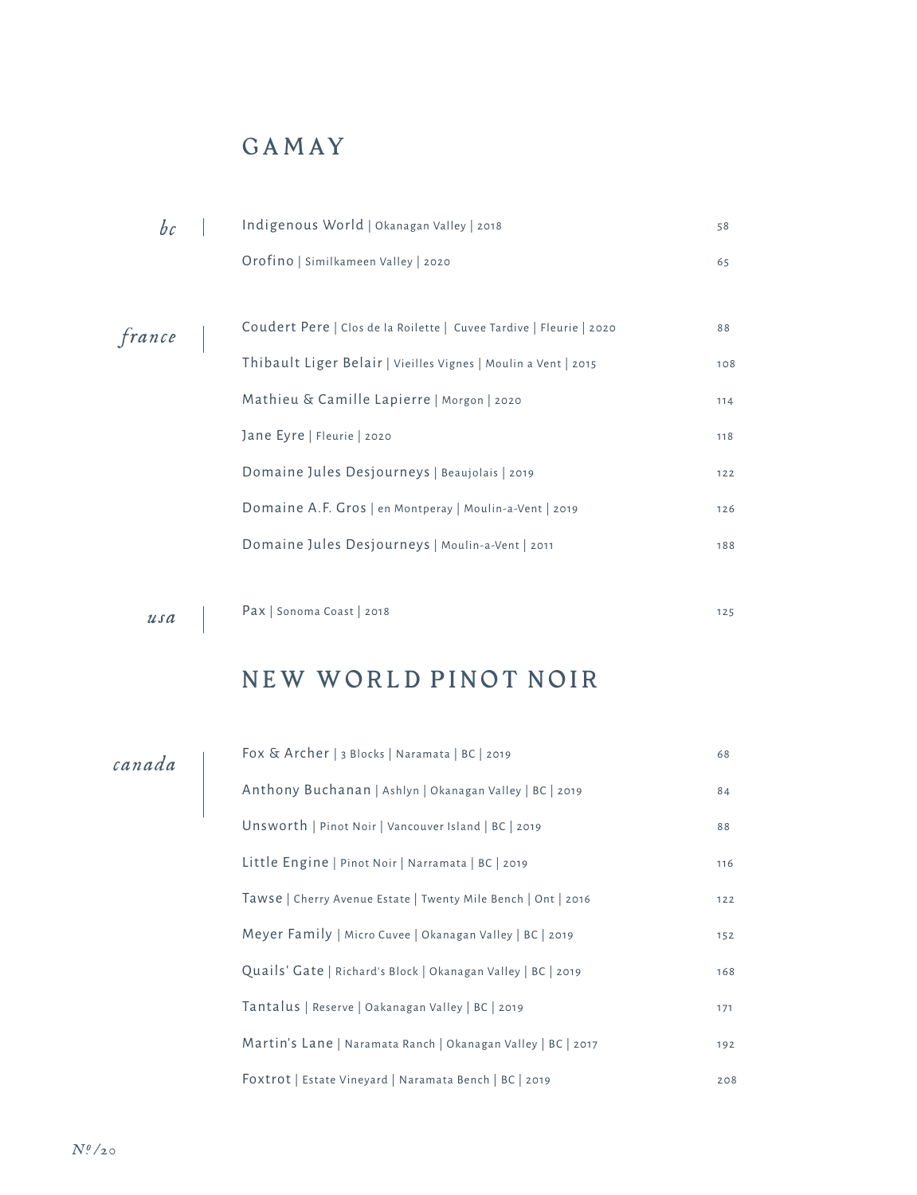# GAMAY

*bc*

| | | |
|---|---|---|
| *bc* | Indigenous World \| Okanagan Valley \| 2018 | 58 |
| | Orofino \| Similkameen Valley \| 2020 | 65 |
| *france* | Coudert Pere \| Clos de la Roilette \| Cuvee Tardive \| Fleurie \| 2020 | 88 |
| | Thibault Liger Belair \| Vieilles Vignes \| Moulin a Vent \| 2015 | 108 |
| | Mathieu & Camille Lapierre \| Morgon \| 2020 | 114 |
| | Jane Eyre \| Fleurie \| 2020 | 118 |
| | Domaine Jules Desjourneys \| Beaujolais \| 2019 | 122 |
| | Domaine A.F. Gros \| en Montperay \| Moulin-a-Vent \| 2019 | 126 |
| | Domaine Jules Desjourneys \| Moulin-a-Vent \| 2011 | 188 |
| *usa* | Pax \| Sonoma Coast \| 2018 | 125 |

# NEW WORLD PINOT NOIR

| | | |
|---|---|---|
| *canada* | Fox & Archer \| 3 Blocks \| Naramata \| BC \| 2019 | 68 |
| | Anthony Buchanan \| Ashlyn \| Okanagan Valley \| BC \| 2019 | 84 |
| | Unsworth \| Pinot Noir \| Vancouver Island \| BC \| 2019 | 88 |
| | Little Engine \| Pinot Noir \| Narramata \| BC \| 2019 | 116 |
| | Tawse \| Cherry Avenue Estate \| Twenty Mile Bench \| Ont \| 2016 | 122 |
| | Meyer Family \| Micro Cuvee \| Okanagan Valley \| BC \| 2019 | 152 |
| | Quails' Gate \| Richard's Block \| Okanagan Valley \| BC \| 2019 | 168 |
| | Tantalus \| Reserve \| Oakanagan Valley \| BC \| 2019 | 171 |
| | Martin's Lane \| Naramata Ranch \| Okanagan Valley \| BC \| 2017 | 192 |
| | Foxtrot \| Estate Vineyard \| Naramata Bench \| BC \| 2019 | 208 |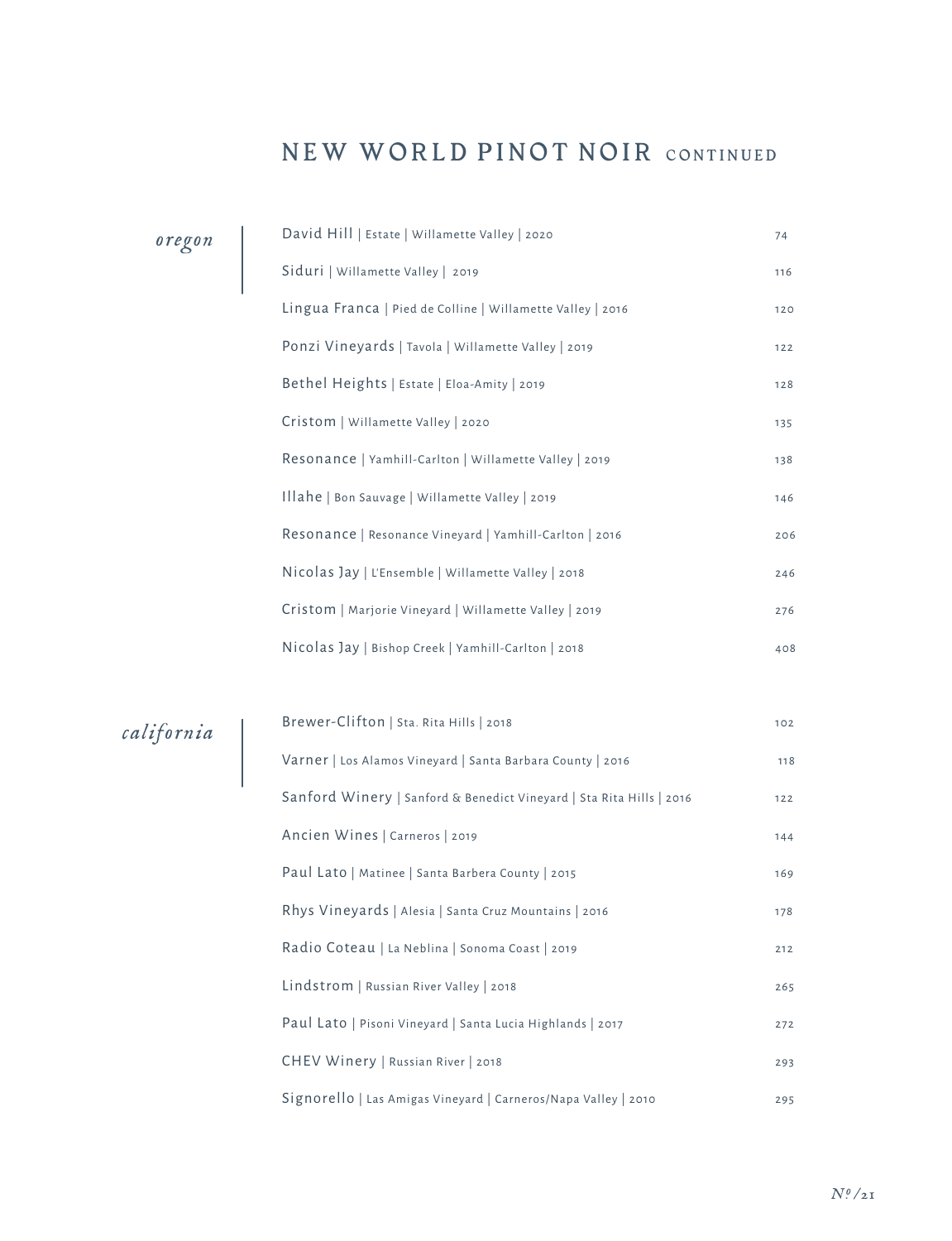# NEW WORLD PINOT NOIR CONTINUED

## *oregon*

| Wine | Price |
|---|---|
| David Hill \| Estate \| Willamette Valley \| 2020 | 74 |
| Siduri \| Willamette Valley \| 2019 | 116 |
| Lingua Franca \| Pied de Colline \| Willamette Valley \| 2016 | 120 |
| Ponzi Vineyards \| Tavola \| Willamette Valley \| 2019 | 122 |
| Bethel Heights \| Estate \| Eloa-Amity \| 2019 | 128 |
| Cristom \| Willamette Valley \| 2020 | 135 |
| Resonance \| Yamhill-Carlton \| Willamette Valley \| 2019 | 138 |
| Illahe \| Bon Sauvage \| Willamette Valley \| 2019 | 146 |
| Resonance \| Resonance Vineyard \| Yamhill-Carlton \| 2016 | 206 |
| Nicolas Jay \| L'Ensemble \| Willamette Valley \| 2018 | 246 |
| Cristom \| Marjorie Vineyard \| Willamette Valley \| 2019 | 276 |
| Nicolas Jay \| Bishop Creek \| Yamhill-Carlton \| 2018 | 408 |

## *california*

| Wine | Price |
|---|---|
| Brewer-Clifton \| Sta. Rita Hills \| 2018 | 102 |
| Varner \| Los Alamos Vineyard \| Santa Barbara County \| 2016 | 118 |
| Sanford Winery \| Sanford & Benedict Vineyard \| Sta Rita Hills \| 2016 | 122 |
| Ancien Wines \| Carneros \| 2019 | 144 |
| Paul Lato \| Matinee \| Santa Barbara County \| 2015 | 169 |
| Rhys Vineyards \| Alesia \| Santa Cruz Mountains \| 2016 | 178 |
| Radio Coteau \| La Neblina \| Sonoma Coast \| 2019 | 212 |
| Lindstrom \| Russian River Valley \| 2018 | 265 |
| Paul Lato \| Pisoni Vineyard \| Santa Lucia Highlands \| 2017 | 272 |
| CHEV Winery \| Russian River \| 2018 | 293 |
| Signorello \| Las Amigas Vineyard \| Carneros/Napa Valley \| 2010 | 295 |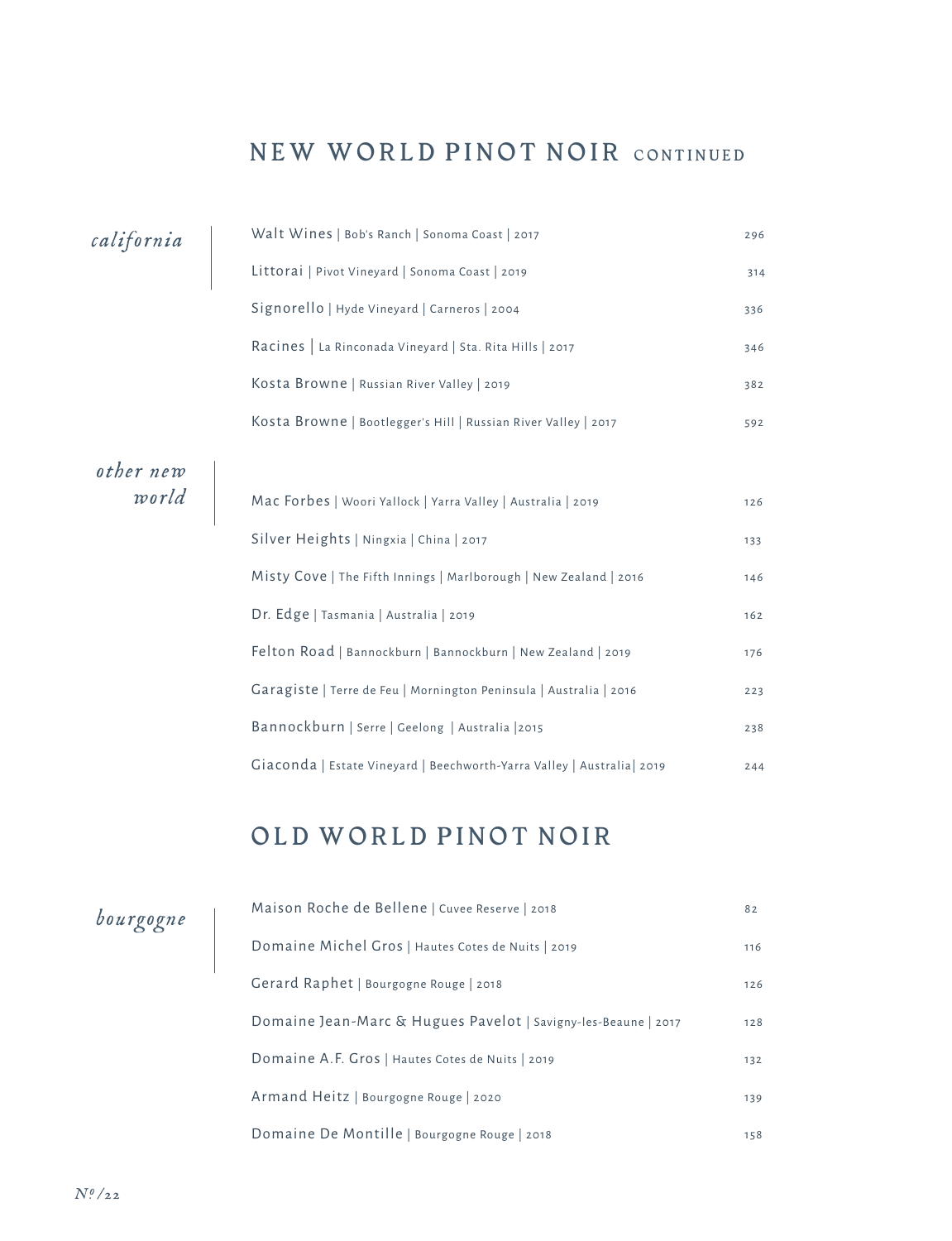## NEW WORLD PINOT NOIR CONTINUED

### *california*

| | |
|---|---|
| Walt Wines \| Bob's Ranch \| Sonoma Coast \| 2017 | 296 |
| Littorai \| Pivot Vineyard \| Sonoma Coast \| 2019 | 314 |
| Signorello \| Hyde Vineyard \| Carneros \| 2004 | 336 |
| Racines \| La Rinconada Vineyard \| Sta. Rita Hills \| 2017 | 346 |
| Kosta Browne \| Russian River Valley \| 2019 | 382 |
| Kosta Browne \| Bootlegger's Hill \| Russian River Valley \| 2017 | 592 |

### *other new world*

| | |
|---|---|
| Mac Forbes \| Woori Yallock \| Yarra Valley \| Australia \| 2019 | 126 |
| Silver Heights \| Ningxia \| China \| 2017 | 133 |
| Misty Cove \| The Fifth Innings \| Marlborough \| New Zealand \| 2016 | 146 |
| Dr. Edge \| Tasmania \| Australia \| 2019 | 162 |
| Felton Road \| Bannockburn \| Bannockburn \| New Zealand \| 2019 | 176 |
| Garagiste \| Terre de Feu \| Mornington Peninsula \| Australia \| 2016 | 223 |
| Bannockburn \| Serre \| Geelong \| Australia \|2015 | 238 |
| Giaconda \| Estate Vineyard \| Beechworth-Yarra Valley \| Australia\| 2019 | 244 |

## OLD WORLD PINOT NOIR

### *bourgogne*

| | |
|---|---|
| Maison Roche de Bellene \| Cuvee Reserve \| 2018 | 82 |
| Domaine Michel Gros \| Hautes Cotes de Nuits \| 2019 | 116 |
| Gerard Raphet \| Bourgogne Rouge \| 2018 | 126 |
| Domaine Jean-Marc & Hugues Pavelot \| Savigny-les-Beaune \| 2017 | 128 |
| Domaine A.F. Gros \| Hautes Cotes de Nuits \| 2019 | 132 |
| Armand Heitz \| Bourgogne Rouge \| 2020 | 139 |
| Domaine De Montille \| Bourgogne Rouge \| 2018 | 158 |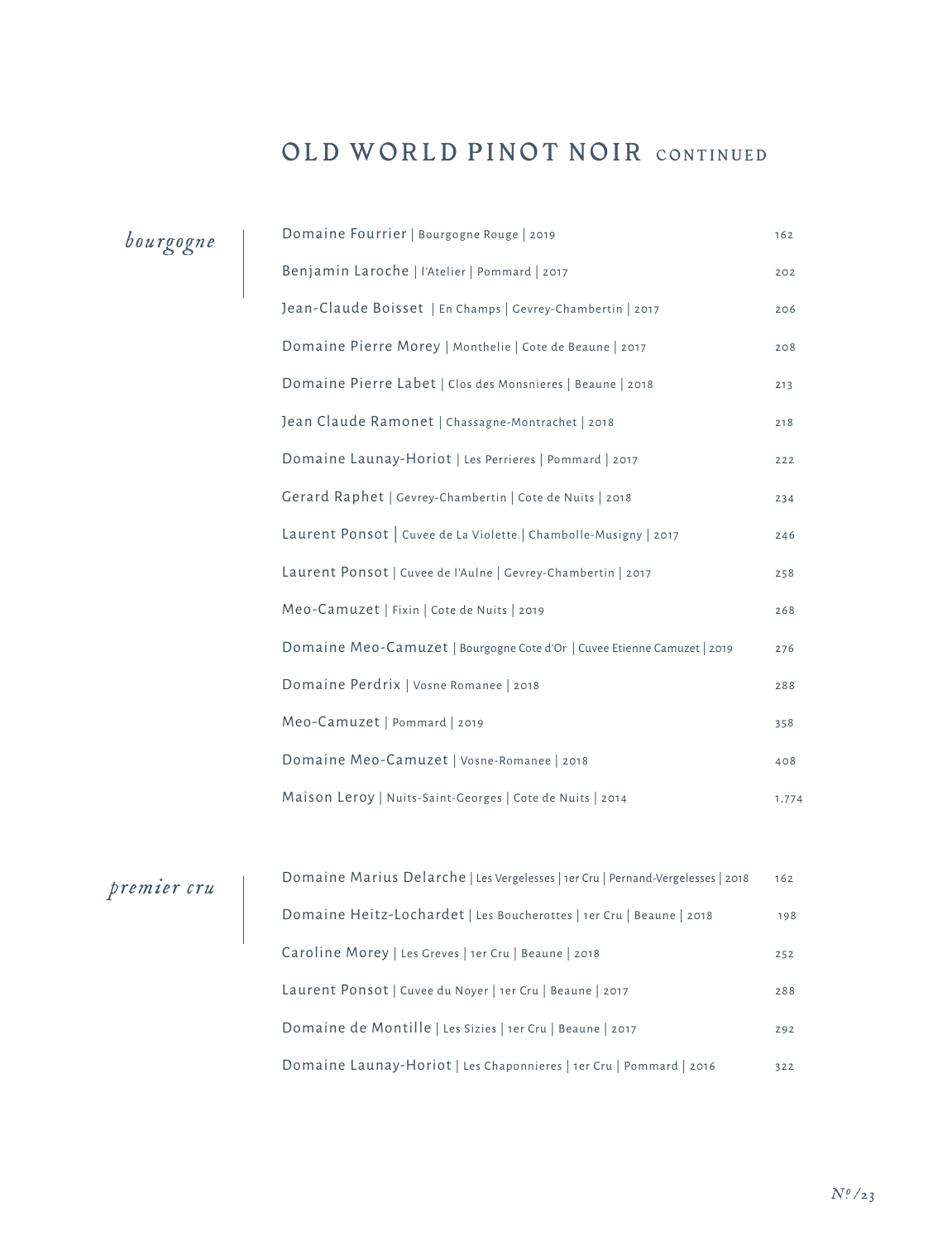# OLD WORLD PINOT NOIR CONTINUED

## *bourgogne*

| Wine | Price |
|---|---|
| Domaine Fourrier \| Bourgogne Rouge \| 2019 | 162 |
| Benjamin Laroche \| l'Atelier \| Pommard \| 2017 | 202 |
| Jean-Claude Boisset \| En Champs \| Gevrey-Chambertin \| 2017 | 206 |
| Domaine Pierre Morey \| Monthelie \| Cote de Beaune \| 2017 | 208 |
| Domaine Pierre Labet \| Clos des Monsnieres \| Beaune \| 2018 | 213 |
| Jean Claude Ramonet \| Chassagne-Montrachet \| 2018 | 218 |
| Domaine Launay-Horiot \| Les Perrieres \| Pommard \| 2017 | 222 |
| Gerard Raphet \| Gevrey-Chambertin \| Cote de Nuits \| 2018 | 234 |
| Laurent Ponsot \| Cuvee de La Violette \| Chambolle-Musigny \| 2017 | 246 |
| Laurent Ponsot \| Cuvee de l'Aulne \| Gevrey-Chambertin \| 2017 | 258 |
| Meo-Camuzet \| Fixin \| Cote de Nuits \| 2019 | 268 |
| Domaine Meo-Camuzet \| Bourgogne Cote d'Or \| Cuvee Etienne Camuzet \| 2019 | 276 |
| Domaine Perdrix \| Vosne Romanee \| 2018 | 288 |
| Meo-Camuzet \| Pommard \| 2019 | 358 |
| Domaine Meo-Camuzet \| Vosne-Romanee \| 2018 | 408 |
| Maison Leroy \| Nuits-Saint-Georges \| Cote de Nuits \| 2014 | 1,774 |

## *premier cru*

| Wine | Price |
|---|---|
| Domaine Marius Delarche \| Les Vergelesses \| 1er Cru \| Pernand-Vergelesses \| 2018 | 162 |
| Domaine Heitz-Lochardet \| Les Boucherottes \| 1er Cru \| Beaune \| 2018 | 198 |
| Caroline Morey \| Les Greves \| 1er Cru \| Beaune \| 2018 | 252 |
| Laurent Ponsot \| Cuvee du Noyer \| 1er Cru \| Beaune \| 2017 | 288 |
| Domaine de Montille \| Les Sizies \| 1er Cru \| Beaune \| 2017 | 292 |
| Domaine Launay-Horiot \| Les Chaponnieres \| 1er Cru \| Pommard \| 2016 | 322 |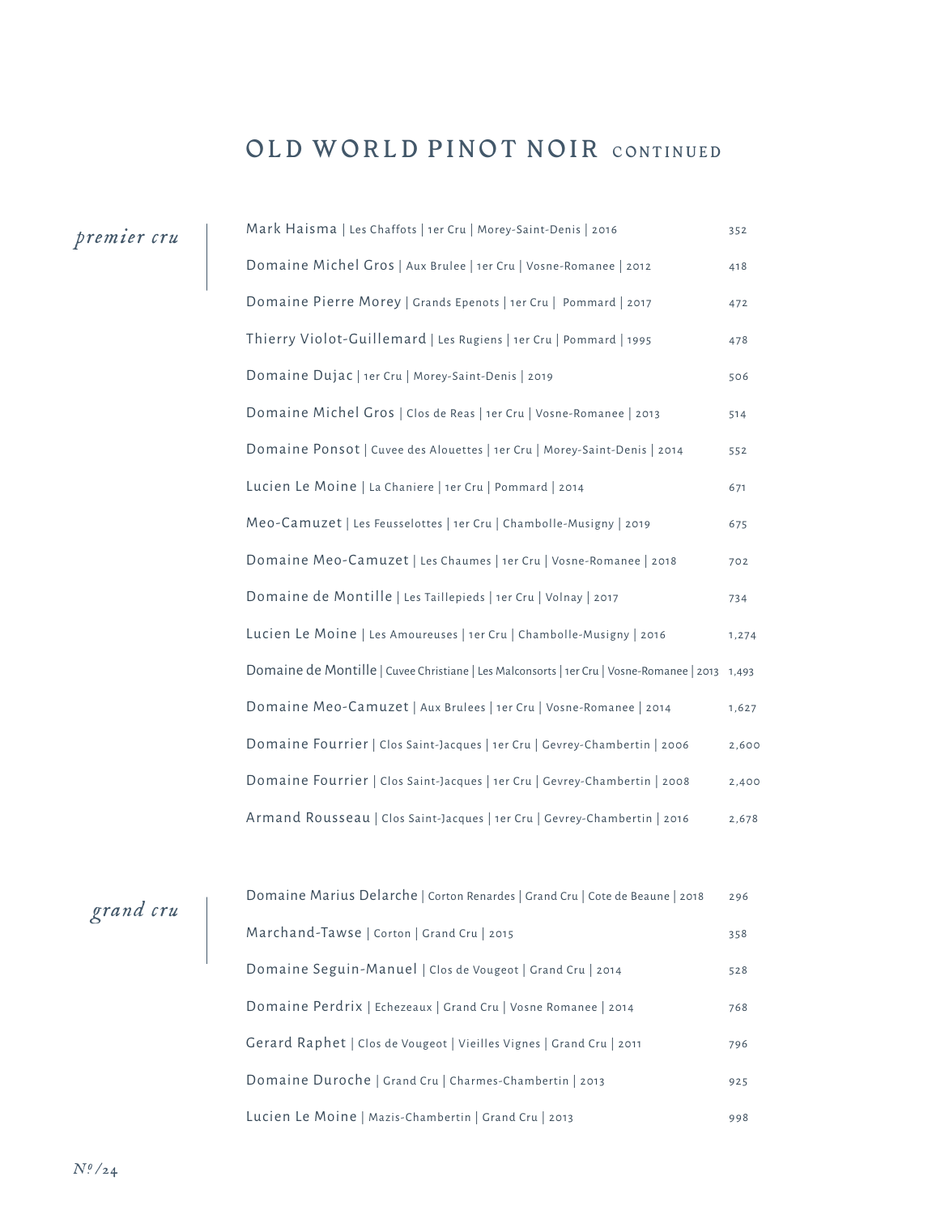# OLD WORLD PINOT NOIR CONTINUED

## *premier cru*

| Wine | Price |
|---|---|
| Mark Haisma \| Les Chaffots \| 1er Cru \| Morey-Saint-Denis \| 2016 | 352 |
| Domaine Michel Gros \| Aux Brulee \| 1er Cru \| Vosne-Romanee \| 2012 | 418 |
| Domaine Pierre Morey \| Grands Epenots \| 1er Cru \| Pommard \| 2017 | 472 |
| Thierry Violot-Guillemard \| Les Rugiens \| 1er Cru \| Pommard \| 1995 | 478 |
| Domaine Dujac \| 1er Cru \| Morey-Saint-Denis \| 2019 | 506 |
| Domaine Michel Gros \| Clos de Reas \| 1er Cru \| Vosne-Romanee \| 2013 | 514 |
| Domaine Ponsot \| Cuvee des Alouettes \| 1er Cru \| Morey-Saint-Denis \| 2014 | 552 |
| Lucien Le Moine \| La Chaniere \| 1er Cru \| Pommard \| 2014 | 671 |
| Meo-Camuzet \| Les Feusselottes \| 1er Cru \| Chambolle-Musigny \| 2019 | 675 |
| Domaine Meo-Camuzet \| Les Chaumes \| 1er Cru \| Vosne-Romanee \| 2018 | 702 |
| Domaine de Montille \| Les Taillepieds \| 1er Cru \| Volnay \| 2017 | 734 |
| Lucien Le Moine \| Les Amoureuses \| 1er Cru \| Chambolle-Musigny \| 2016 | 1,274 |
| Domaine de Montille \| Cuvee Christiane \| Les Malconsorts \| 1er Cru \| Vosne-Romanee \| 2013 | 1,493 |
| Domaine Meo-Camuzet \| Aux Brulees \| 1er Cru \| Vosne-Romanee \| 2014 | 1,627 |
| Domaine Fourrier \| Clos Saint-Jacques \| 1er Cru \| Gevrey-Chambertin \| 2006 | 2,600 |
| Domaine Fourrier \| Clos Saint-Jacques \| 1er Cru \| Gevrey-Chambertin \| 2008 | 2,400 |
| Armand Rousseau \| Clos Saint-Jacques \| 1er Cru \| Gevrey-Chambertin \| 2016 | 2,678 |

## *grand cru*

| Wine | Price |
|---|---|
| Domaine Marius Delarche \| Corton Renardes \| Grand Cru \| Cote de Beaune \| 2018 | 296 |
| Marchand-Tawse \| Corton \| Grand Cru \| 2015 | 358 |
| Domaine Seguin-Manuel \| Clos de Vougeot \| Grand Cru \| 2014 | 528 |
| Domaine Perdrix \| Echezeaux \| Grand Cru \| Vosne Romanee \| 2014 | 768 |
| Gerard Raphet \| Clos de Vougeot \| Vieilles Vignes \| Grand Cru \| 2011 | 796 |
| Domaine Duroche \| Grand Cru \| Charmes-Chambertin \| 2013 | 925 |
| Lucien Le Moine \| Mazis-Chambertin \| Grand Cru \| 2013 | 998 |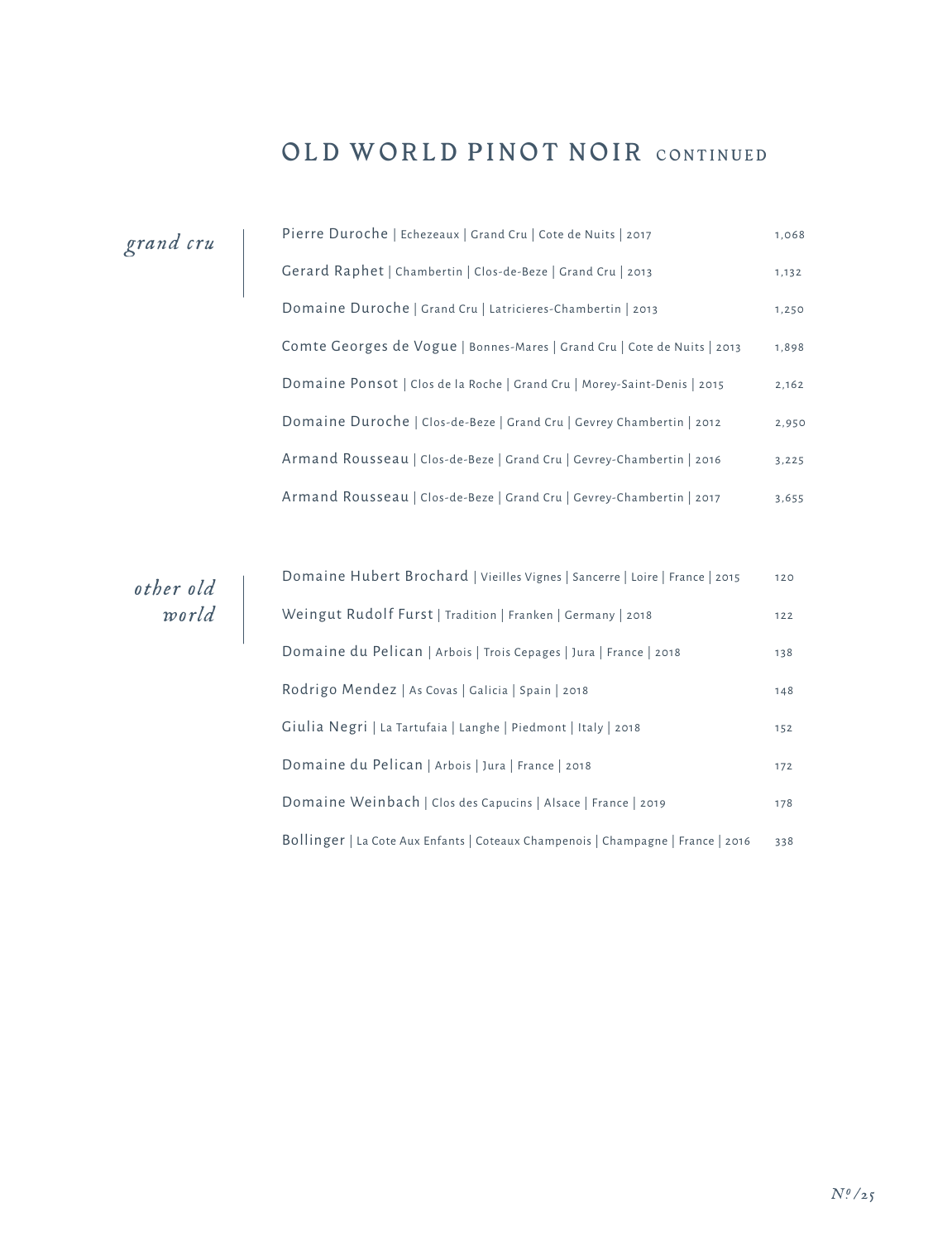# OLD WORLD PINOT NOIR CONTINUED

## *grand cru*

| Wine | Price |
|---|---|
| Pierre Duroche \| Echezeaux \| Grand Cru \| Cote de Nuits \| 2017 | 1,068 |
| Gerard Raphet \| Chambertin \| Clos-de-Beze \| Grand Cru \| 2013 | 1,132 |
| Domaine Duroche \| Grand Cru \| Latricieres-Chambertin \| 2013 | 1,250 |
| Comte Georges de Vogue \| Bonnes-Mares \| Grand Cru \| Cote de Nuits \| 2013 | 1,898 |
| Domaine Ponsot \| Clos de la Roche \| Grand Cru \| Morey-Saint-Denis \| 2015 | 2,162 |
| Domaine Duroche \| Clos-de-Beze \| Grand Cru \| Gevrey Chambertin \| 2012 | 2,950 |
| Armand Rousseau \| Clos-de-Beze \| Grand Cru \| Gevrey-Chambertin \| 2016 | 3,225 |
| Armand Rousseau \| Clos-de-Beze \| Grand Cru \| Gevrey-Chambertin \| 2017 | 3,655 |

## *other old world*

| Wine | Price |
|---|---|
| Domaine Hubert Brochard \| Vieilles Vignes \| Sancerre \| Loire \| France \| 2015 | 120 |
| Weingut Rudolf Furst \| Tradition \| Franken \| Germany \| 2018 | 122 |
| Domaine du Pelican \| Arbois \| Trois Cepages \| Jura \| France \| 2018 | 138 |
| Rodrigo Mendez \| As Covas \| Galicia \| Spain \| 2018 | 148 |
| Giulia Negri \| La Tartufaia \| Langhe \| Piedmont \| Italy \| 2018 | 152 |
| Domaine du Pelican \| Arbois \| Jura \| France \| 2018 | 172 |
| Domaine Weinbach \| Clos des Capucins \| Alsace \| France \| 2019 | 178 |
| Bollinger \| La Cote Aux Enfants \| Coteaux Champenois \| Champagne \| France \| 2016 | 338 |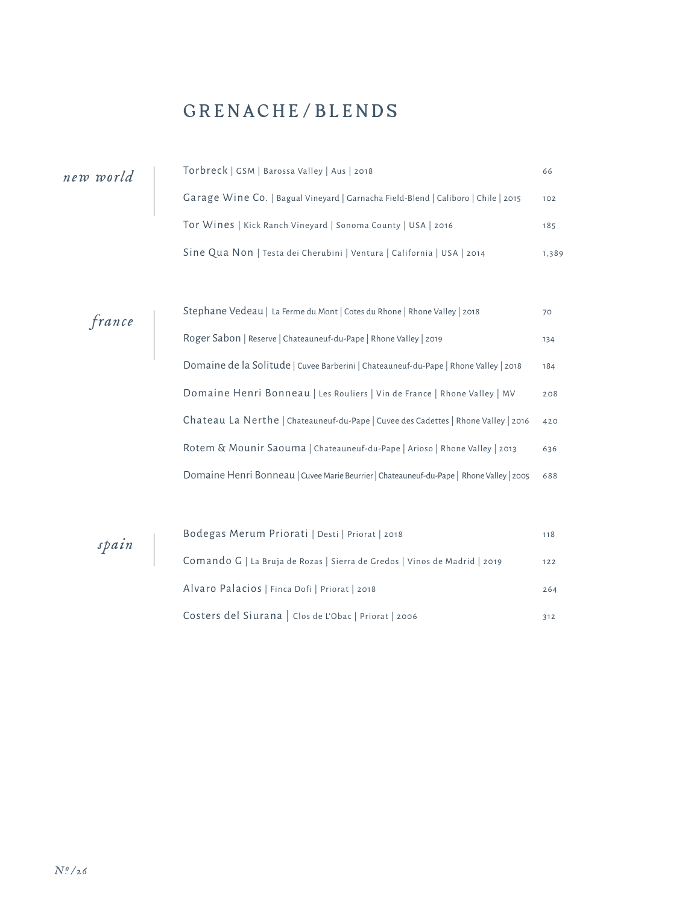# GRENACHE/BLENDS

## *new world*

| Wine | Price |
|---|---|
| Torbreck \| GSM \| Barossa Valley \| Aus \| 2018 | 66 |
| Garage Wine Co. \| Bagual Vineyard \| Garnacha Field-Blend \| Caliboro \| Chile \| 2015 | 102 |
| Tor Wines \| Kick Ranch Vineyard \| Sonoma County \| USA \| 2016 | 185 |
| Sine Qua Non \| Testa dei Cherubini \| Ventura \| California \| USA \| 2014 | 1,389 |

## *france*

| Wine | Price |
|---|---|
| Stephane Vedeau \| La Ferme du Mont \| Cotes du Rhone \| Rhone Valley \| 2018 | 70 |
| Roger Sabon \| Reserve \| Chateauneuf-du-Pape \| Rhone Valley \| 2019 | 134 |
| Domaine de la Solitude \| Cuvee Barberini \| Chateauneuf-du-Pape \| Rhone Valley \| 2018 | 184 |
| Domaine Henri Bonneau \| Les Rouliers \| Vin de France \| Rhone Valley \| MV | 208 |
| Chateau La Nerthe \| Chateauneuf-du-Pape \| Cuvee des Cadettes \| Rhone Valley \| 2016 | 420 |
| Rotem & Mounir Saouma \| Chateauneuf-du-Pape \| Arioso \| Rhone Valley \| 2013 | 636 |
| Domaine Henri Bonneau \| Cuvee Marie Beurrier \| Chateauneuf-du-Pape \| Rhone Valley \| 2005 | 688 |

## *spain*

| Wine | Price |
|---|---|
| Bodegas Merum Priorati \| Desti \| Priorat \| 2018 | 118 |
| Comando G \| La Bruja de Rozas \| Sierra de Gredos \| Vinos de Madrid \| 2019 | 122 |
| Alvaro Palacios \| Finca Dofi \| Priorat \| 2018 | 264 |
| Costers del Siurana \| Clos de L'Obac \| Priorat \| 2006 | 312 |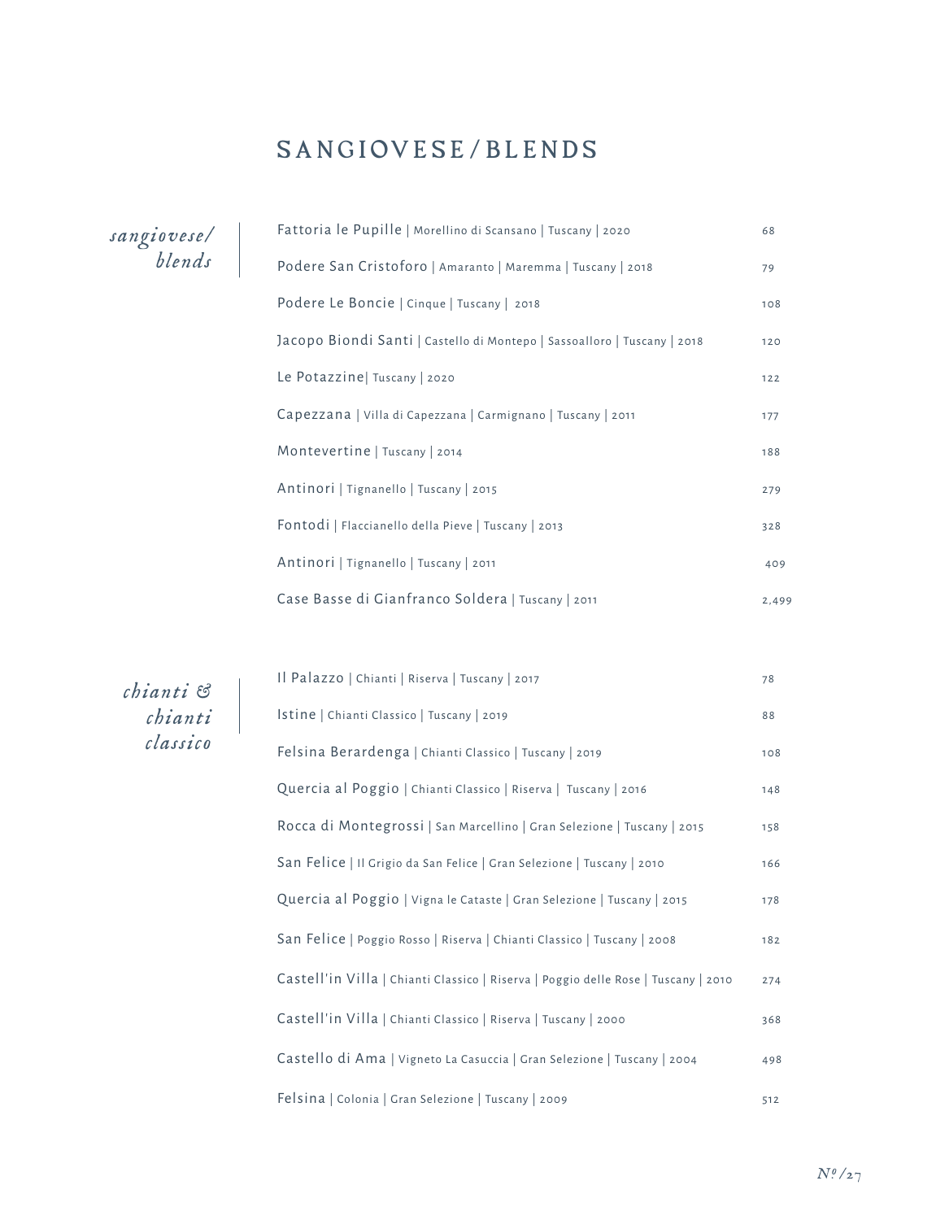# SANGIOVESE/BLENDS

## *sangiovese/ blends*

| Wine | Price |
|---|---|
| Fattoria le Pupille \| Morellino di Scansano \| Tuscany \| 2020 | 68 |
| Podere San Cristoforo \| Amaranto \| Maremma \| Tuscany \| 2018 | 79 |
| Podere Le Boncie \| Cinque \| Tuscany \| 2018 | 108 |
| Jacopo Biondi Santi \| Castello di Montepo \| Sassoalloro \| Tuscany \| 2018 | 120 |
| Le Potazzine\| Tuscany \| 2020 | 122 |
| Capezzana \| Villa di Capezzana \| Carmignano \| Tuscany \| 2011 | 177 |
| Montevertine \| Tuscany \| 2014 | 188 |
| Antinori \| Tignanello \| Tuscany \| 2015 | 279 |
| Fontodi \| Flaccianello della Pieve \| Tuscany \| 2013 | 328 |
| Antinori \| Tignanello \| Tuscany \| 2011 | 409 |
| Case Basse di Gianfranco Soldera \| Tuscany \| 2011 | 2,499 |

## *chianti & chianti classico*

| Wine | Price |
|---|---|
| Il Palazzo \| Chianti \| Riserva \| Tuscany \| 2017 | 78 |
| Istine \| Chianti Classico \| Tuscany \| 2019 | 88 |
| Felsina Berardenga \| Chianti Classico \| Tuscany \| 2019 | 108 |
| Quercia al Poggio \| Chianti Classico \| Riserva \| Tuscany \| 2016 | 148 |
| Rocca di Montegrossi \| San Marcellino \| Gran Selezione \| Tuscany \| 2015 | 158 |
| San Felice \| Il Grigio da San Felice \| Gran Selezione \| Tuscany \| 2010 | 166 |
| Quercia al Poggio \| Vigna le Cataste \| Gran Selezione \| Tuscany \| 2015 | 178 |
| San Felice \| Poggio Rosso \| Riserva \| Chianti Classico \| Tuscany \| 2008 | 182 |
| Castell'in Villa \| Chianti Classico \| Riserva \| Poggio delle Rose \| Tuscany \| 2010 | 274 |
| Castell'in Villa \| Chianti Classico \| Riserva \| Tuscany \| 2000 | 368 |
| Castello di Ama \| Vigneto La Casuccia \| Gran Selezione \| Tuscany \| 2004 | 498 |
| Felsina \| Colonia \| Gran Selezione \| Tuscany \| 2009 | 512 |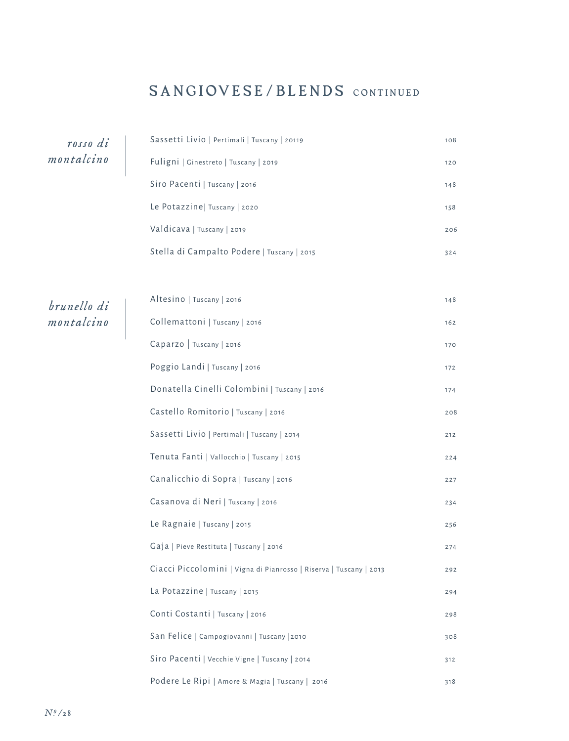# SANGIOVESE/BLENDS CONTINUED

## *rosso di montalcino*

| Wine | Price |
|---|---|
| Sassetti Livio \| Pertimali \| Tuscany \| 20119 | 108 |
| Fuligni \| Ginestreto \| Tuscany \| 2019 | 120 |
| Siro Pacenti \| Tuscany \| 2016 | 148 |
| Le Potazzine\| Tuscany \| 2020 | 158 |
| Valdicava \| Tuscany \| 2019 | 206 |
| Stella di Campalto Podere \| Tuscany \| 2015 | 324 |

## *brunello di montalcino*

| Wine | Price |
|---|---|
| Altesino \| Tuscany \| 2016 | 148 |
| Collemattoni \| Tuscany \| 2016 | 162 |
| Caparzo \| Tuscany \| 2016 | 170 |
| Poggio Landi \| Tuscany \| 2016 | 172 |
| Donatella Cinelli Colombini \| Tuscany \| 2016 | 174 |
| Castello Romitorio \| Tuscany \| 2016 | 208 |
| Sassetti Livio \| Pertimali \| Tuscany \| 2014 | 212 |
| Tenuta Fanti \| Vallocchio \| Tuscany \| 2015 | 224 |
| Canalicchio di Sopra \| Tuscany \| 2016 | 227 |
| Casanova di Neri \| Tuscany \| 2016 | 234 |
| Le Ragnaie \| Tuscany \| 2015 | 256 |
| Gaja \| Pieve Restituta \| Tuscany \| 2016 | 274 |
| Ciacci Piccolomini \| Vigna di Pianrosso \| Riserva \| Tuscany \| 2013 | 292 |
| La Potazzine \| Tuscany \| 2015 | 294 |
| Conti Costanti \| Tuscany \| 2016 | 298 |
| San Felice \| Campogiovanni \| Tuscany \|2010 | 308 |
| Siro Pacenti \| Vecchie Vigne \| Tuscany \| 2014 | 312 |
| Podere Le Ripi \| Amore & Magia \| Tuscany \| 2016 | 318 |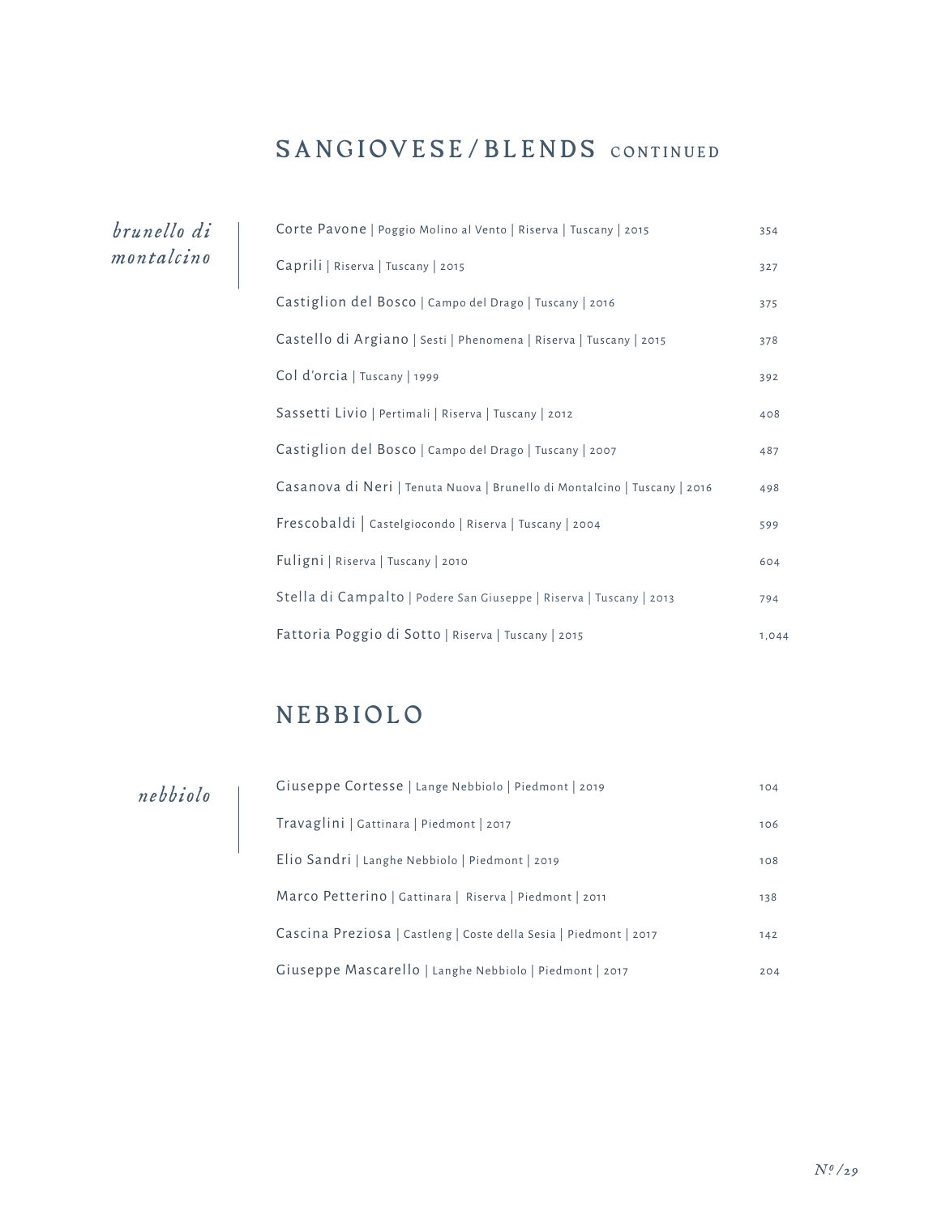# SANGIOVESE/BLENDS CONTINUED

*brunello di montalcino*

| Wine | Price |
|---|---|
| Corte Pavone \| Poggio Molino al Vento \| Riserva \| Tuscany \| 2015 | 354 |
| Caprili \| Riserva \| Tuscany \| 2015 | 327 |
| Castiglion del Bosco \| Campo del Drago \| Tuscany \| 2016 | 375 |
| Castello di Argiano \| Sesti \| Phenomena \| Riserva \| Tuscany \| 2015 | 378 |
| Col d'orcia \| Tuscany \| 1999 | 392 |
| Sassetti Livio \| Pertimali \| Riserva \| Tuscany \| 2012 | 408 |
| Castiglion del Bosco \| Campo del Drago \| Tuscany \| 2007 | 487 |
| Casanova di Neri \| Tenuta Nuova \| Brunello di Montalcino \| Tuscany \| 2016 | 498 |
| Frescobaldi \| Castelgiocondo \| Riserva \| Tuscany \| 2004 | 599 |
| Fuligni \| Riserva \| Tuscany \| 2010 | 604 |
| Stella di Campalto \| Podere San Giuseppe \| Riserva \| Tuscany \| 2013 | 794 |
| Fattoria Poggio di Sotto \| Riserva \| Tuscany \| 2015 | 1,044 |

# NEBBIOLO

*nebbiolo*

| Wine | Price |
|---|---|
| Giuseppe Cortesse \| Lange Nebbiolo \| Piedmont \| 2019 | 104 |
| Travaglini \| Gattinara \| Piedmont \| 2017 | 106 |
| Elio Sandri \| Langhe Nebbiolo \| Piedmont \| 2019 | 108 |
| Marco Petterino \| Gattinara \| Riserva \| Piedmont \| 2011 | 138 |
| Cascina Preziosa \| Castleng \| Coste della Sesia \| Piedmont \| 2017 | 142 |
| Giuseppe Mascarello \| Langhe Nebbiolo \| Piedmont \| 2017 | 204 |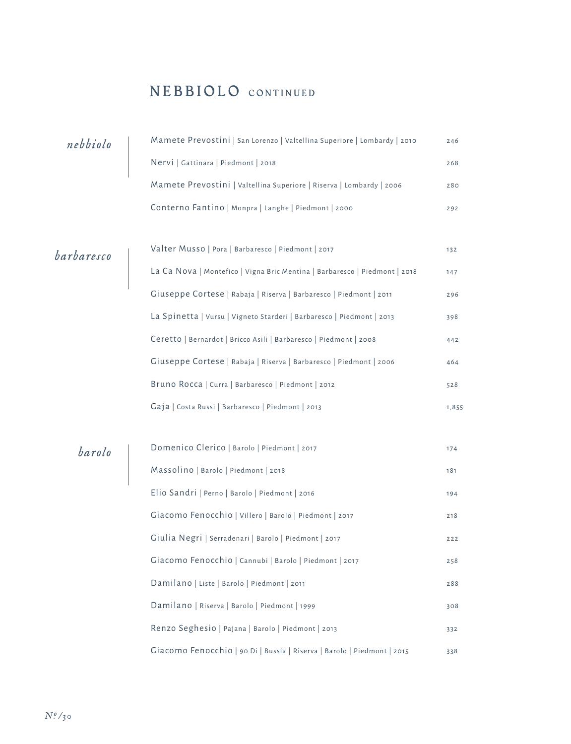# NEBBIOLO CONTINUED

## *nebbiolo*

| Wine | Price |
| --- | --- |
| Mamete Prevostini \| San Lorenzo \| Valtellina Superiore \| Lombardy \| 2010 | 246 |
| Nervi \| Gattinara \| Piedmont \| 2018 | 268 |
| Mamete Prevostini \| Valtellina Superiore \| Riserva \| Lombardy \| 2006 | 280 |
| Conterno Fantino \| Monpra \| Langhe \| Piedmont \| 2000 | 292 |

## *barbaresco*

| Wine | Price |
| --- | --- |
| Valter Musso \| Pora \| Barbaresco \| Piedmont \| 2017 | 132 |
| La Ca Nova \| Montefico \| Vigna Bric Mentina \| Barbaresco \| Piedmont \| 2018 | 147 |
| Giuseppe Cortese \| Rabaja \| Riserva \| Barbaresco \| Piedmont \| 2011 | 296 |
| La Spinetta \| Vursu \| Vigneto Starderi \| Barbaresco \| Piedmont \| 2013 | 398 |
| Ceretto \| Bernardot \| Bricco Asili \| Barbaresco \| Piedmont \| 2008 | 442 |
| Giuseppe Cortese \| Rabaja \| Riserva \| Barbaresco \| Piedmont \| 2006 | 464 |
| Bruno Rocca \| Curra \| Barbaresco \| Piedmont \| 2012 | 528 |
| Gaja \| Costa Russi \| Barbaresco \| Piedmont \| 2013 | 1,855 |

## *barolo*

| Wine | Price |
| --- | --- |
| Domenico Clerico \| Barolo \| Piedmont \| 2017 | 174 |
| Massolino \| Barolo \| Piedmont \| 2018 | 181 |
| Elio Sandri \| Perno \| Barolo \| Piedmont \| 2016 | 194 |
| Giacomo Fenocchio \| Villero \| Barolo \| Piedmont \| 2017 | 218 |
| Giulia Negri \| Serradenari \| Barolo \| Piedmont \| 2017 | 222 |
| Giacomo Fenocchio \| Cannubi \| Barolo \| Piedmont \| 2017 | 258 |
| Damilano \| Liste \| Barolo \| Piedmont \| 2011 | 288 |
| Damilano \| Riserva \| Barolo \| Piedmont \| 1999 | 308 |
| Renzo Seghesio \| Pajana \| Barolo \| Piedmont \| 2013 | 332 |
| Giacomo Fenocchio \| 90 Di \| Bussia \| Riserva \| Barolo \| Piedmont \| 2015 | 338 |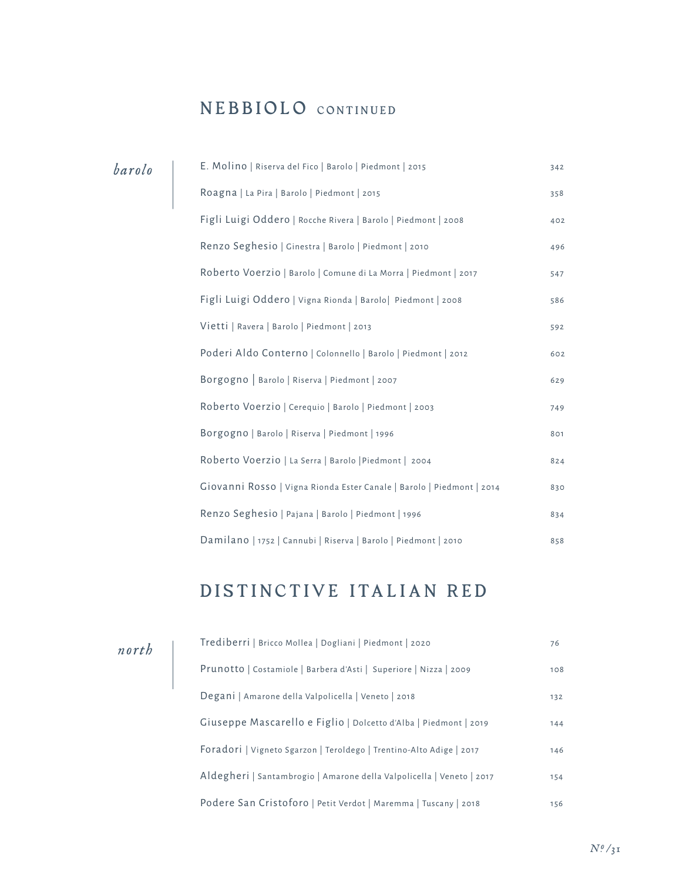## NEBBIOLO CONTINUED

*barolo*

| Wine | Price |
|---|---|
| E. Molino \| Riserva del Fico \| Barolo \| Piedmont \| 2015 | 342 |
| Roagna \| La Pira \| Barolo \| Piedmont \| 2015 | 358 |
| Figli Luigi Oddero \| Rocche Rivera \| Barolo \| Piedmont \| 2008 | 402 |
| Renzo Seghesio \| Ginestra \| Barolo \| Piedmont \| 2010 | 496 |
| Roberto Voerzio \| Barolo \| Comune di La Morra \| Piedmont \| 2017 | 547 |
| Figli Luigi Oddero \| Vigna Rionda \| Barolo\| Piedmont \| 2008 | 586 |
| Vietti \| Ravera \| Barolo \| Piedmont \| 2013 | 592 |
| Poderi Aldo Conterno \| Colonnello \| Barolo \| Piedmont \| 2012 | 602 |
| Borgogno \| Barolo \| Riserva \| Piedmont \| 2007 | 629 |
| Roberto Voerzio \| Cerequio \| Barolo \| Piedmont \| 2003 | 749 |
| Borgogno \| Barolo \| Riserva \| Piedmont \| 1996 | 801 |
| Roberto Voerzio \| La Serra \| Barolo \|Piedmont \| 2004 | 824 |
| Giovanni Rosso \| Vigna Rionda Ester Canale \| Barolo \| Piedmont \| 2014 | 830 |
| Renzo Seghesio \| Pajana \| Barolo \| Piedmont \| 1996 | 834 |
| Damilano \| 1752 \| Cannubi \| Riserva \| Barolo \| Piedmont \| 2010 | 858 |

## DISTINCTIVE ITALIAN RED

*north*

| Wine | Price |
|---|---|
| Trediberri \| Bricco Mollea \| Dogliani \| Piedmont \| 2020 | 76 |
| Prunotto \| Costamiole \| Barbera d'Asti \| Superiore \| Nizza \| 2009 | 108 |
| Degani \| Amarone della Valpolicella \| Veneto \| 2018 | 132 |
| Giuseppe Mascarello e Figlio \| Dolcetto d'Alba \| Piedmont \| 2019 | 144 |
| Foradori \| Vigneto Sgarzon \| Teroldego \| Trentino-Alto Adige \| 2017 | 146 |
| Aldegheri \| Santambrogio \| Amarone della Valpolicella \| Veneto \| 2017 | 154 |
| Podere San Cristoforo \| Petit Verdot \| Maremma \| Tuscany \| 2018 | 156 |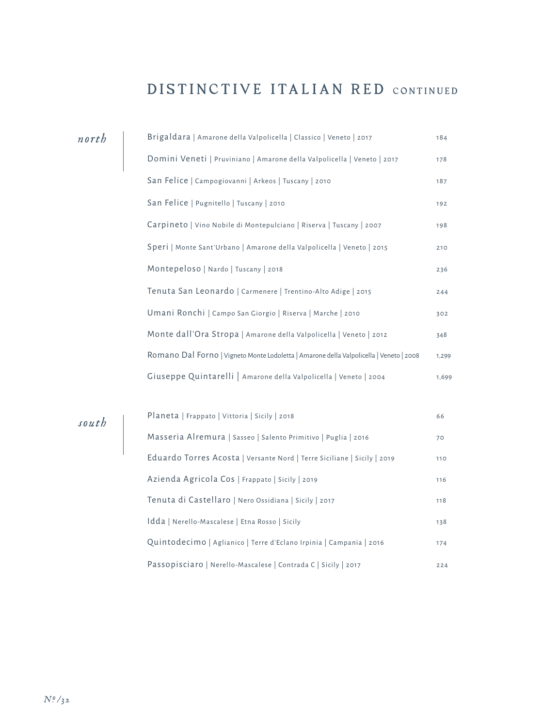# DISTINCTIVE ITALIAN RED CONTINUED

## *north*

Brigaldara | Amarone della Valpolicella | Classico | Veneto | 2017 — 184

Domini Veneti | Pruviniano | Amarone della Valpolicella | Veneto | 2017 — 178

San Felice | Campogiovanni | Arkeos | Tuscany | 2010 — 187

San Felice | Pugnitello | Tuscany | 2010 — 192

Carpineto | Vino Nobile di Montepulciano | Riserva | Tuscany | 2007 — 198

Speri | Monte Sant'Urbano | Amarone della Valpolicella | Veneto | 2015 — 210

Montepeloso | Nardo | Tuscany | 2018 — 236

Tenuta San Leonardo | Carmenere | Trentino-Alto Adige | 2015 — 244

Umani Ronchi | Campo San Giorgio | Riserva | Marche | 2010 — 302

Monte dall'Ora Stropa | Amarone della Valpolicella | Veneto | 2012 — 348

Romano Dal Forno | Vigneto Monte Lodoletta | Amarone della Valpolicella | Veneto | 2008 — 1,299

Giuseppe Quintarelli | Amarone della Valpolicella | Veneto | 2004 — 1,699

## *south*

Planeta | Frappato | Vittoria | Sicily | 2018 — 66

Masseria Alremura | Sasseo | Salento Primitivo | Puglia | 2016 — 70

Eduardo Torres Acosta | Versante Nord | Terre Siciliane | Sicily | 2019 — 110

Azienda Agricola Cos | Frappato | Sicily | 2019 — 116

Tenuta di Castellaro | Nero Ossidiana | Sicily | 2017 — 118

Idda | Nerello-Mascalese | Etna Rosso | Sicily — 138

Quintodecimo | Aglianico | Terre d'Eclano Irpinia | Campania | 2016 — 174

Passopisciaro | Nerello-Mascalese | Contrada C | Sicily | 2017 — 224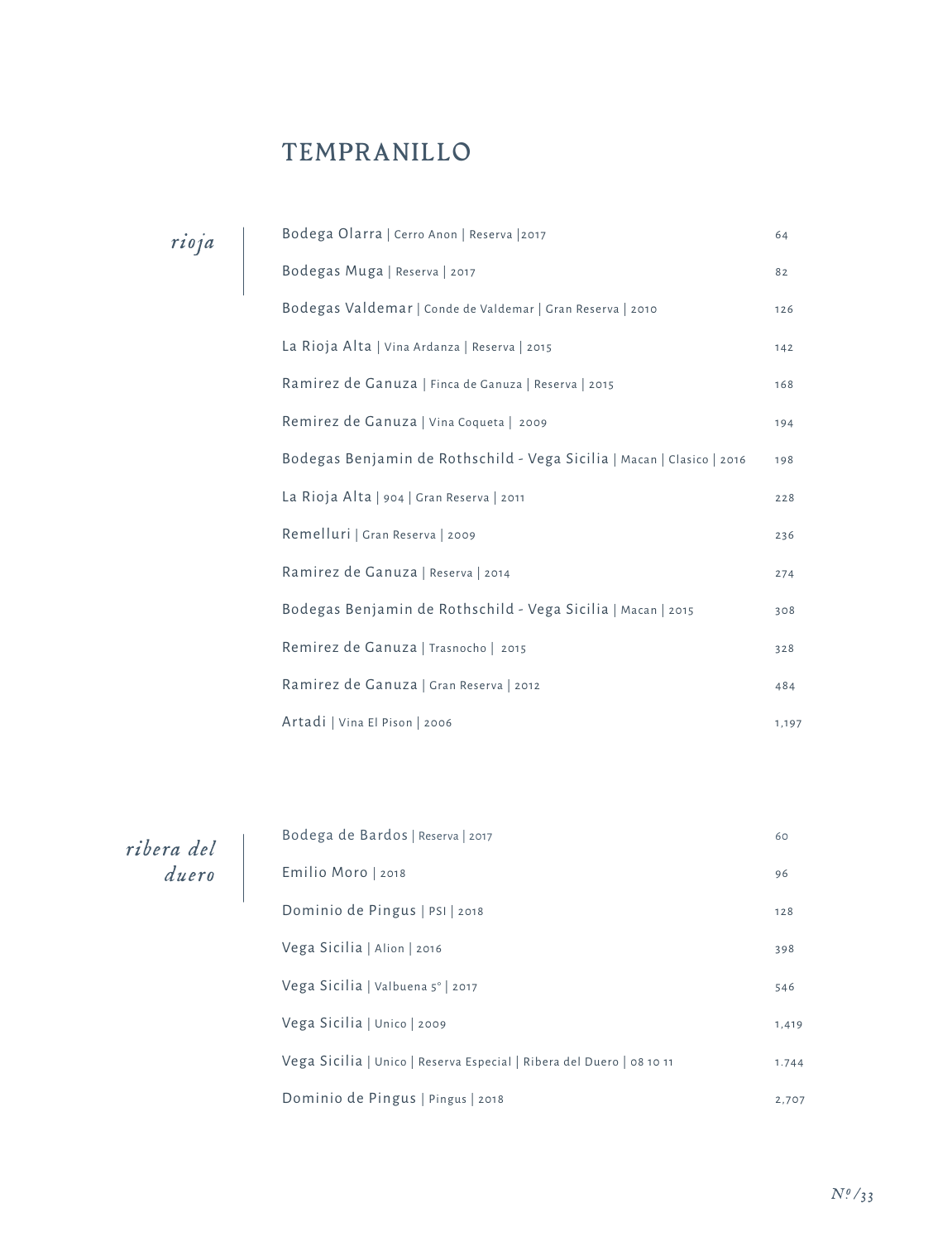# TEMPRANILLO

## *rioja*

| | |
|---|---|
| Bodega Olarra \| Cerro Anon \| Reserva \|2017 | 64 |
| Bodegas Muga \| Reserva \| 2017 | 82 |
| Bodegas Valdemar \| Conde de Valdemar \| Gran Reserva \| 2010 | 126 |
| La Rioja Alta \| Vina Ardanza \| Reserva \| 2015 | 142 |
| Ramirez de Ganuza \| Finca de Ganuza \| Reserva \| 2015 | 168 |
| Remirez de Ganuza \| Vina Coqueta \| 2009 | 194 |
| Bodegas Benjamin de Rothschild - Vega Sicilia \| Macan \| Clasico \| 2016 | 198 |
| La Rioja Alta \| 904 \| Gran Reserva \| 2011 | 228 |
| Remelluri \| Gran Reserva \| 2009 | 236 |
| Ramirez de Ganuza \| Reserva \| 2014 | 274 |
| Bodegas Benjamin de Rothschild - Vega Sicilia \| Macan \| 2015 | 308 |
| Remirez de Ganuza \| Trasnocho \| 2015 | 328 |
| Ramirez de Ganuza \| Gran Reserva \| 2012 | 484 |
| Artadi \| Vina El Pison \| 2006 | 1,197 |

## *ribera del duero*

| | |
|---|---|
| Bodega de Bardos \| Reserva \| 2017 | 60 |
| Emilio Moro \| 2018 | 96 |
| Dominio de Pingus \| PSI \| 2018 | 128 |
| Vega Sicilia \| Alion \| 2016 | 398 |
| Vega Sicilia \| Valbuena 5° \| 2017 | 546 |
| Vega Sicilia \| Unico \| 2009 | 1,419 |
| Vega Sicilia \| Unico \| Reserva Especial \| Ribera del Duero \| 08 10 11 | 1.744 |
| Dominio de Pingus \| Pingus \| 2018 | 2,707 |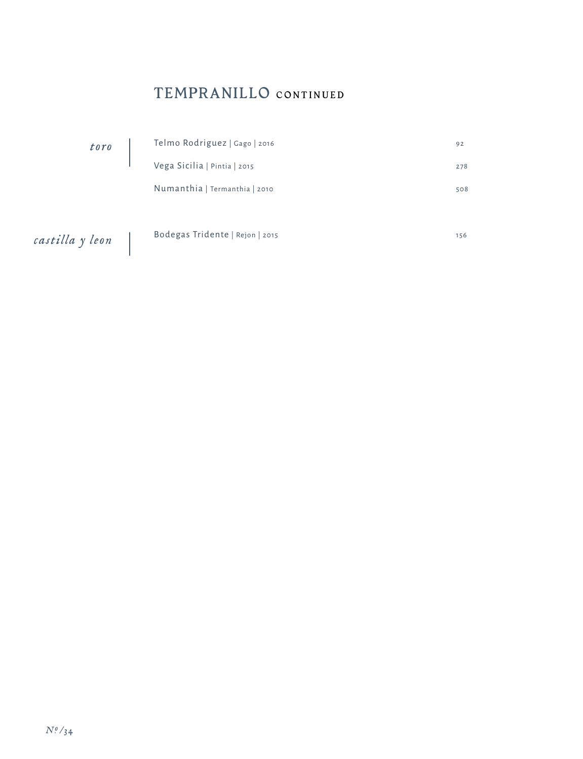# TEMPRANILLO CONTINUED

| | Wine | Price |
|---|---|---|
| *toro* | Telmo Rodriguez \| Gago \| 2016 | 92 |
| | Vega Sicilia \| Pintia \| 2015 | 278 |
| | Numanthia \| Termanthia \| 2010 | 508 |
| *castilla y leon* | Bodegas Tridente \| Rejon \| 2015 | 156 |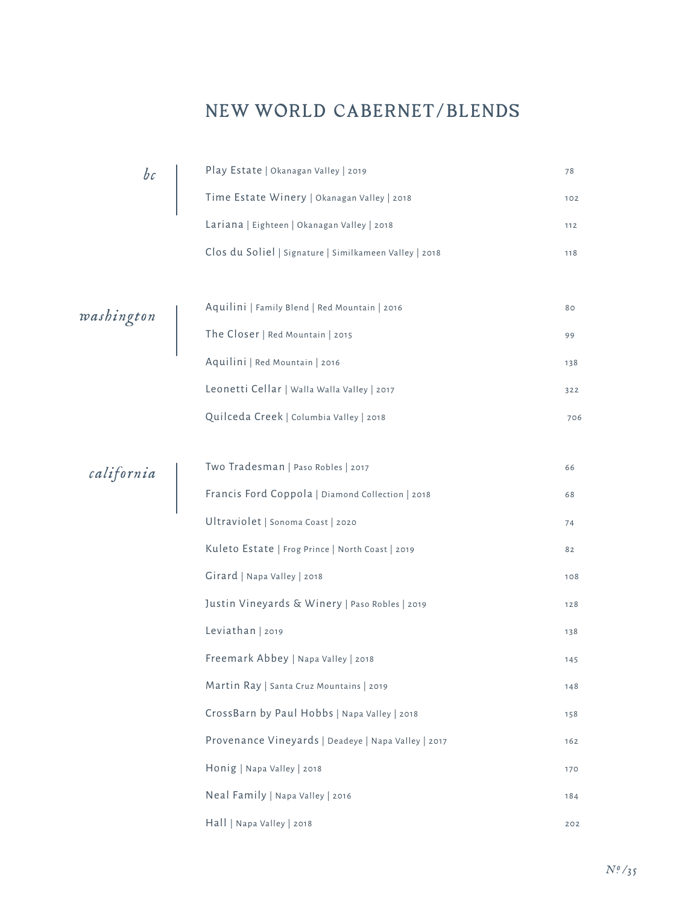# NEW WORLD CABERNET/BLENDS

## *bc*

| Wine | Price |
|---|---|
| Play Estate \| Okanagan Valley \| 2019 | 78 |
| Time Estate Winery \| Okanagan Valley \| 2018 | 102 |
| Lariana \| Eighteen \| Okanagan Valley \| 2018 | 112 |
| Clos du Soliel \| Signature \| Similkameen Valley \| 2018 | 118 |

## *washington*

| Wine | Price |
|---|---|
| Aquilini \| Family Blend \| Red Mountain \| 2016 | 80 |
| The Closer \| Red Mountain \| 2015 | 99 |
| Aquilini \| Red Mountain \| 2016 | 138 |
| Leonetti Cellar \| Walla Walla Valley \| 2017 | 322 |
| Quilceda Creek \| Columbia Valley \| 2018 | 706 |

## *california*

| Wine | Price |
|---|---|
| Two Tradesman \| Paso Robles \| 2017 | 66 |
| Francis Ford Coppola \| Diamond Collection \| 2018 | 68 |
| Ultraviolet \| Sonoma Coast \| 2020 | 74 |
| Kuleto Estate \| Frog Prince \| North Coast \| 2019 | 82 |
| Girard \| Napa Valley \| 2018 | 108 |
| Justin Vineyards & Winery \| Paso Robles \| 2019 | 128 |
| Leviathan \| 2019 | 138 |
| Freemark Abbey \| Napa Valley \| 2018 | 145 |
| Martin Ray \| Santa Cruz Mountains \| 2019 | 148 |
| CrossBarn by Paul Hobbs \| Napa Valley \| 2018 | 158 |
| Provenance Vineyards \| Deadeye \| Napa Valley \| 2017 | 162 |
| Honig \| Napa Valley \| 2018 | 170 |
| Neal Family \| Napa Valley \| 2016 | 184 |
| Hall \| Napa Valley \| 2018 | 202 |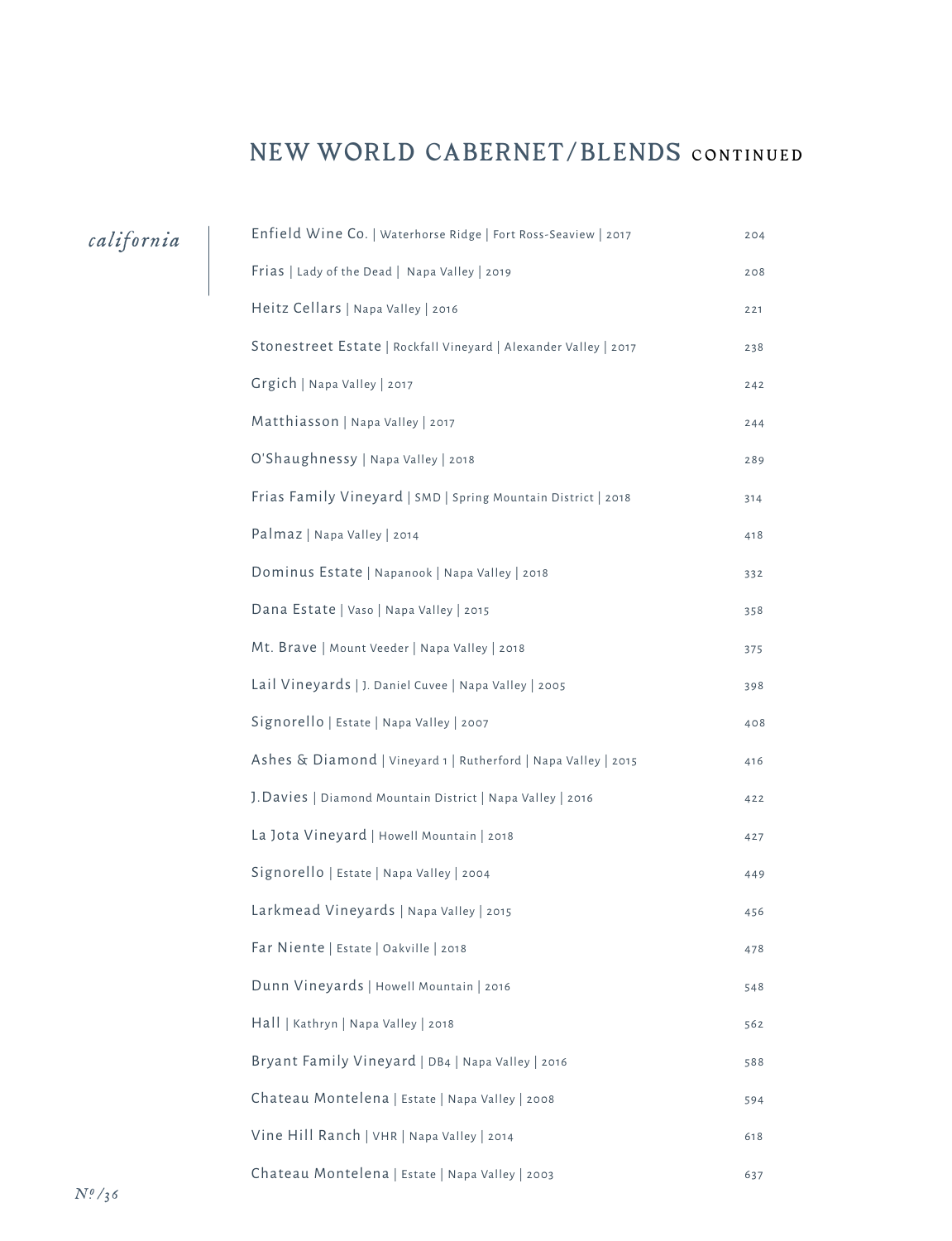## NEW WORLD CABERNET/BLENDS CONTINUED

### *california*

| Wine | Price |
|---|---|
| Enfield Wine Co. \| Waterhorse Ridge \| Fort Ross-Seaview \| 2017 | 204 |
| Frias \| Lady of the Dead \| Napa Valley \| 2019 | 208 |
| Heitz Cellars \| Napa Valley \| 2016 | 221 |
| Stonestreet Estate \| Rockfall Vineyard \| Alexander Valley \| 2017 | 238 |
| Grgich \| Napa Valley \| 2017 | 242 |
| Matthiasson \| Napa Valley \| 2017 | 244 |
| O'Shaughnessy \| Napa Valley \| 2018 | 289 |
| Frias Family Vineyard \| SMD \| Spring Mountain District \| 2018 | 314 |
| Palmaz \| Napa Valley \| 2014 | 418 |
| Dominus Estate \| Napanook \| Napa Valley \| 2018 | 332 |
| Dana Estate \| Vaso \| Napa Valley \| 2015 | 358 |
| Mt. Brave \| Mount Veeder \| Napa Valley \| 2018 | 375 |
| Lail Vineyards \| J. Daniel Cuvee \| Napa Valley \| 2005 | 398 |
| Signorello \| Estate \| Napa Valley \| 2007 | 408 |
| Ashes & Diamond \| Vineyard 1 \| Rutherford \| Napa Valley \| 2015 | 416 |
| J.Davies \| Diamond Mountain District \| Napa Valley \| 2016 | 422 |
| La Jota Vineyard \| Howell Mountain \| 2018 | 427 |
| Signorello \| Estate \| Napa Valley \| 2004 | 449 |
| Larkmead Vineyards \| Napa Valley \| 2015 | 456 |
| Far Niente \| Estate \| Oakville \| 2018 | 478 |
| Dunn Vineyards \| Howell Mountain \| 2016 | 548 |
| Hall \| Kathryn \| Napa Valley \| 2018 | 562 |
| Bryant Family Vineyard \| DB4 \| Napa Valley \| 2016 | 588 |
| Chateau Montelena \| Estate \| Napa Valley \| 2008 | 594 |
| Vine Hill Ranch \| VHR \| Napa Valley \| 2014 | 618 |
| Chateau Montelena \| Estate \| Napa Valley \| 2003 | 637 |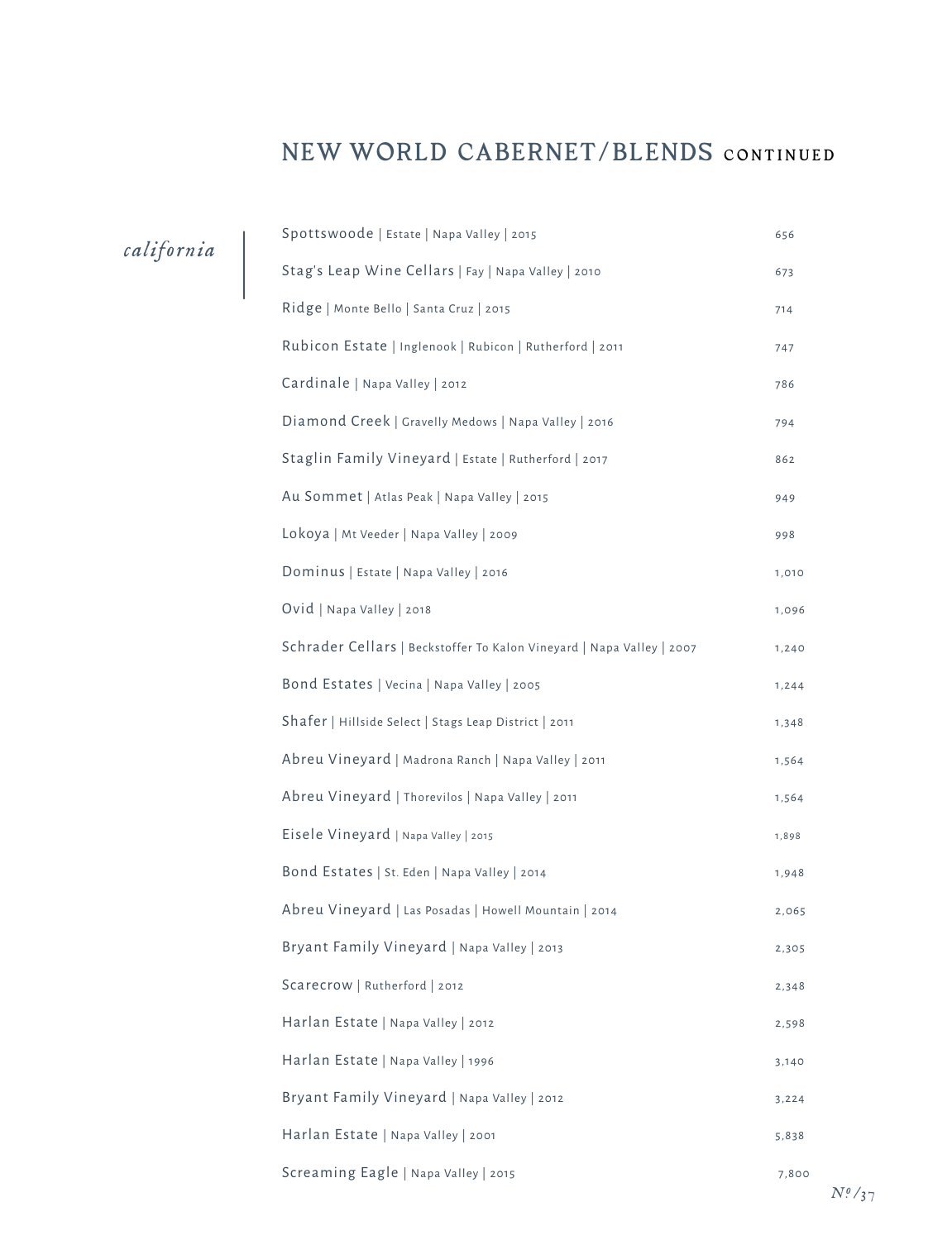# NEW WORLD CABERNET/BLENDS CONTINUED

*california*

| Wine | Price |
|---|---|
| Spottswoode \| Estate \| Napa Valley \| 2015 | 656 |
| Stag's Leap Wine Cellars \| Fay \| Napa Valley \| 2010 | 673 |
| Ridge \| Monte Bello \| Santa Cruz \| 2015 | 714 |
| Rubicon Estate \| Inglenook \| Rubicon \| Rutherford \| 2011 | 747 |
| Cardinale \| Napa Valley \| 2012 | 786 |
| Diamond Creek \| Gravelly Medows \| Napa Valley \| 2016 | 794 |
| Staglin Family Vineyard \| Estate \| Rutherford \| 2017 | 862 |
| Au Sommet \| Atlas Peak \| Napa Valley \| 2015 | 949 |
| Lokoya \| Mt Veeder \| Napa Valley \| 2009 | 998 |
| Dominus \| Estate \| Napa Valley \| 2016 | 1,010 |
| Ovid \| Napa Valley \| 2018 | 1,096 |
| Schrader Cellars \| Beckstoffer To Kalon Vineyard \| Napa Valley \| 2007 | 1,240 |
| Bond Estates \| Vecina \| Napa Valley \| 2005 | 1,244 |
| Shafer \| Hillside Select \| Stags Leap District \| 2011 | 1,348 |
| Abreu Vineyard \| Madrona Ranch \| Napa Valley \| 2011 | 1,564 |
| Abreu Vineyard \| Thorevilos \| Napa Valley \| 2011 | 1,564 |
| Eisele Vineyard \| Napa Valley \| 2015 | 1,898 |
| Bond Estates \| St. Eden \| Napa Valley \| 2014 | 1,948 |
| Abreu Vineyard \| Las Posadas \| Howell Mountain \| 2014 | 2,065 |
| Bryant Family Vineyard \| Napa Valley \| 2013 | 2,305 |
| Scarecrow \| Rutherford \| 2012 | 2,348 |
| Harlan Estate \| Napa Valley \| 2012 | 2,598 |
| Harlan Estate \| Napa Valley \| 1996 | 3,140 |
| Bryant Family Vineyard \| Napa Valley \| 2012 | 3,224 |
| Harlan Estate \| Napa Valley \| 2001 | 5,838 |
| Screaming Eagle \| Napa Valley \| 2015 | 7,800 |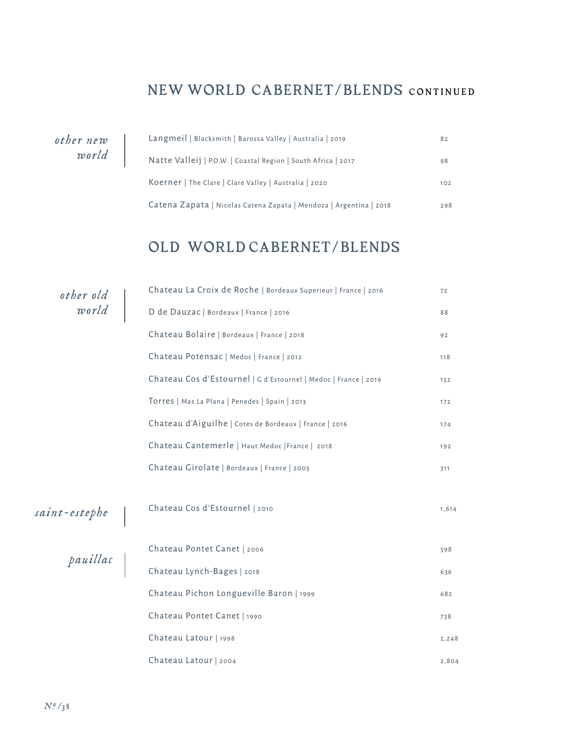## NEW WORLD CABERNET/BLENDS CONTINUED

*other new world*

| Wine | Price |
|---|---|
| Langmeil \| Blacksmith \| Barossa Valley \| Australia \| 2019 | 82 |
| Natte Valleij \| P.O.W. \| Coastal Region \| South Africa \| 2017 | 98 |
| Koerner \| The Clare \| Clare Valley \| Australia \| 2020 | 102 |
| Catena Zapata \| Nicolas Catena Zapata \| Mendoza \| Argentina \| 2018 | 298 |

## OLD WORLD CABERNET/BLENDS

*other old world*

| Wine | Price |
|---|---|
| Chateau La Croix de Roche \| Bordeaux Superieur \| France \| 2016 | 72 |
| D de Dauzac \| Bordeaux \| France \| 2016 | 88 |
| Chateau Bolaire \| Bordeaux \| France \| 2018 | 92 |
| Chateau Potensac \| Medoc \| France \| 2012 | 118 |
| Chateau Cos d'Estournel \| G d'Estournel \| Medoc \| France \| 2019 | 152 |
| Torres \| Mas La Plana \| Penedes \| Spain \| 2013 | 172 |
| Chateau d'Aiguilhe \| Cotes de Bordeaux \| France \| 2016 | 174 |
| Chateau Cantemerle \| Haut Medoc \|France \| 2018 | 192 |
| Chateau Girolate \| Bordeaux \| France \| 2003 | 311 |

*saint-estephe*

| Wine | Price |
|---|---|
| Chateau Cos d'Estournel \| 2010 | 1,614 |

*pauillac*

| Wine | Price |
|---|---|
| Chateau Pontet Canet \| 2006 | 598 |
| Chateau Lynch-Bages \| 2018 | 636 |
| Chateau Pichon Longueville Baron \| 1999 | 682 |
| Chateau Pontet Canet \| 1990 | 738 |
| Chateau Latour \| 1998 | 2,248 |
| Chateau Latour \| 2004 | 2,804 |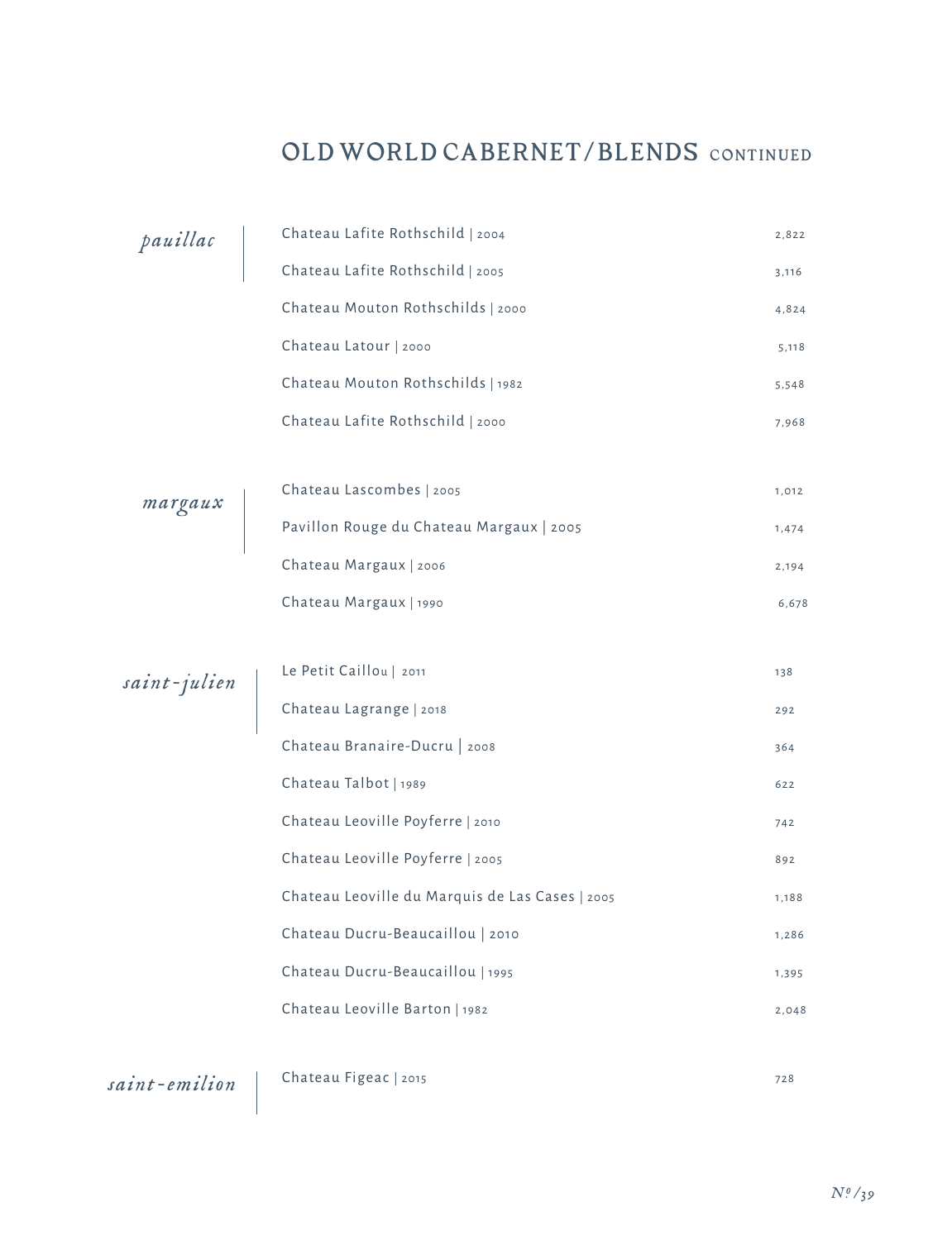# OLD WORLD CABERNET/BLENDS CONTINUED

## *pauillac*

| Wine | Price |
|---|---|
| Chateau Lafite Rothschild \| 2004 | 2,822 |
| Chateau Lafite Rothschild \| 2005 | 3,116 |
| Chateau Mouton Rothschilds \| 2000 | 4,824 |
| Chateau Latour \| 2000 | 5,118 |
| Chateau Mouton Rothschilds \| 1982 | 5,548 |
| Chateau Lafite Rothschild \| 2000 | 7,968 |

## *margaux*

| Wine | Price |
|---|---|
| Chateau Lascombes \| 2005 | 1,012 |
| Pavillon Rouge du Chateau Margaux \| 2005 | 1,474 |
| Chateau Margaux \| 2006 | 2,194 |
| Chateau Margaux \| 1990 | 6,678 |

## *saint-julien*

| Wine | Price |
|---|---|
| Le Petit Caillou \| 2011 | 138 |
| Chateau Lagrange \| 2018 | 292 |
| Chateau Branaire-Ducru \| 2008 | 364 |
| Chateau Talbot \| 1989 | 622 |
| Chateau Leoville Poyferre \| 2010 | 742 |
| Chateau Leoville Poyferre \| 2005 | 892 |
| Chateau Leoville du Marquis de Las Cases \| 2005 | 1,188 |
| Chateau Ducru-Beaucaillou \| 2010 | 1,286 |
| Chateau Ducru-Beaucaillou \| 1995 | 1,395 |
| Chateau Leoville Barton \| 1982 | 2,048 |

## *saint-emilion*

| Wine | Price |
|---|---|
| Chateau Figeac \| 2015 | 728 |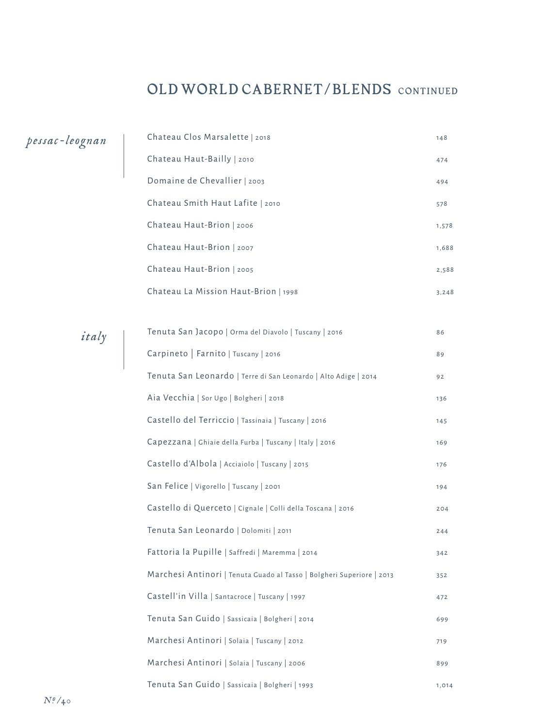# OLD WORLD CABERNET / BLENDS CONTINUED

## *pessac-leognan*

| Wine | Price |
|---|---|
| Chateau Clos Marsalette \| 2018 | 148 |
| Chateau Haut-Bailly \| 2010 | 474 |
| Domaine de Chevallier \| 2003 | 494 |
| Chateau Smith Haut Lafite \| 2010 | 578 |
| Chateau Haut-Brion \| 2006 | 1,578 |
| Chateau Haut-Brion \| 2007 | 1,688 |
| Chateau Haut-Brion \| 2005 | 2,588 |
| Chateau La Mission Haut-Brion \| 1998 | 3,248 |

## *italy*

| Wine | Price |
|---|---|
| Tenuta San Jacopo \| Orma del Diavolo \| Tuscany \| 2016 | 86 |
| Carpineto \| Farnito \| Tuscany \| 2016 | 89 |
| Tenuta San Leonardo \| Terre di San Leonardo \| Alto Adige \| 2014 | 92 |
| Aia Vecchia \| Sor Ugo \| Bolgheri \| 2018 | 136 |
| Castello del Terriccio \| Tassinaia \| Tuscany \| 2016 | 145 |
| Capezzana \| Ghiaie della Furba \| Tuscany \| Italy \| 2016 | 169 |
| Castello d'Albola \| Acciaiolo \| Tuscany \| 2015 | 176 |
| San Felice \| Vigorello \| Tuscany \| 2001 | 194 |
| Castello di Querceto \| Cignale \| Colli della Toscana \| 2016 | 204 |
| Tenuta San Leonardo \| Dolomiti \| 2011 | 244 |
| Fattoria la Pupille \| Saffredi \| Maremma \| 2014 | 342 |
| Marchesi Antinori \| Tenuta Guado al Tasso \| Bolgheri Superiore \| 2013 | 352 |
| Castell'in Villa \| Santacroce \| Tuscany \| 1997 | 472 |
| Tenuta San Guido \| Sassicaia \| Bolgheri \| 2014 | 699 |
| Marchesi Antinori \| Solaia \| Tuscany \| 2012 | 719 |
| Marchesi Antinori \| Solaia \| Tuscany \| 2006 | 899 |
| Tenuta San Guido \| Sassicaia \| Bolgheri \| 1993 | 1,014 |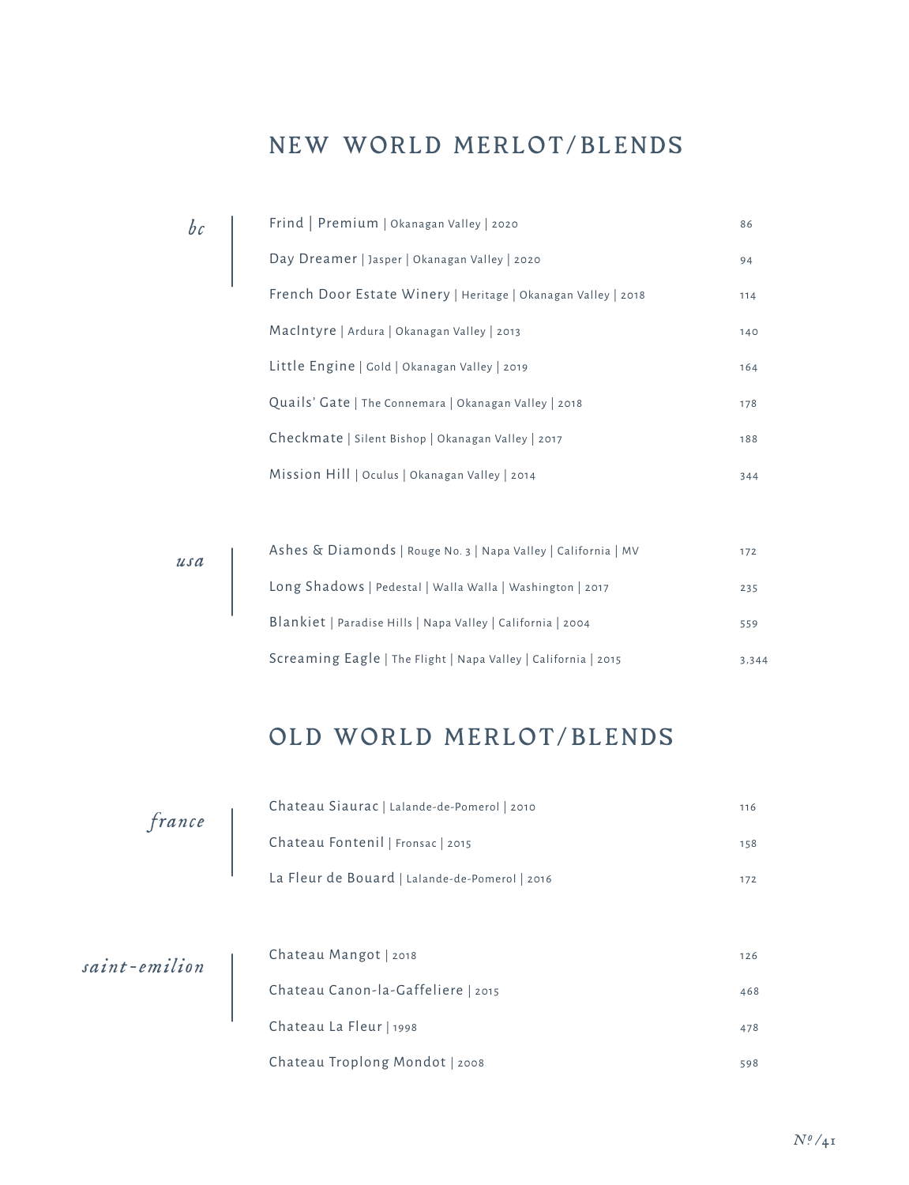## NEW WORLD MERLOT/BLENDS

### *bc*

| Wine | Price |
|---|---|
| Frind \| Premium \| Okanagan Valley \| 2020 | 86 |
| Day Dreamer \| Jasper \| Okanagan Valley \| 2020 | 94 |
| French Door Estate Winery \| Heritage \| Okanagan Valley \| 2018 | 114 |
| MacIntyre \| Ardura \| Okanagan Valley \| 2013 | 140 |
| Little Engine \| Gold \| Okanagan Valley \| 2019 | 164 |
| Quails' Gate \| The Connemara \| Okanagan Valley \| 2018 | 178 |
| Checkmate \| Silent Bishop \| Okanagan Valley \| 2017 | 188 |
| Mission Hill \| Oculus \| Okanagan Valley \| 2014 | 344 |

### *usa*

| Wine | Price |
|---|---|
| Ashes & Diamonds \| Rouge No. 3 \| Napa Valley \| California \| MV | 172 |
| Long Shadows \| Pedestal \| Walla Walla \| Washington \| 2017 | 235 |
| Blankiet \| Paradise Hills \| Napa Valley \| California \| 2004 | 559 |
| Screaming Eagle \| The Flight \| Napa Valley \| California \| 2015 | 3,344 |

## OLD WORLD MERLOT/BLENDS

### *france*

| Wine | Price |
|---|---|
| Chateau Siaurac \| Lalande-de-Pomerol \| 2010 | 116 |
| Chateau Fontenil \| Fronsac \| 2015 | 158 |
| La Fleur de Bouard \| Lalande-de-Pomerol \| 2016 | 172 |

### *saint-emilion*

| Wine | Price |
|---|---|
| Chateau Mangot \| 2018 | 126 |
| Chateau Canon-la-Gaffeliere \| 2015 | 468 |
| Chateau La Fleur \| 1998 | 478 |
| Chateau Troplong Mondot \| 2008 | 598 |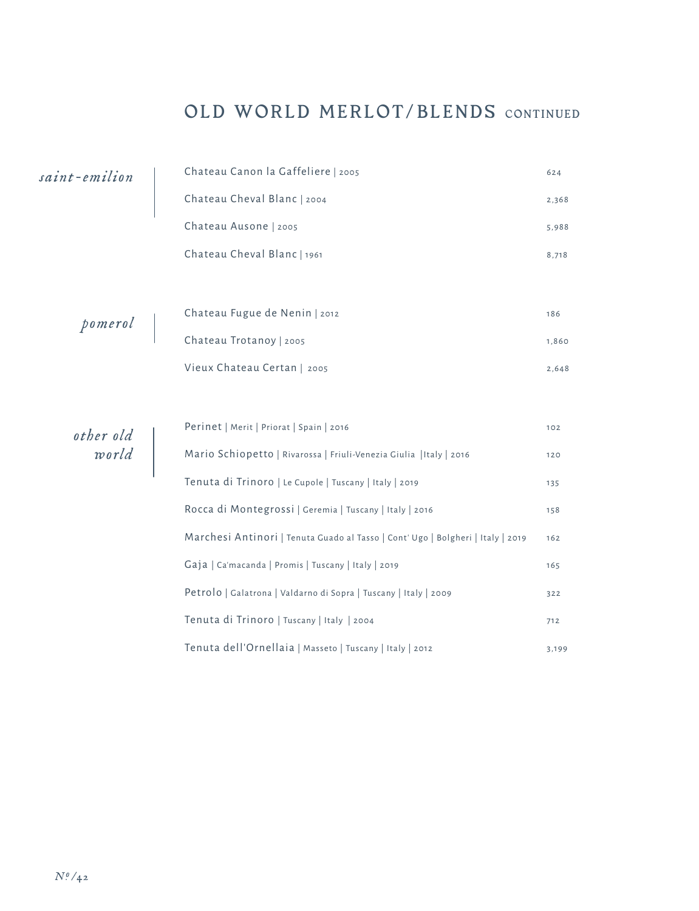# OLD WORLD MERLOT/BLENDS CONTINUED

## *saint-emilion*

| Wine | Price |
|---|---|
| Chateau Canon la Gaffeliere \| 2005 | 624 |
| Chateau Cheval Blanc \| 2004 | 2,368 |
| Chateau Ausone \| 2005 | 5,988 |
| Chateau Cheval Blanc \| 1961 | 8,718 |

## *pomerol*

| Wine | Price |
|---|---|
| Chateau Fugue de Nenin \| 2012 | 186 |
| Chateau Trotanoy \| 2005 | 1,860 |
| Vieux Chateau Certan \| 2005 | 2,648 |

## *other old world*

| Wine | Price |
|---|---|
| Perinet \| Merit \| Priorat \| Spain \| 2016 | 102 |
| Mario Schiopetto \| Rivarossa \| Friuli-Venezia Giulia \|Italy \| 2016 | 120 |
| Tenuta di Trinoro \| Le Cupole \| Tuscany \| Italy \| 2019 | 135 |
| Rocca di Montegrossi \| Geremia \| Tuscany \| Italy \| 2016 | 158 |
| Marchesi Antinori \| Tenuta Guado al Tasso \| Cont' Ugo \| Bolgheri \| Italy \| 2019 | 162 |
| Gaja \| Ca'macanda \| Promis \| Tuscany \| Italy \| 2019 | 165 |
| Petrolo \| Galatrona \| Valdarno di Sopra \| Tuscany \| Italy \| 2009 | 322 |
| Tenuta di Trinoro \| Tuscany \| Italy \| 2004 | 712 |
| Tenuta dell'Ornellaia \| Masseto \| Tuscany \| Italy \| 2012 | 3,199 |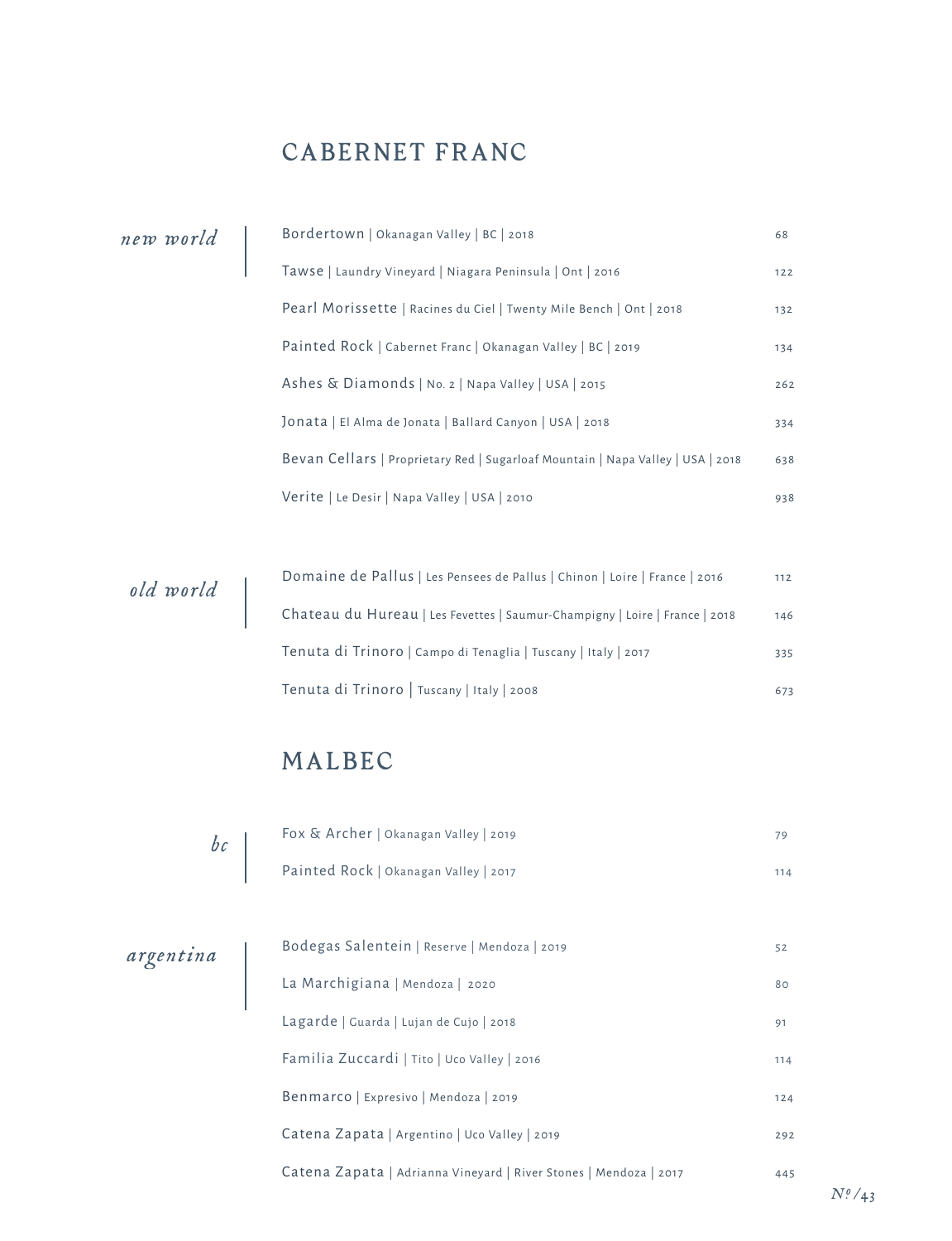## CABERNET FRANC

*new world*

| Wine | Price |
|---|---|
| Bordertown \| Okanagan Valley \| BC \| 2018 | 68 |
| Tawse \| Laundry Vineyard \| Niagara Peninsula \| Ont \| 2016 | 122 |
| Pearl Morissette \| Racines du Ciel \| Twenty Mile Bench \| Ont \| 2018 | 132 |
| Painted Rock \| Cabernet Franc \| Okanagan Valley \| BC \| 2019 | 134 |
| Ashes & Diamonds \| No. 2 \| Napa Valley \| USA \| 2015 | 262 |
| Jonata \| El Alma de Jonata \| Ballard Canyon \| USA \| 2018 | 334 |
| Bevan Cellars \| Proprietary Red \| Sugarloaf Mountain \| Napa Valley \| USA \| 2018 | 638 |
| Verite \| Le Desir \| Napa Valley \| USA \| 2010 | 938 |

*old world*

| Wine | Price |
|---|---|
| Domaine de Pallus \| Les Pensees de Pallus \| Chinon \| Loire \| France \| 2016 | 112 |
| Chateau du Hureau \| Les Fevettes \| Saumur-Champigny \| Loire \| France \| 2018 | 146 |
| Tenuta di Trinoro \| Campo di Tenaglia \| Tuscany \| Italy \| 2017 | 335 |
| Tenuta di Trinoro \| Tuscany \| Italy \| 2008 | 673 |

## MALBEC

*bc*

| Wine | Price |
|---|---|
| Fox & Archer \| Okanagan Valley \| 2019 | 79 |
| Painted Rock \| Okanagan Valley \| 2017 | 114 |

*argentina*

| Wine | Price |
|---|---|
| Bodegas Salentein \| Reserve \| Mendoza \| 2019 | 52 |
| La Marchigiana \| Mendoza \| 2020 | 80 |
| Lagarde \| Guarda \| Lujan de Cujo \| 2018 | 91 |
| Familia Zuccardi \| Tito \| Uco Valley \| 2016 | 114 |
| Benmarco \| Expresivo \| Mendoza \| 2019 | 124 |
| Catena Zapata \| Argentino \| Uco Valley \| 2019 | 292 |
| Catena Zapata \| Adrianna Vineyard \| River Stones \| Mendoza \| 2017 | 445 |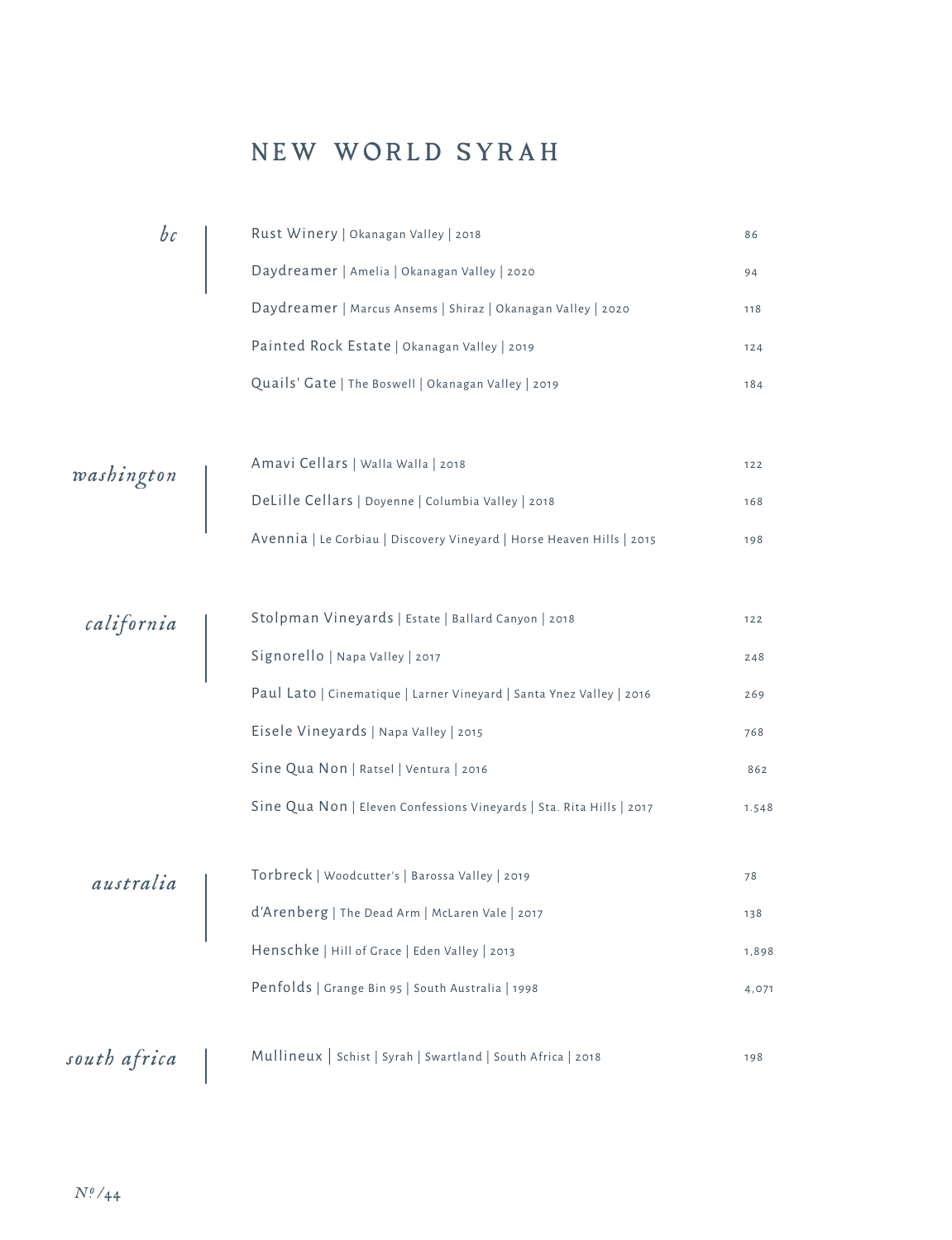# NEW WORLD SYRAH

## *bc*

Rust Winery | Okanagan Valley | 2018 — 86

Daydreamer | Amelia | Okanagan Valley | 2020 — 94

Daydreamer | Marcus Ansems | Shiraz | Okanagan Valley | 2020 — 118

Painted Rock Estate | Okanagan Valley | 2019 — 124

Quails' Gate | The Boswell | Okanagan Valley | 2019 — 184

## *washington*

Amavi Cellars | Walla Walla | 2018 — 122

DeLille Cellars | Doyenne | Columbia Valley | 2018 — 168

Avennia | Le Corbiau | Discovery Vineyard | Horse Heaven Hills | 2015 — 198

## *california*

Stolpman Vineyards | Estate | Ballard Canyon | 2018 — 122

Signorello | Napa Valley | 2017 — 248

Paul Lato | Cinematique | Larner Vineyard | Santa Ynez Valley | 2016 — 269

Eisele Vineyards | Napa Valley | 2015 — 768

Sine Qua Non | Ratsel | Ventura | 2016 — 862

Sine Qua Non | Eleven Confessions Vineyards | Sta. Rita Hills | 2017 — 1.548

## *australia*

Torbreck | Woodcutter's | Barossa Valley | 2019 — 78

d'Arenberg | The Dead Arm | McLaren Vale | 2017 — 138

Henschke | Hill of Grace | Eden Valley | 2013 — 1,898

Penfolds | Grange Bin 95 | South Australia | 1998 — 4,071

## *south africa*

Mullineux | Schist | Syrah | Swartland | South Africa | 2018 — 198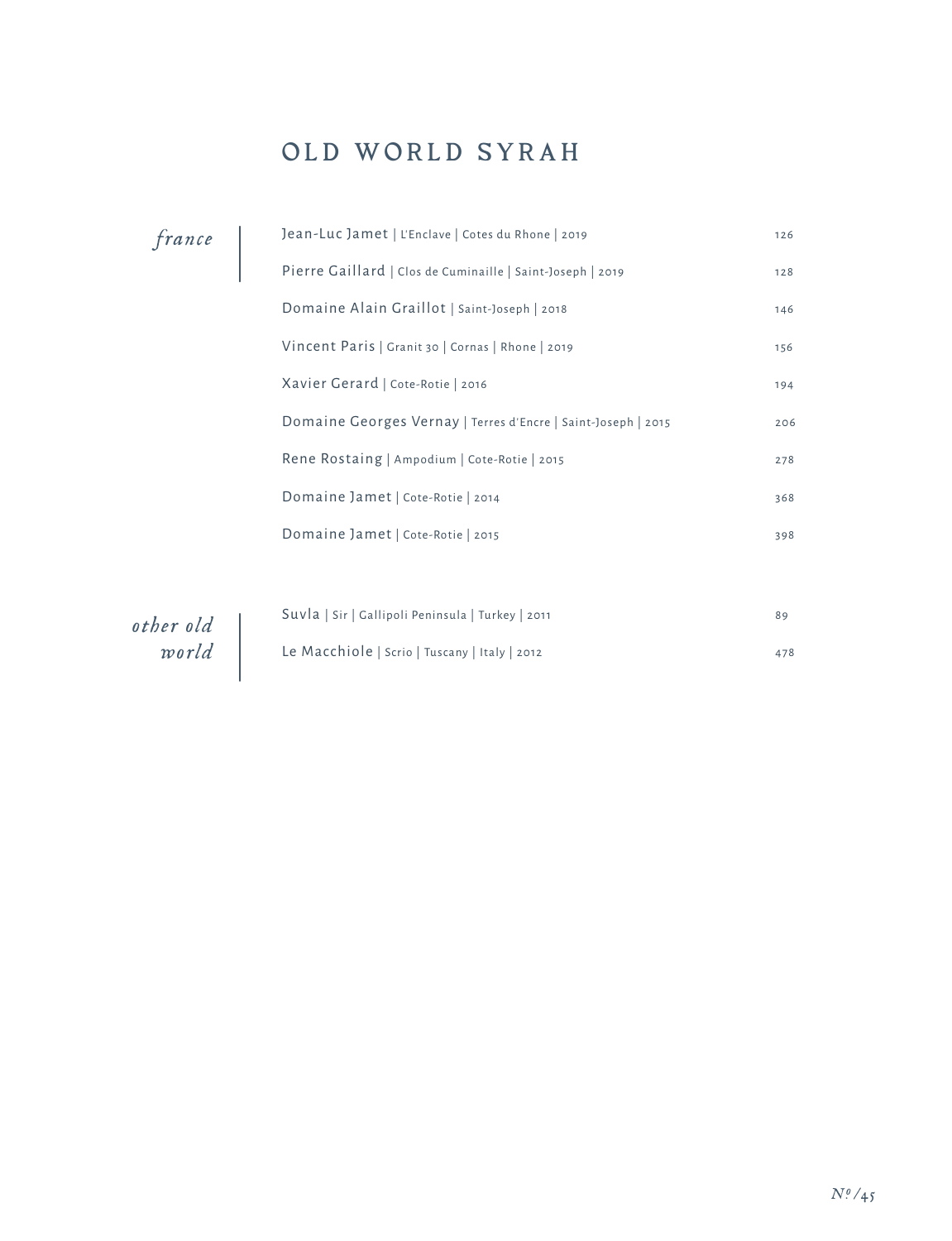# OLD WORLD SYRAH

*france*

| | |
|---|---|
| Jean-Luc Jamet \| L'Enclave \| Cotes du Rhone \| 2019 | 126 |
| Pierre Gaillard \| Clos de Cuminaille \| Saint-Joseph \| 2019 | 128 |
| Domaine Alain Graillot \| Saint-Joseph \| 2018 | 146 |
| Vincent Paris \| Granit 30 \| Cornas \| Rhone \| 2019 | 156 |
| Xavier Gerard \| Cote-Rotie \| 2016 | 194 |
| Domaine Georges Vernay \| Terres d'Encre \| Saint-Joseph \| 2015 | 206 |
| Rene Rostaing \| Ampodium \| Cote-Rotie \| 2015 | 278 |
| Domaine Jamet \| Cote-Rotie \| 2014 | 368 |
| Domaine Jamet \| Cote-Rotie \| 2015 | 398 |

*other old world*

| | |
|---|---|
| Suvla \| Sir \| Gallipoli Peninsula \| Turkey \| 2011 | 89 |
| Le Macchiole \| Scrio \| Tuscany \| Italy \| 2012 | 478 |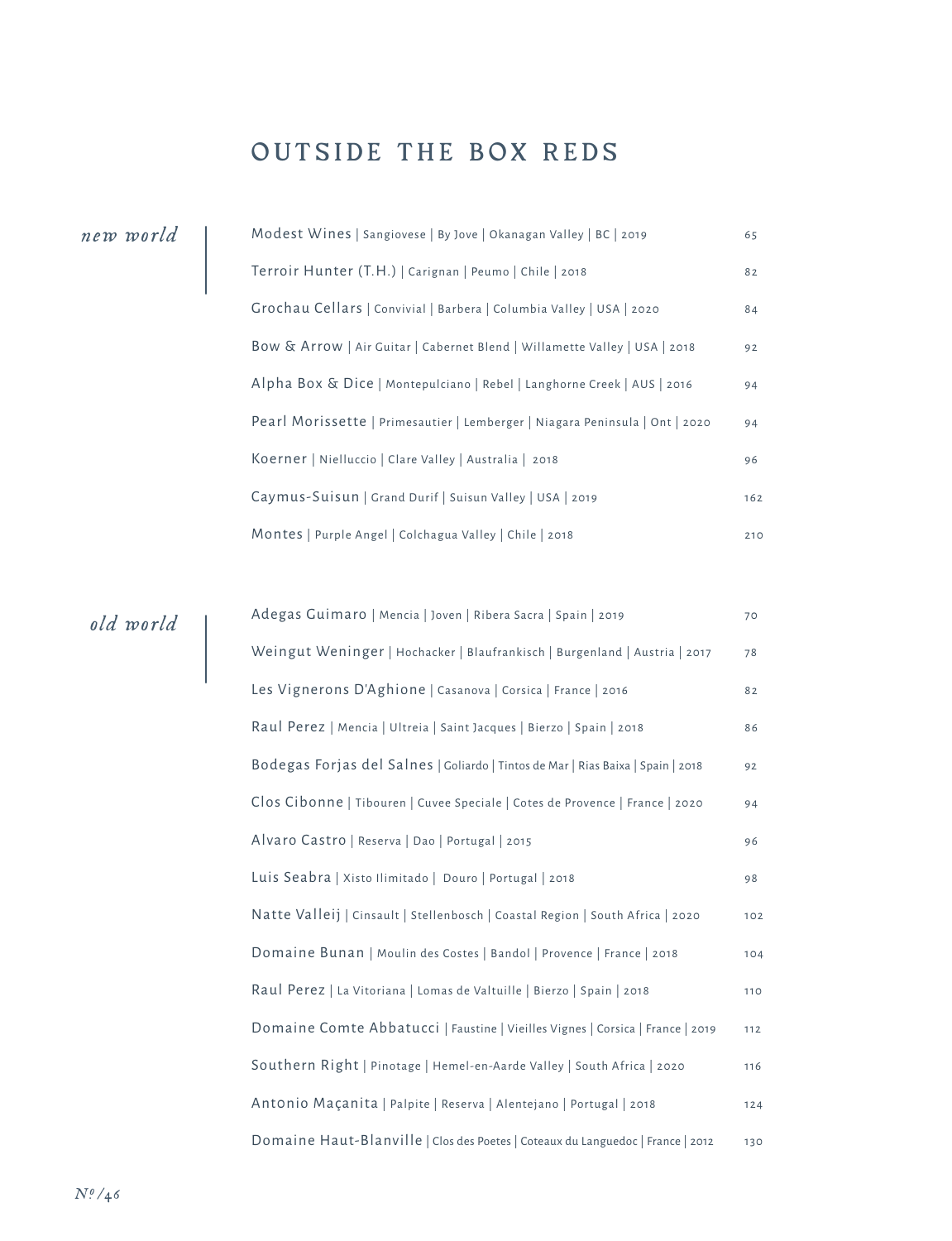# OUTSIDE THE BOX REDS

## *new world*

| Wine | Price |
|---|---|
| Modest Wines \| Sangiovese \| By Jove \| Okanagan Valley \| BC \| 2019 | 65 |
| Terroir Hunter (T.H.) \| Carignan \| Peumo \| Chile \| 2018 | 82 |
| Grochau Cellars \| Convivial \| Barbera \| Columbia Valley \| USA \| 2020 | 84 |
| Bow & Arrow \| Air Guitar \| Cabernet Blend \| Willamette Valley \| USA \| 2018 | 92 |
| Alpha Box & Dice \| Montepulciano \| Rebel \| Langhorne Creek \| AUS \| 2016 | 94 |
| Pearl Morissette \| Primesautier \| Lemberger \| Niagara Peninsula \| Ont \| 2020 | 94 |
| Koerner \| Nielluccio \| Clare Valley \| Australia \| 2018 | 96 |
| Caymus-Suisun \| Grand Durif \| Suisun Valley \| USA \| 2019 | 162 |
| Montes \| Purple Angel \| Colchagua Valley \| Chile \| 2018 | 210 |

## *old world*

| Wine | Price |
|---|---|
| Adegas Guimaro \| Mencia \| Joven \| Ribera Sacra \| Spain \| 2019 | 70 |
| Weingut Weninger \| Hochacker \| Blaufrankisch \| Burgenland \| Austria \| 2017 | 78 |
| Les Vignerons D'Aghione \| Casanova \| Corsica \| France \| 2016 | 82 |
| Raul Perez \| Mencia \| Ultreia \| Saint Jacques \| Bierzo \| Spain \| 2018 | 86 |
| Bodegas Forjas del Salnes \| Goliardo \| Tintos de Mar \| Rias Baixa \| Spain \| 2018 | 92 |
| Clos Cibonne \| Tibouren \| Cuvee Speciale \| Cotes de Provence \| France \| 2020 | 94 |
| Alvaro Castro \| Reserva \| Dao \| Portugal \| 2015 | 96 |
| Luis Seabra \| Xisto Ilimitado \| Douro \| Portugal \| 2018 | 98 |
| Natte Valleij \| Cinsault \| Stellenbosch \| Coastal Region \| South Africa \| 2020 | 102 |
| Domaine Bunan \| Moulin des Costes \| Bandol \| Provence \| France \| 2018 | 104 |
| Raul Perez \| La Vitoriana \| Lomas de Valtuille \| Bierzo \| Spain \| 2018 | 110 |
| Domaine Comte Abbatucci \| Faustine \| Vieilles Vignes \| Corsica \| France \| 2019 | 112 |
| Southern Right \| Pinotage \| Hemel-en-Aarde Valley \| South Africa \| 2020 | 116 |
| Antonio Maçanita \| Palpite \| Reserva \| Alentejano \| Portugal \| 2018 | 124 |
| Domaine Haut-Blanville \| Clos des Poetes \| Coteaux du Languedoc \| France \| 2012 | 130 |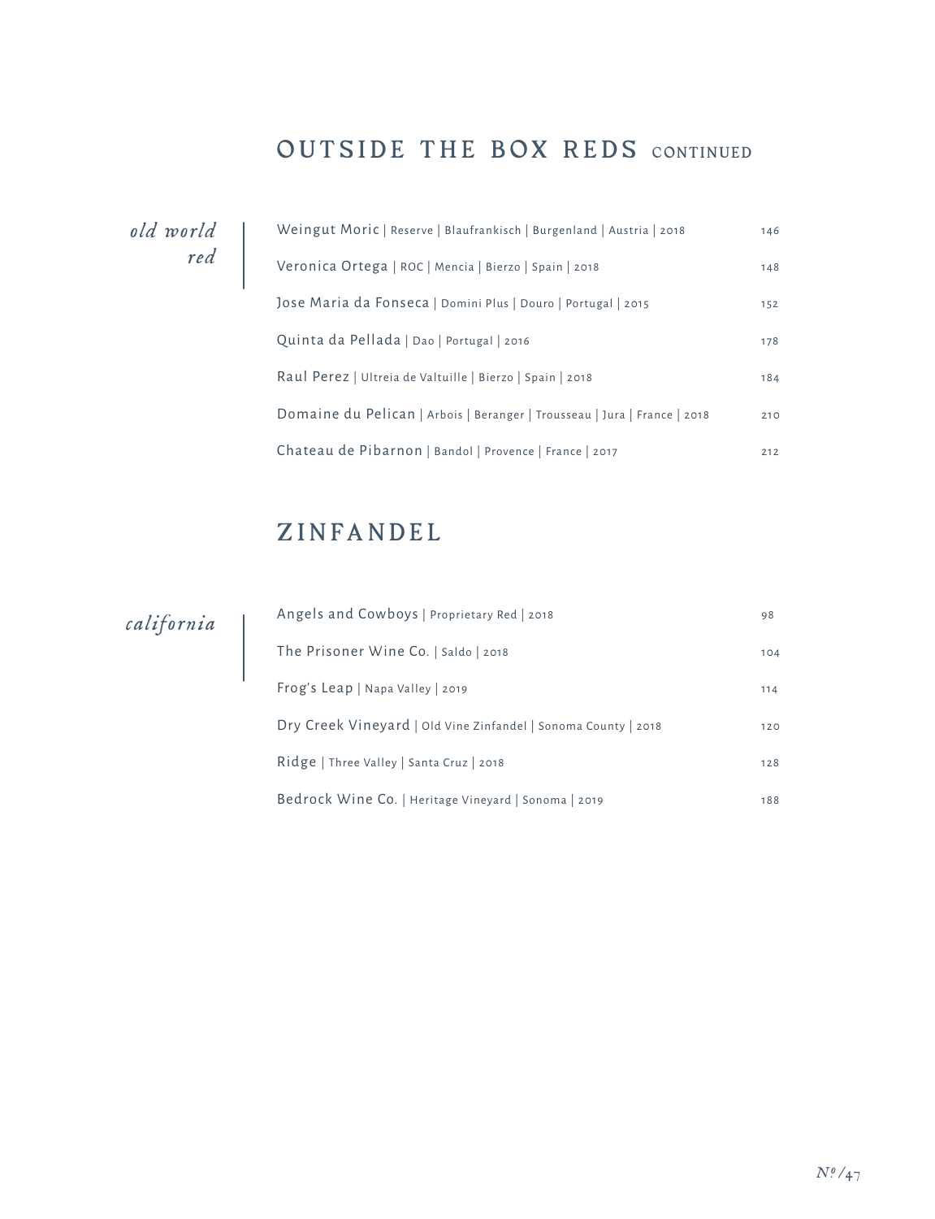## OUTSIDE THE BOX REDS CONTINUED

*old world red*

| Wine | Price |
|---|---|
| Weingut Moric \| Reserve \| Blaufrankisch \| Burgenland \| Austria \| 2018 | 146 |
| Veronica Ortega \| ROC \| Mencia \| Bierzo \| Spain \| 2018 | 148 |
| Jose Maria da Fonseca \| Domini Plus \| Douro \| Portugal \| 2015 | 152 |
| Quinta da Pellada \| Dao \| Portugal \| 2016 | 178 |
| Raul Perez \| Ultreia de Valtuille \| Bierzo \| Spain \| 2018 | 184 |
| Domaine du Pelican \| Arbois \| Beranger \| Trousseau \| Jura \| France \| 2018 | 210 |
| Chateau de Pibarnon \| Bandol \| Provence \| France \| 2017 | 212 |

## ZINFANDEL

*california*

| Wine | Price |
|---|---|
| Angels and Cowboys \| Proprietary Red \| 2018 | 98 |
| The Prisoner Wine Co. \| Saldo \| 2018 | 104 |
| Frog's Leap \| Napa Valley \| 2019 | 114 |
| Dry Creek Vineyard \| Old Vine Zinfandel \| Sonoma County \| 2018 | 120 |
| Ridge \| Three Valley \| Santa Cruz \| 2018 | 128 |
| Bedrock Wine Co. \| Heritage Vineyard \| Sonoma \| 2019 | 188 |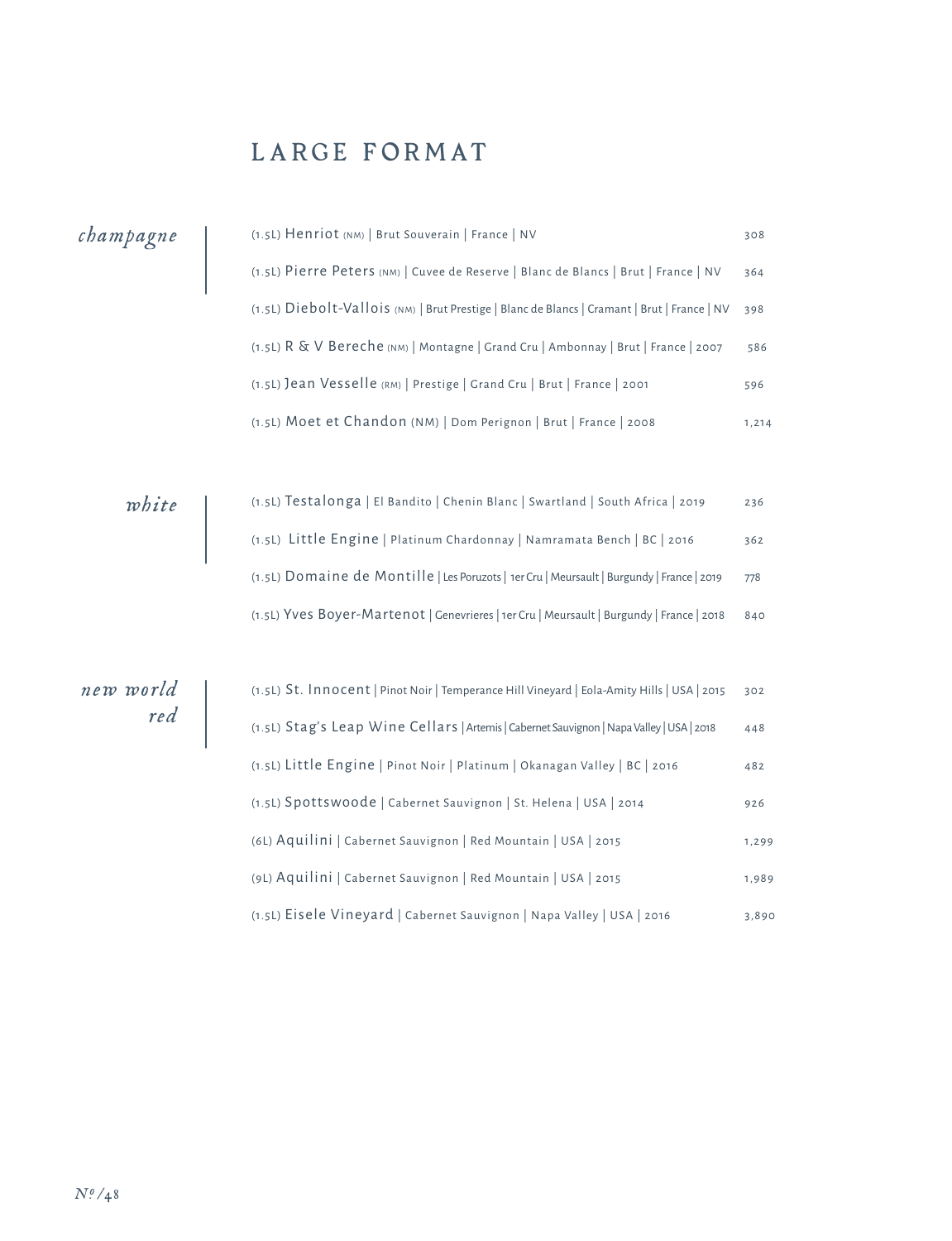# LARGE FORMAT

## *champagne*

| Wine | Price |
|---|---|
| (1.5L) Henriot (NM) \| Brut Souverain \| France \| NV | 308 |
| (1.5L) Pierre Peters (NM) \| Cuvee de Reserve \| Blanc de Blancs \| Brut \| France \| NV | 364 |
| (1.5L) Diebolt-Vallois (NM) \| Brut Prestige \| Blanc de Blancs \| Cramant \| Brut \| France \| NV | 398 |
| (1.5L) R & V Bereche (NM) \| Montagne \| Grand Cru \| Ambonnay \| Brut \| France \| 2007 | 586 |
| (1.5L) Jean Vesselle (RM) \| Prestige \| Grand Cru \| Brut \| France \| 2001 | 596 |
| (1.5L) Moet et Chandon (NM) \| Dom Perignon \| Brut \| France \| 2008 | 1,214 |

## *white*

| Wine | Price |
|---|---|
| (1.5L) Testalonga \| El Bandito \| Chenin Blanc \| Swartland \| South Africa \| 2019 | 236 |
| (1.5L) Little Engine \| Platinum Chardonnay \| Namramata Bench \| BC \| 2016 | 362 |
| (1.5L) Domaine de Montille \| Les Poruzots \| 1er Cru \| Meursault \| Burgundy \| France \| 2019 | 778 |
| (1.5L) Yves Boyer-Martenot \| Genevrieres \| 1er Cru \| Meursault \| Burgundy \| France \| 2018 | 840 |

## *new world red*

| Wine | Price |
|---|---|
| (1.5L) St. Innocent \| Pinot Noir \| Temperance Hill Vineyard \| Eola-Amity Hills \| USA \| 2015 | 302 |
| (1.5L) Stag's Leap Wine Cellars \| Artemis \| Cabernet Sauvignon \| Napa Valley \| USA \| 2018 | 448 |
| (1.5L) Little Engine \| Pinot Noir \| Platinum \| Okanagan Valley \| BC \| 2016 | 482 |
| (1.5L) Spottswoode \| Cabernet Sauvignon \| St. Helena \| USA \| 2014 | 926 |
| (6L) Aquilini \| Cabernet Sauvignon \| Red Mountain \| USA \| 2015 | 1,299 |
| (9L) Aquilini \| Cabernet Sauvignon \| Red Mountain \| USA \| 2015 | 1,989 |
| (1.5L) Eisele Vineyard \| Cabernet Sauvignon \| Napa Valley \| USA \| 2016 | 3,890 |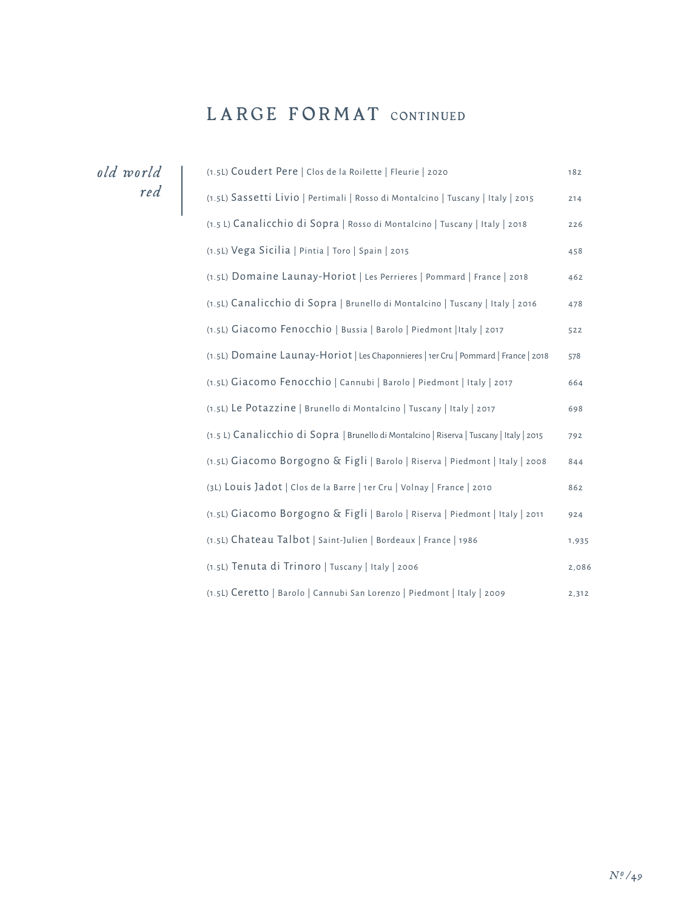# LARGE FORMAT CONTINUED

## *old world red*

| Wine | Price |
|---|---|
| (1.5L) Coudert Pere \| Clos de la Roilette \| Fleurie \| 2020 | 182 |
| (1.5L) Sassetti Livio \| Pertimali \| Rosso di Montalcino \| Tuscany \| Italy \| 2015 | 214 |
| (1.5 L) Canalicchio di Sopra \| Rosso di Montalcino \| Tuscany \| Italy \| 2018 | 226 |
| (1.5L) Vega Sicilia \| Pintia \| Toro \| Spain \| 2015 | 458 |
| (1.5L) Domaine Launay-Horiot \| Les Perrieres \| Pommard \| France \| 2018 | 462 |
| (1.5L) Canalicchio di Sopra \| Brunello di Montalcino \| Tuscany \| Italy \| 2016 | 478 |
| (1.5L) Giacomo Fenocchio \| Bussia \| Barolo \| Piedmont \|Italy \| 2017 | 522 |
| (1.5L) Domaine Launay-Horiot \| Les Chaponnieres \| 1er Cru \| Pommard \| France \| 2018 | 578 |
| (1.5L) Giacomo Fenocchio \| Cannubi \| Barolo \| Piedmont \| Italy \| 2017 | 664 |
| (1.5L) Le Potazzine \| Brunello di Montalcino \| Tuscany \| Italy \| 2017 | 698 |
| (1.5 L) Canalicchio di Sopra \| Brunello di Montalcino \| Riserva \| Tuscany \| Italy \| 2015 | 792 |
| (1.5L) Giacomo Borgogno & Figli \| Barolo \| Riserva \| Piedmont \| Italy \| 2008 | 844 |
| (3L) Louis Jadot \| Clos de la Barre \| 1er Cru \| Volnay \| France \| 2010 | 862 |
| (1.5L) Giacomo Borgogno & Figli \| Barolo \| Riserva \| Piedmont \| Italy \| 2011 | 924 |
| (1.5L) Chateau Talbot \| Saint-Julien \| Bordeaux \| France \| 1986 | 1,935 |
| (1.5L) Tenuta di Trinoro \| Tuscany \| Italy \| 2006 | 2,086 |
| (1.5L) Ceretto \| Barolo \| Cannubi San Lorenzo \| Piedmont \| Italy \| 2009 | 2,312 |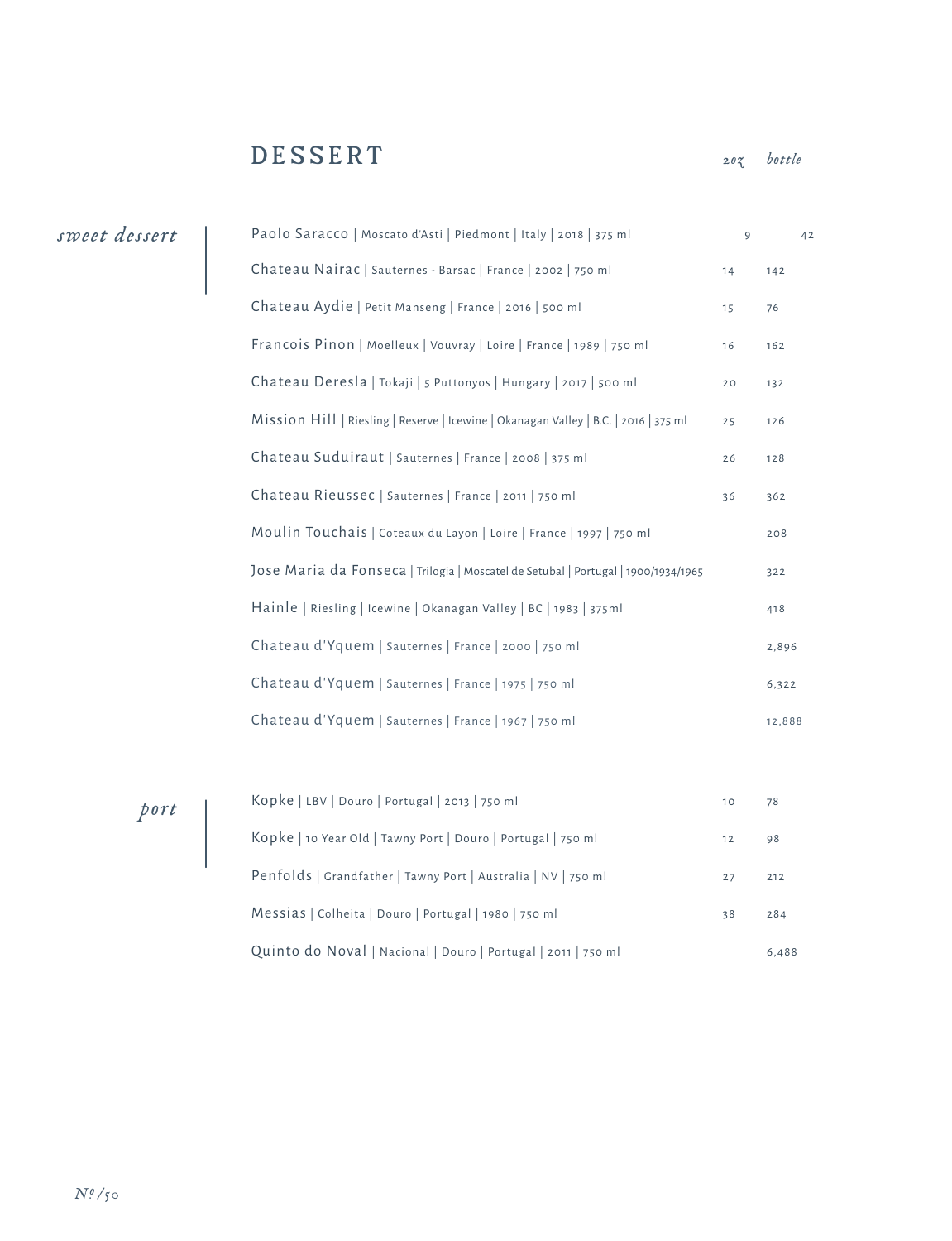# DESSERT

## sweet dessert

| | 2oz | bottle |
|---|---|---|
| Paolo Saracco \| Moscato d'Asti \| Piedmont \| Italy \| 2018 \| 375 ml | 9 | 42 |
| Chateau Nairac \| Sauternes - Barsac \| France \| 2002 \| 750 ml | 14 | 142 |
| Chateau Aydie \| Petit Manseng \| France \| 2016 \| 500 ml | 15 | 76 |
| Francois Pinon \| Moelleux \| Vouvray \| Loire \| France \| 1989 \| 750 ml | 16 | 162 |
| Chateau Deresla \| Tokaji \| 5 Puttonyos \| Hungary \| 2017 \| 500 ml | 20 | 132 |
| Mission Hill \| Riesling \| Reserve \| Icewine \| Okanagan Valley \| B.C. \| 2016 \| 375 ml | 25 | 126 |
| Chateau Suduiraut \| Sauternes \| France \| 2008 \| 375 ml | 26 | 128 |
| Chateau Rieussec \| Sauternes \| France \| 2011 \| 750 ml | 36 | 362 |
| Moulin Touchais \| Coteaux du Layon \| Loire \| France \| 1997 \| 750 ml | | 208 |
| Jose Maria da Fonseca \| Trilogia \| Moscatel de Setubal \| Portugal \| 1900/1934/1965 | | 322 |
| Hainle \| Riesling \| Icewine \| Okanagan Valley \| BC \| 1983 \| 375ml | | 418 |
| Chateau d'Yquem \| Sauternes \| France \| 2000 \| 750 ml | | 2,896 |
| Chateau d'Yquem \| Sauternes \| France \| 1975 \| 750 ml | | 6,322 |
| Chateau d'Yquem \| Sauternes \| France \| 1967 \| 750 ml | | 12,888 |

## port

| | 2oz | bottle |
|---|---|---|
| Kopke \| LBV \| Douro \| Portugal \| 2013 \| 750 ml | 10 | 78 |
| Kopke \| 10 Year Old \| Tawny Port \| Douro \| Portugal \| 750 ml | 12 | 98 |
| Penfolds \| Grandfather \| Tawny Port \| Australia \| NV \| 750 ml | 27 | 212 |
| Messias \| Colheita \| Douro \| Portugal \| 1980 \| 750 ml | 38 | 284 |
| Quinto do Noval \| Nacional \| Douro \| Portugal \| 2011 \| 750 ml | | 6,488 |